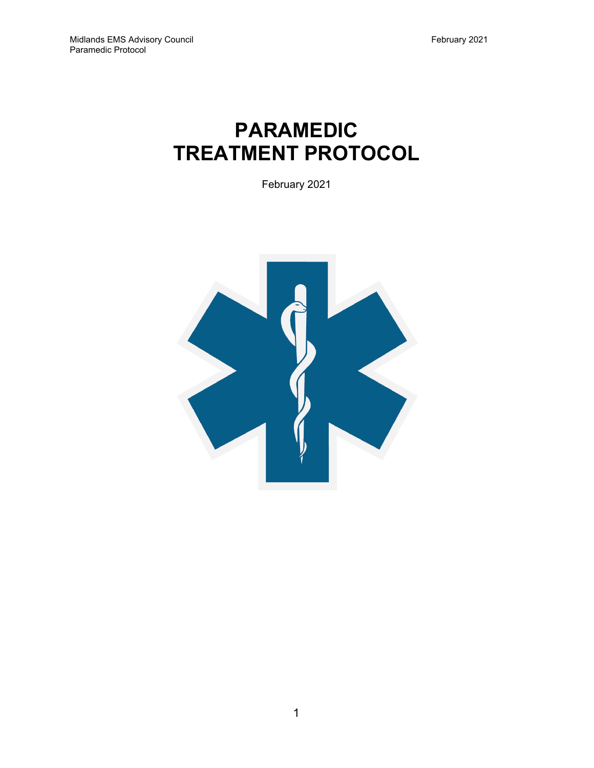# PARAMEDIC TREATMENT PROTOCOL

February 2021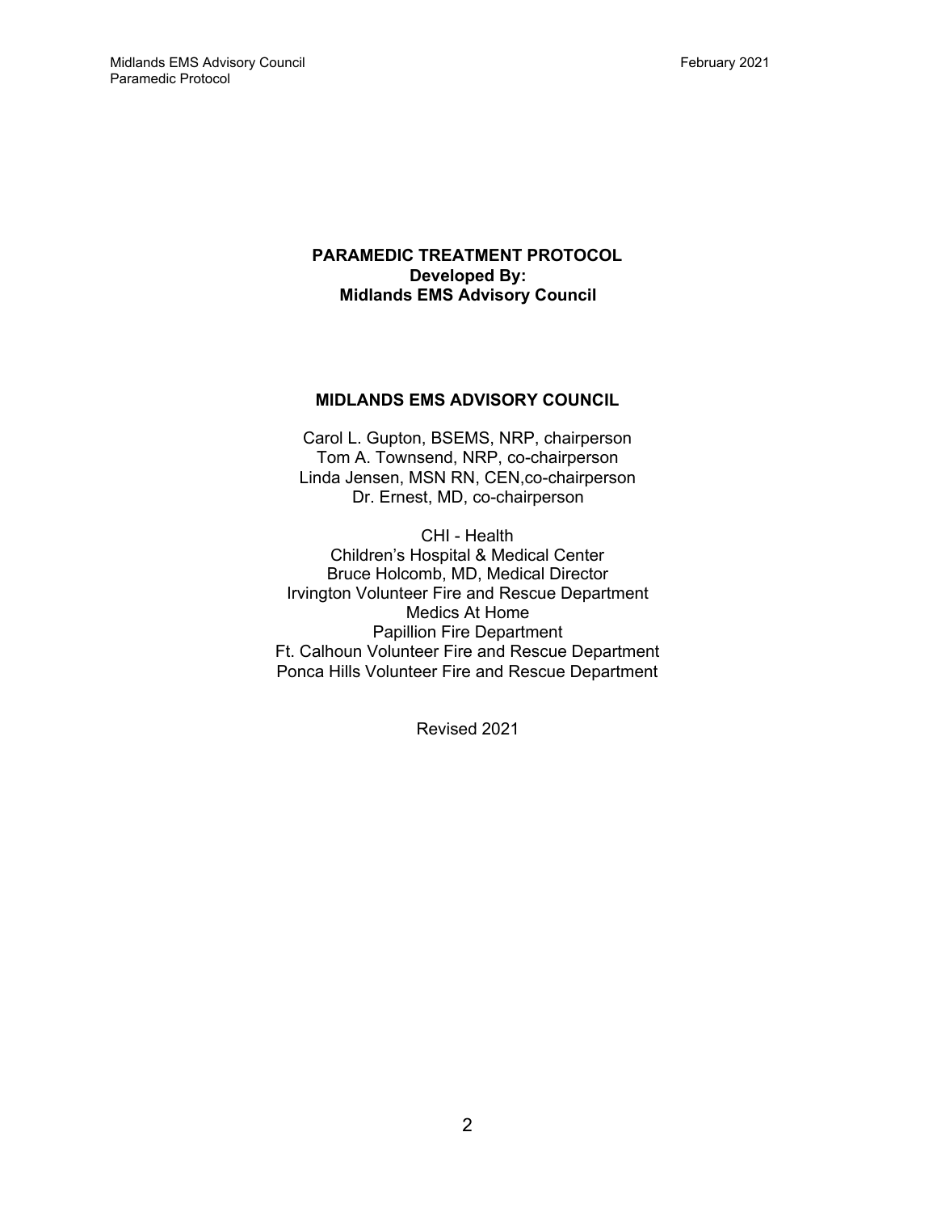**PARAMEDIC TREATMENT PROTOCOL**
**Developed By:**
**Midlands EMS Advisory Council**

**MIDLANDS EMS ADVISORY COUNCIL**

Carol L. Gupton, BSEMS, NRP, chairperson
Tom A. Townsend, NRP, co-chairperson
Linda Jensen, MSN RN, CEN,co-chairperson
Dr. Ernest, MD, co-chairperson

CHI - Health
Children's Hospital & Medical Center
Bruce Holcomb, MD, Medical Director
Irvington Volunteer Fire and Rescue Department
Medics At Home
Papillion Fire Department
Ft. Calhoun Volunteer Fire and Rescue Department
Ponca Hills Volunteer Fire and Rescue Department

Revised 2021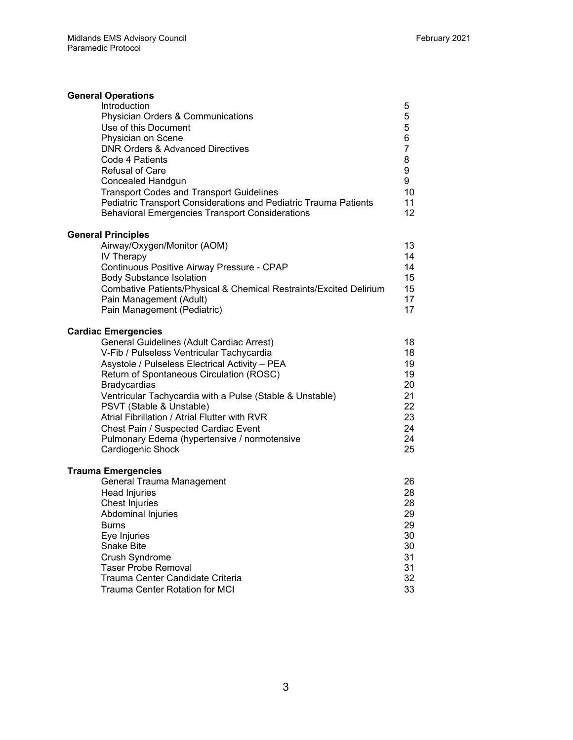## General Operations

| | |
|---|---|
| Introduction | 5 |
| Physician Orders & Communications | 5 |
| Use of this Document | 5 |
| Physician on Scene | 6 |
| DNR Orders & Advanced Directives | 7 |
| Code 4 Patients | 8 |
| Refusal of Care | 9 |
| Concealed Handgun | 9 |
| Transport Codes and Transport Guidelines | 10 |
| Pediatric Transport Considerations and Pediatric Trauma Patients | 11 |
| Behavioral Emergencies Transport Considerations | 12 |

## General Principles

| | |
|---|---|
| Airway/Oxygen/Monitor (AOM) | 13 |
| IV Therapy | 14 |
| Continuous Positive Airway Pressure - CPAP | 14 |
| Body Substance Isolation | 15 |
| Combative Patients/Physical & Chemical Restraints/Excited Delirium | 15 |
| Pain Management (Adult) | 17 |
| Pain Management (Pediatric) | 17 |

## Cardiac Emergencies

| | |
|---|---|
| General Guidelines (Adult Cardiac Arrest) | 18 |
| V-Fib / Pulseless Ventricular Tachycardia | 18 |
| Asystole / Pulseless Electrical Activity – PEA | 19 |
| Return of Spontaneous Circulation (ROSC) | 19 |
| Bradycardias | 20 |
| Ventricular Tachycardia with a Pulse (Stable & Unstable) | 21 |
| PSVT (Stable & Unstable) | 22 |
| Atrial Fibrillation / Atrial Flutter with RVR | 23 |
| Chest Pain / Suspected Cardiac Event | 24 |
| Pulmonary Edema (hypertensive / normotensive | 24 |
| Cardiogenic Shock | 25 |

## Trauma Emergencies

| | |
|---|---|
| General Trauma Management | 26 |
| Head Injuries | 28 |
| Chest Injuries | 28 |
| Abdominal Injuries | 29 |
| Burns | 29 |
| Eye Injuries | 30 |
| Snake Bite | 30 |
| Crush Syndrome | 31 |
| Taser Probe Removal | 31 |
| Trauma Center Candidate Criteria | 32 |
| Trauma Center Rotation for MCI | 33 |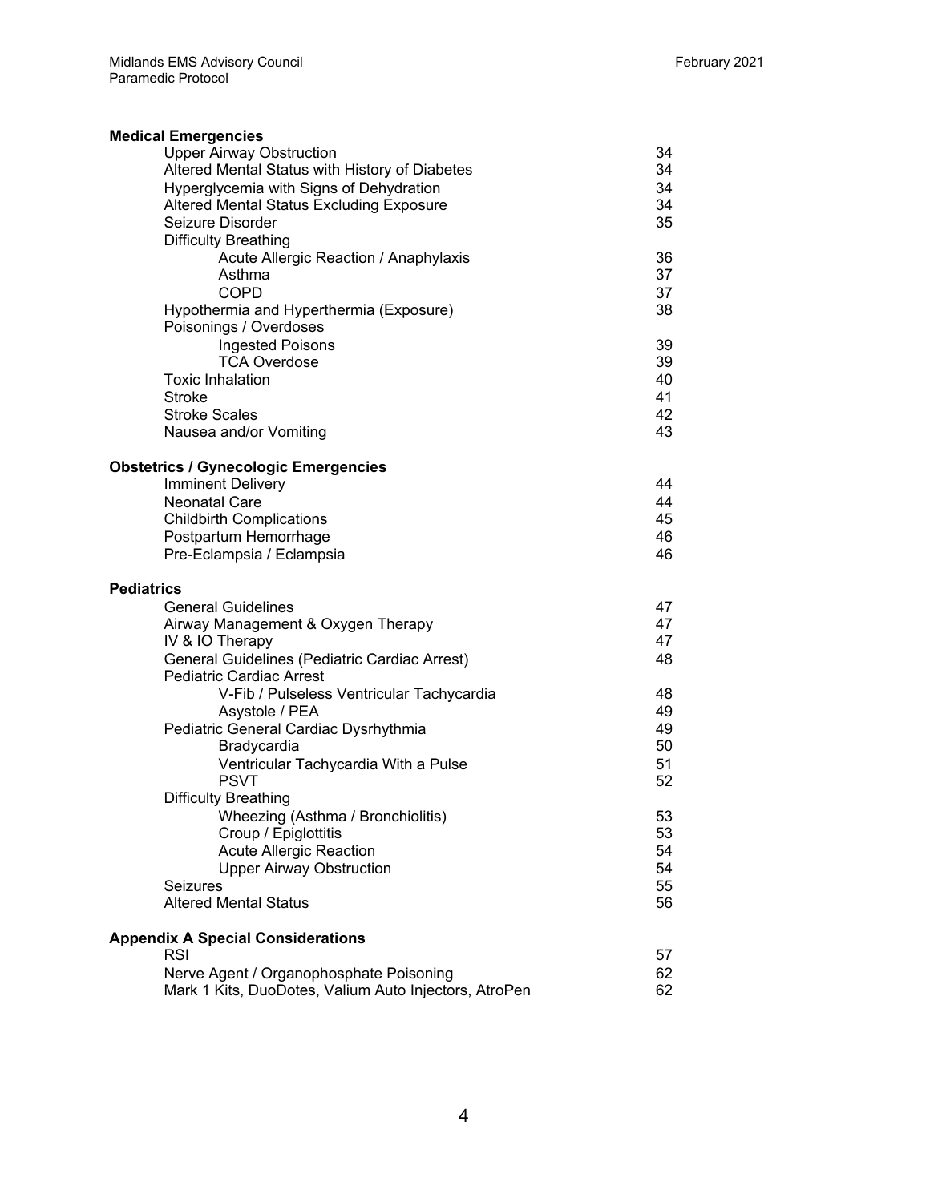**Medical Emergencies**

| | |
|---|---|
| Upper Airway Obstruction | 34 |
| Altered Mental Status with History of Diabetes | 34 |
| Hyperglycemia with Signs of Dehydration | 34 |
| Altered Mental Status Excluding Exposure | 34 |
| Seizure Disorder | 35 |
| Difficulty Breathing | |
| Acute Allergic Reaction / Anaphylaxis | 36 |
| Asthma | 37 |
| COPD | 37 |
| Hypothermia and Hyperthermia (Exposure) | 38 |
| Poisonings / Overdoses | |
| Ingested Poisons | 39 |
| TCA Overdose | 39 |
| Toxic Inhalation | 40 |
| Stroke | 41 |
| Stroke Scales | 42 |
| Nausea and/or Vomiting | 43 |

**Obstetrics / Gynecologic Emergencies**

| | |
|---|---|
| Imminent Delivery | 44 |
| Neonatal Care | 44 |
| Childbirth Complications | 45 |
| Postpartum Hemorrhage | 46 |
| Pre-Eclampsia / Eclampsia | 46 |

**Pediatrics**

| | |
|---|---|
| General Guidelines | 47 |
| Airway Management & Oxygen Therapy | 47 |
| IV & IO Therapy | 47 |
| General Guidelines (Pediatric Cardiac Arrest) | 48 |
| Pediatric Cardiac Arrest | |
| V-Fib / Pulseless Ventricular Tachycardia | 48 |
| Asystole / PEA | 49 |
| Pediatric General Cardiac Dysrhythmia | 49 |
| Bradycardia | 50 |
| Ventricular Tachycardia With a Pulse | 51 |
| PSVT | 52 |
| Difficulty Breathing | |
| Wheezing (Asthma / Bronchiolitis) | 53 |
| Croup / Epiglottitis | 53 |
| Acute Allergic Reaction | 54 |
| Upper Airway Obstruction | 54 |
| Seizures | 55 |
| Altered Mental Status | 56 |

**Appendix A Special Considerations**

| | |
|---|---|
| RSI | 57 |
| Nerve Agent / Organophosphate Poisoning | 62 |
| Mark 1 Kits, DuoDotes, Valium Auto Injectors, AtroPen | 62 |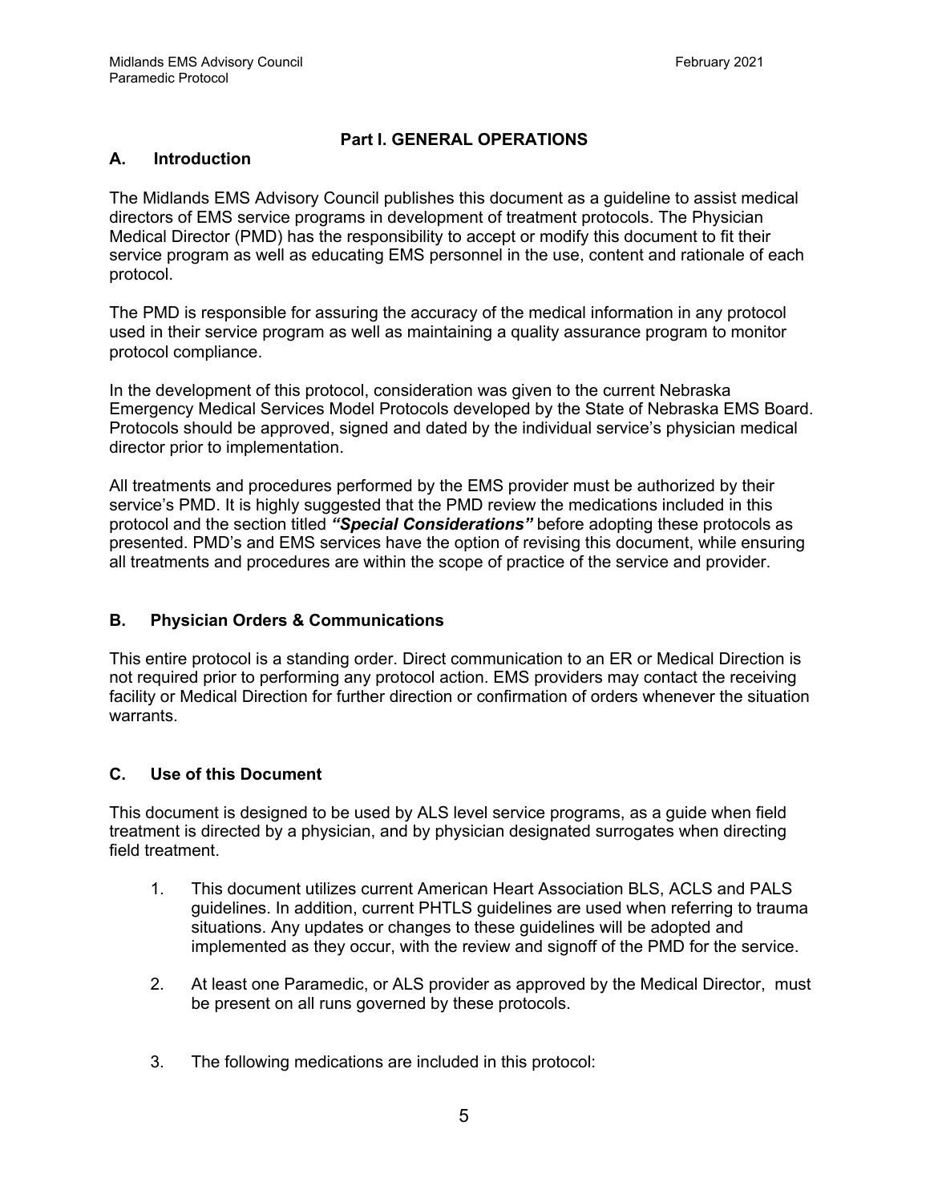# Part I. GENERAL OPERATIONS

## A. Introduction

The Midlands EMS Advisory Council publishes this document as a guideline to assist medical directors of EMS service programs in development of treatment protocols. The Physician Medical Director (PMD) has the responsibility to accept or modify this document to fit their service program as well as educating EMS personnel in the use, content and rationale of each protocol.

The PMD is responsible for assuring the accuracy of the medical information in any protocol used in their service program as well as maintaining a quality assurance program to monitor protocol compliance.

In the development of this protocol, consideration was given to the current Nebraska Emergency Medical Services Model Protocols developed by the State of Nebraska EMS Board. Protocols should be approved, signed and dated by the individual service's physician medical director prior to implementation.

All treatments and procedures performed by the EMS provider must be authorized by their service's PMD. It is highly suggested that the PMD review the medications included in this protocol and the section titled ***"Special Considerations"*** before adopting these protocols as presented. PMD's and EMS services have the option of revising this document, while ensuring all treatments and procedures are within the scope of practice of the service and provider.

## B. Physician Orders & Communications

This entire protocol is a standing order. Direct communication to an ER or Medical Direction is not required prior to performing any protocol action. EMS providers may contact the receiving facility or Medical Direction for further direction or confirmation of orders whenever the situation warrants.

## C. Use of this Document

This document is designed to be used by ALS level service programs, as a guide when field treatment is directed by a physician, and by physician designated surrogates when directing field treatment.

1. This document utilizes current American Heart Association BLS, ACLS and PALS guidelines. In addition, current PHTLS guidelines are used when referring to trauma situations. Any updates or changes to these guidelines will be adopted and implemented as they occur, with the review and signoff of the PMD for the service.

2. At least one Paramedic, or ALS provider as approved by the Medical Director, must be present on all runs governed by these protocols.

3. The following medications are included in this protocol: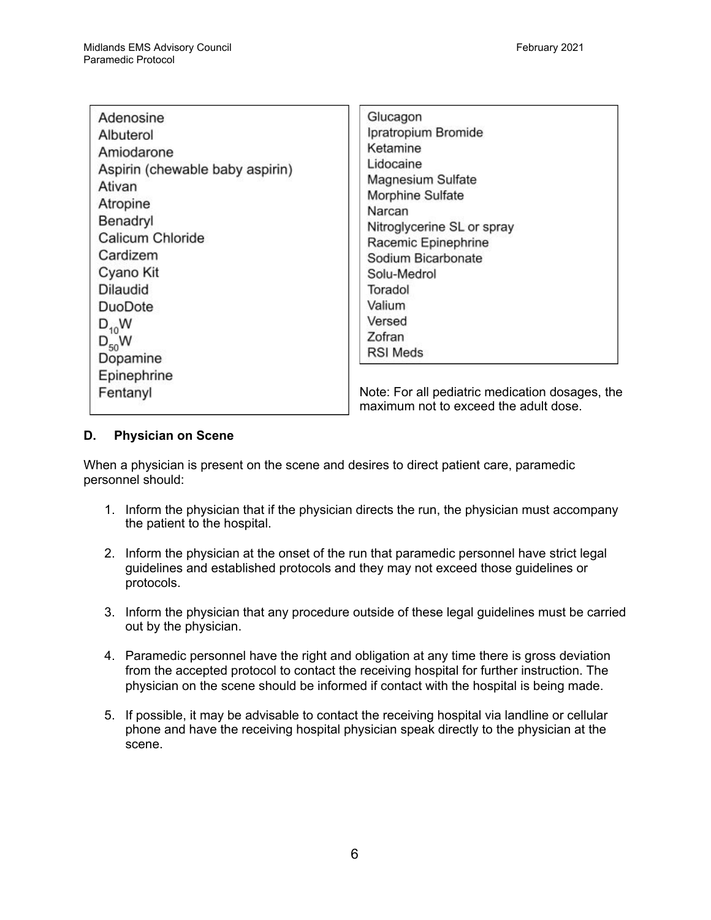| | |
|---|---|
| Adenosine | Glucagon |
| Albuterol | Ipratropium Bromide |
| Amiodarone | Ketamine |
| Aspirin (chewable baby aspirin) | Lidocaine |
| Ativan | Magnesium Sulfate |
| Atropine | Morphine Sulfate |
| Benadryl | Narcan |
| Calicum Chloride | Nitroglycerine SL or spray |
| Cardizem | Racemic Epinephrine |
| Cyano Kit | Sodium Bicarbonate |
| Dilaudid | Solu-Medrol |
| DuoDote | Toradol |
| $D_{10}W$ | Valium |
| $D_{50}W$ | Versed |
| Dopamine | Zofran |
| Epinephrine | RSI Meds |
| Fentanyl | |

Note: For all pediatric medication dosages, the maximum not to exceed the adult dose.

### D. Physician on Scene

When a physician is present on the scene and desires to direct patient care, paramedic personnel should:

1. Inform the physician that if the physician directs the run, the physician must accompany the patient to the hospital.

2. Inform the physician at the onset of the run that paramedic personnel have strict legal guidelines and established protocols and they may not exceed those guidelines or protocols.

3. Inform the physician that any procedure outside of these legal guidelines must be carried out by the physician.

4. Paramedic personnel have the right and obligation at any time there is gross deviation from the accepted protocol to contact the receiving hospital for further instruction. The physician on the scene should be informed if contact with the hospital is being made.

5. If possible, it may be advisable to contact the receiving hospital via landline or cellular phone and have the receiving hospital physician speak directly to the physician at the scene.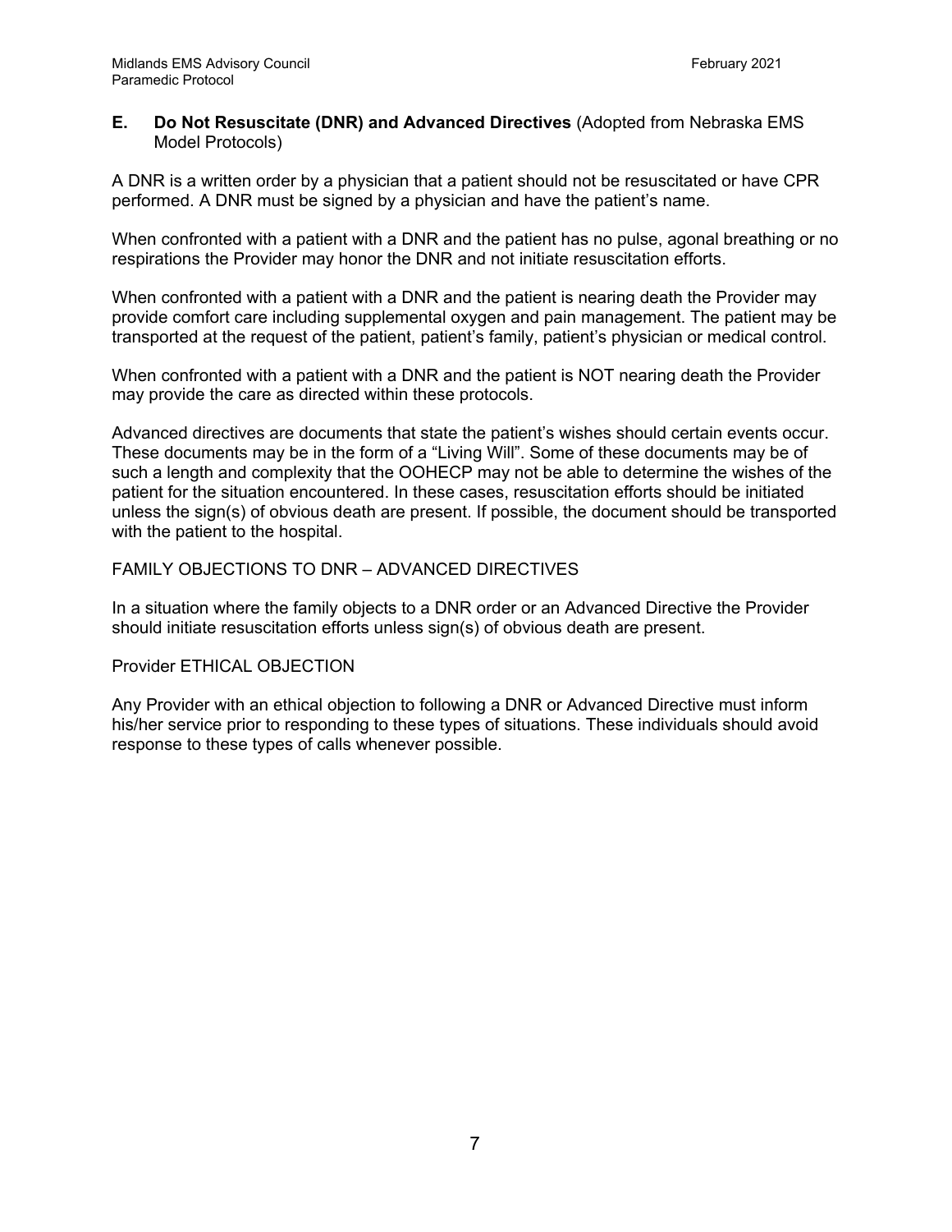## E. Do Not Resuscitate (DNR) and Advanced Directives (Adopted from Nebraska EMS Model Protocols)

A DNR is a written order by a physician that a patient should not be resuscitated or have CPR performed. A DNR must be signed by a physician and have the patient's name.

When confronted with a patient with a DNR and the patient has no pulse, agonal breathing or no respirations the Provider may honor the DNR and not initiate resuscitation efforts.

When confronted with a patient with a DNR and the patient is nearing death the Provider may provide comfort care including supplemental oxygen and pain management. The patient may be transported at the request of the patient, patient's family, patient's physician or medical control.

When confronted with a patient with a DNR and the patient is NOT nearing death the Provider may provide the care as directed within these protocols.

Advanced directives are documents that state the patient's wishes should certain events occur. These documents may be in the form of a "Living Will". Some of these documents may be of such a length and complexity that the OOHECP may not be able to determine the wishes of the patient for the situation encountered. In these cases, resuscitation efforts should be initiated unless the sign(s) of obvious death are present. If possible, the document should be transported with the patient to the hospital.

FAMILY OBJECTIONS TO DNR – ADVANCED DIRECTIVES

In a situation where the family objects to a DNR order or an Advanced Directive the Provider should initiate resuscitation efforts unless sign(s) of obvious death are present.

Provider ETHICAL OBJECTION

Any Provider with an ethical objection to following a DNR or Advanced Directive must inform his/her service prior to responding to these types of situations. These individuals should avoid response to these types of calls whenever possible.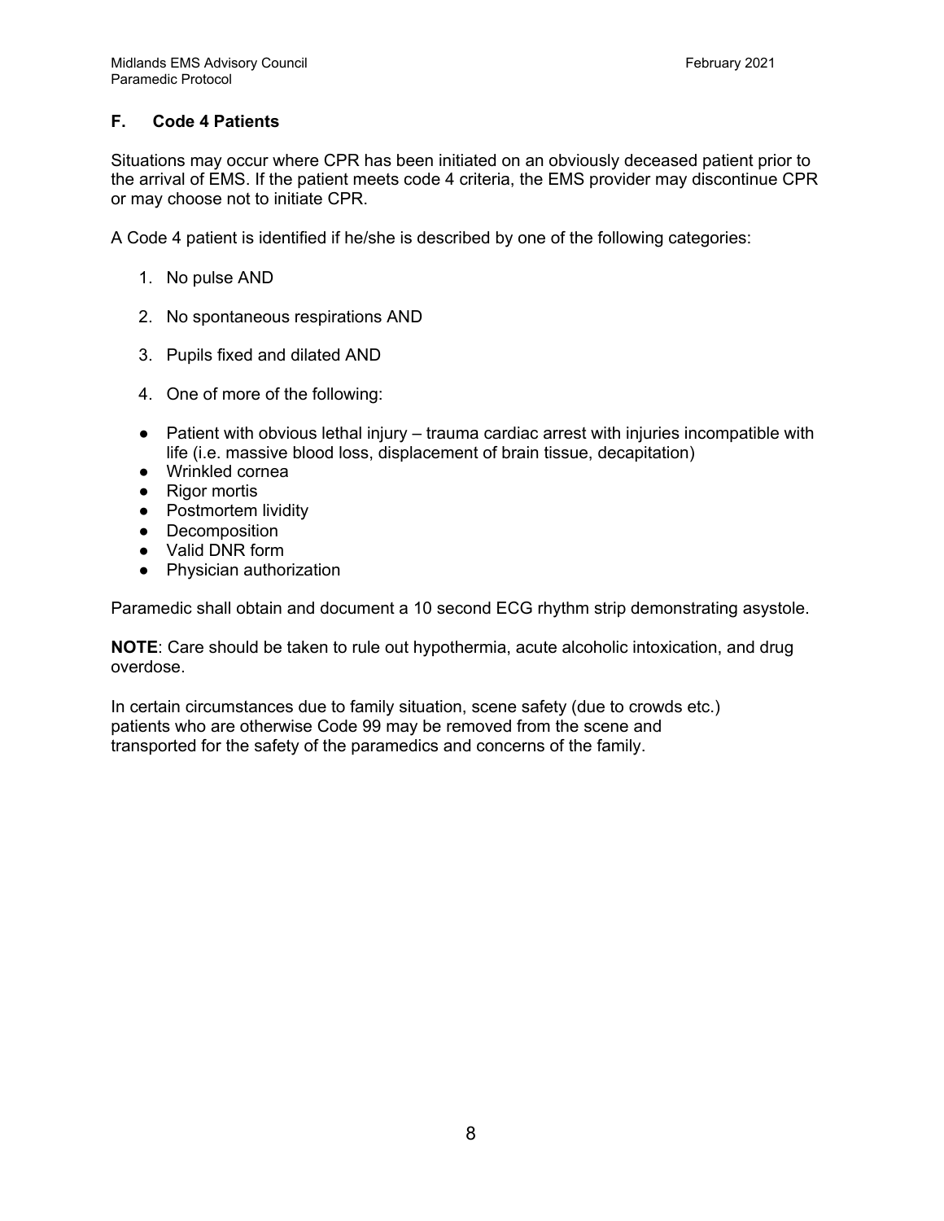### F. Code 4 Patients

Situations may occur where CPR has been initiated on an obviously deceased patient prior to the arrival of EMS. If the patient meets code 4 criteria, the EMS provider may discontinue CPR or may choose not to initiate CPR.

A Code 4 patient is identified if he/she is described by one of the following categories:

1. No pulse AND
2. No spontaneous respirations AND
3. Pupils fixed and dilated AND
4. One of more of the following:

- Patient with obvious lethal injury – trauma cardiac arrest with injuries incompatible with life (i.e. massive blood loss, displacement of brain tissue, decapitation)
- Wrinkled cornea
- Rigor mortis
- Postmortem lividity
- Decomposition
- Valid DNR form
- Physician authorization

Paramedic shall obtain and document a 10 second ECG rhythm strip demonstrating asystole.

**NOTE**: Care should be taken to rule out hypothermia, acute alcoholic intoxication, and drug overdose.

In certain circumstances due to family situation, scene safety (due to crowds etc.) patients who are otherwise Code 99 may be removed from the scene and transported for the safety of the paramedics and concerns of the family.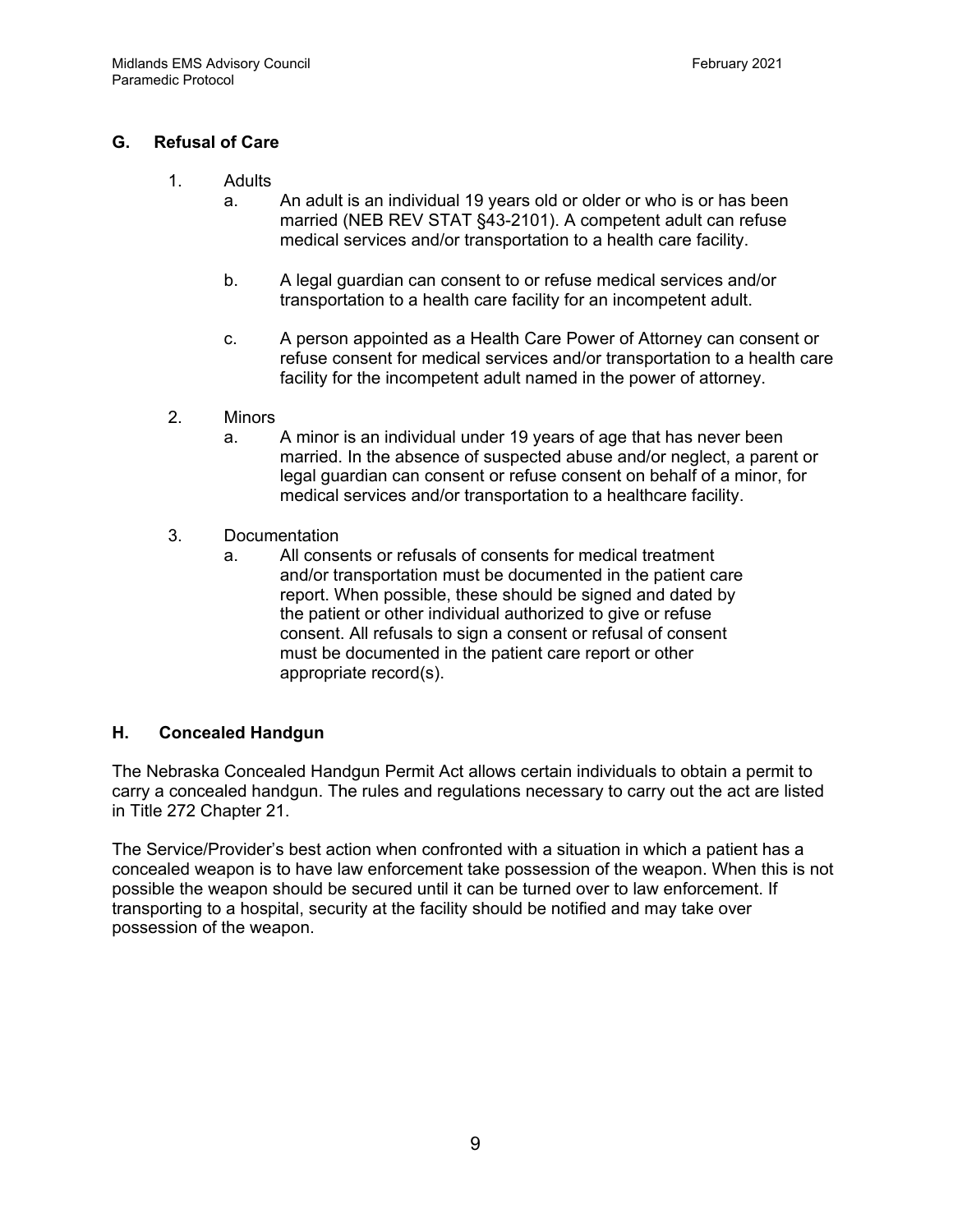## G. Refusal of Care

1. Adults
   a. An adult is an individual 19 years old or older or who is or has been married (NEB REV STAT §43-2101). A competent adult can refuse medical services and/or transportation to a health care facility.

   b. A legal guardian can consent to or refuse medical services and/or transportation to a health care facility for an incompetent adult.

   c. A person appointed as a Health Care Power of Attorney can consent or refuse consent for medical services and/or transportation to a health care facility for the incompetent adult named in the power of attorney.

2. Minors
   a. A minor is an individual under 19 years of age that has never been married. In the absence of suspected abuse and/or neglect, a parent or legal guardian can consent or refuse consent on behalf of a minor, for medical services and/or transportation to a healthcare facility.

3. Documentation
   a. All consents or refusals of consents for medical treatment and/or transportation must be documented in the patient care report. When possible, these should be signed and dated by the patient or other individual authorized to give or refuse consent. All refusals to sign a consent or refusal of consent must be documented in the patient care report or other appropriate record(s).

## H. Concealed Handgun

The Nebraska Concealed Handgun Permit Act allows certain individuals to obtain a permit to carry a concealed handgun. The rules and regulations necessary to carry out the act are listed in Title 272 Chapter 21.

The Service/Provider's best action when confronted with a situation in which a patient has a concealed weapon is to have law enforcement take possession of the weapon. When this is not possible the weapon should be secured until it can be turned over to law enforcement. If transporting to a hospital, security at the facility should be notified and may take over possession of the weapon.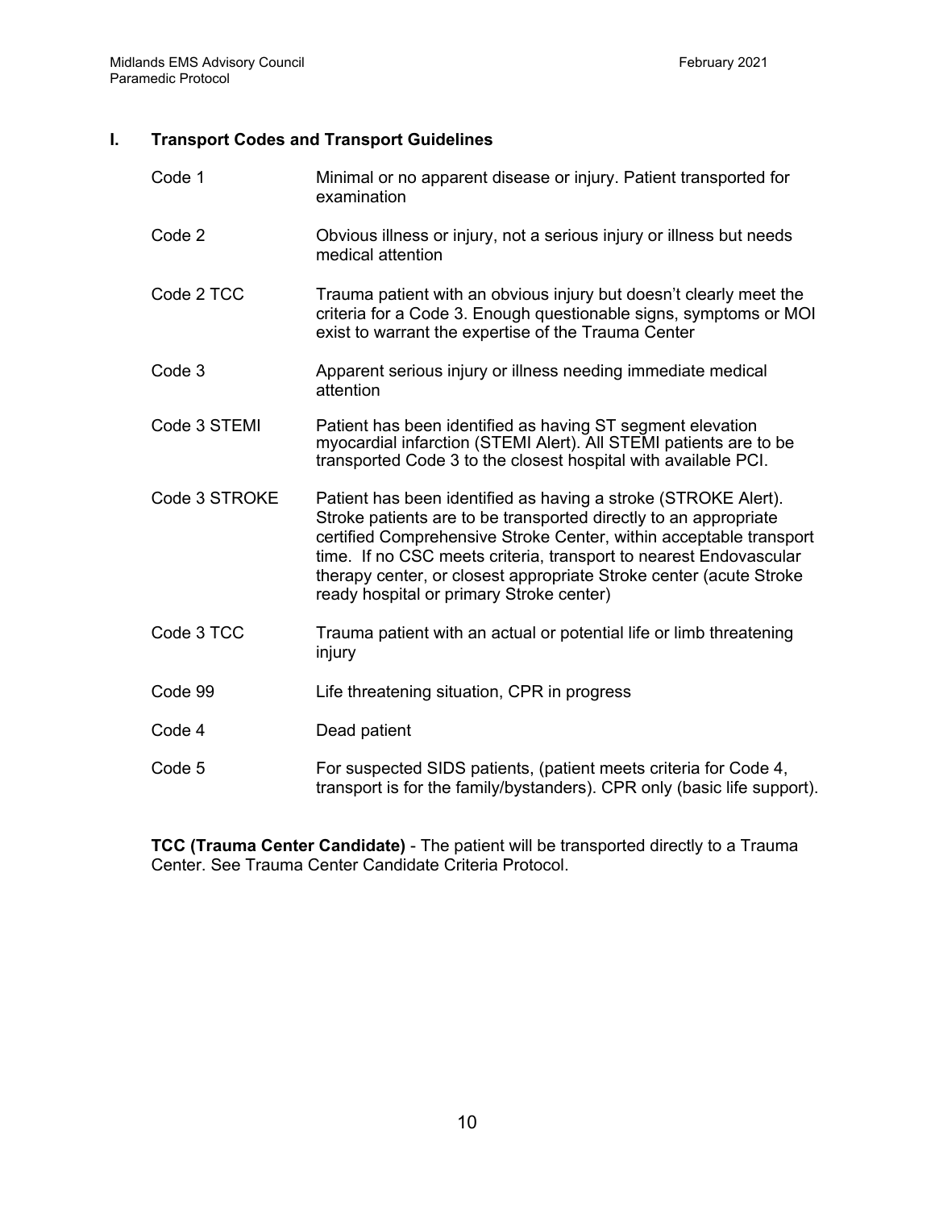## I. Transport Codes and Transport Guidelines

| | |
|---|---|
| Code 1 | Minimal or no apparent disease or injury. Patient transported for examination |
| Code 2 | Obvious illness or injury, not a serious injury or illness but needs medical attention |
| Code 2 TCC | Trauma patient with an obvious injury but doesn't clearly meet the criteria for a Code 3. Enough questionable signs, symptoms or MOI exist to warrant the expertise of the Trauma Center |
| Code 3 | Apparent serious injury or illness needing immediate medical attention |
| Code 3 STEMI | Patient has been identified as having ST segment elevation myocardial infarction (STEMI Alert). All STEMI patients are to be transported Code 3 to the closest hospital with available PCI. |
| Code 3 STROKE | Patient has been identified as having a stroke (STROKE Alert). Stroke patients are to be transported directly to an appropriate certified Comprehensive Stroke Center, within acceptable transport time. If no CSC meets criteria, transport to nearest Endovascular therapy center, or closest appropriate Stroke center (acute Stroke ready hospital or primary Stroke center) |
| Code 3 TCC | Trauma patient with an actual or potential life or limb threatening injury |
| Code 99 | Life threatening situation, CPR in progress |
| Code 4 | Dead patient |
| Code 5 | For suspected SIDS patients, (patient meets criteria for Code 4, transport is for the family/bystanders). CPR only (basic life support). |

**TCC (Trauma Center Candidate)** - The patient will be transported directly to a Trauma Center. See Trauma Center Candidate Criteria Protocol.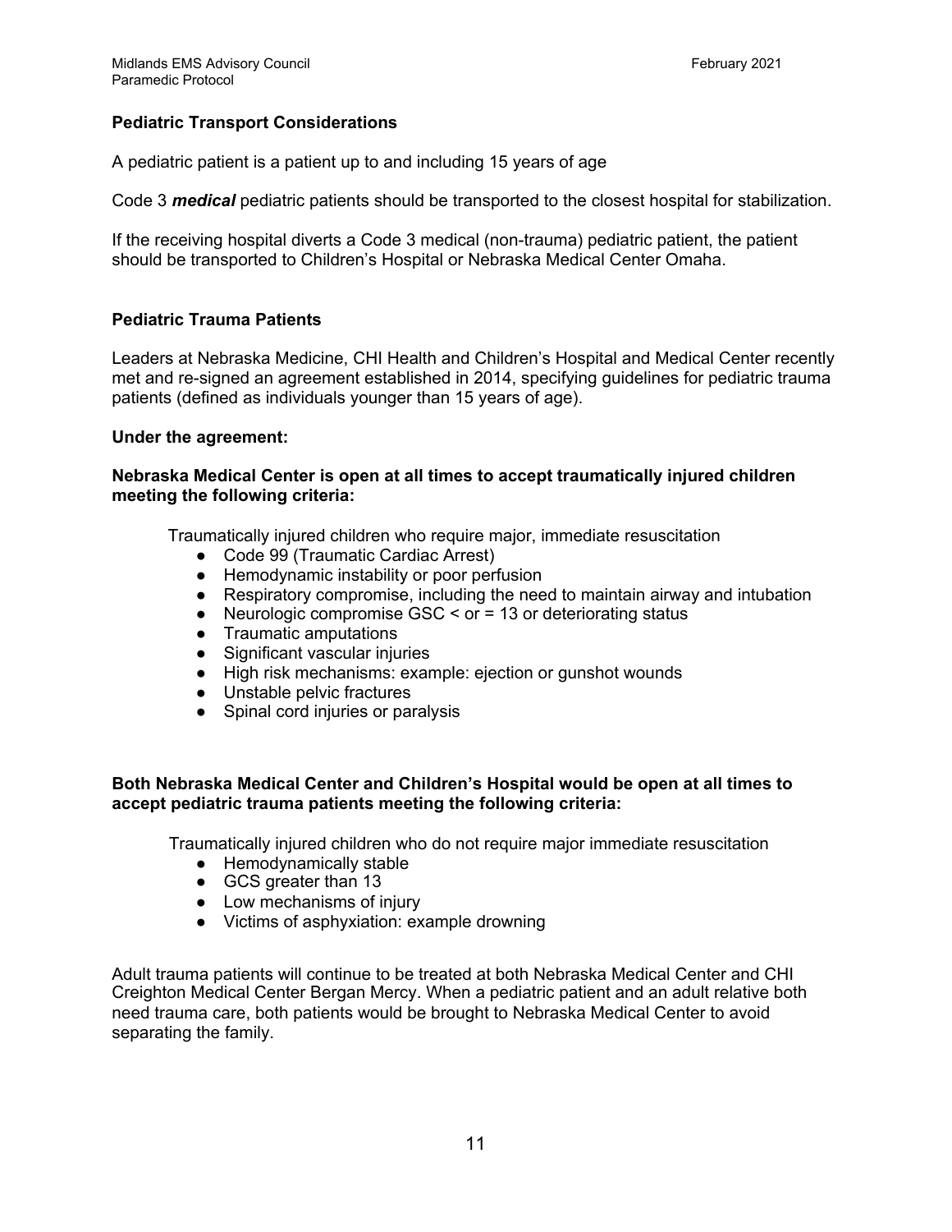## Pediatric Transport Considerations

A pediatric patient is a patient up to and including 15 years of age

Code 3 ***medical*** pediatric patients should be transported to the closest hospital for stabilization.

If the receiving hospital diverts a Code 3 medical (non-trauma) pediatric patient, the patient should be transported to Children's Hospital or Nebraska Medical Center Omaha.

## Pediatric Trauma Patients

Leaders at Nebraska Medicine, CHI Health and Children's Hospital and Medical Center recently met and re-signed an agreement established in 2014, specifying guidelines for pediatric trauma patients (defined as individuals younger than 15 years of age).

**Under the agreement:**

**Nebraska Medical Center is open at all times to accept traumatically injured children meeting the following criteria:**

Traumatically injured children who require major, immediate resuscitation

- Code 99 (Traumatic Cardiac Arrest)
- Hemodynamic instability or poor perfusion
- Respiratory compromise, including the need to maintain airway and intubation
- Neurologic compromise GSC < or = 13 or deteriorating status
- Traumatic amputations
- Significant vascular injuries
- High risk mechanisms: example: ejection or gunshot wounds
- Unstable pelvic fractures
- Spinal cord injuries or paralysis

**Both Nebraska Medical Center and Children's Hospital would be open at all times to accept pediatric trauma patients meeting the following criteria:**

Traumatically injured children who do not require major immediate resuscitation

- Hemodynamically stable
- GCS greater than 13
- Low mechanisms of injury
- Victims of asphyxiation: example drowning

Adult trauma patients will continue to be treated at both Nebraska Medical Center and CHI Creighton Medical Center Bergan Mercy. When a pediatric patient and an adult relative both need trauma care, both patients would be brought to Nebraska Medical Center to avoid separating the family.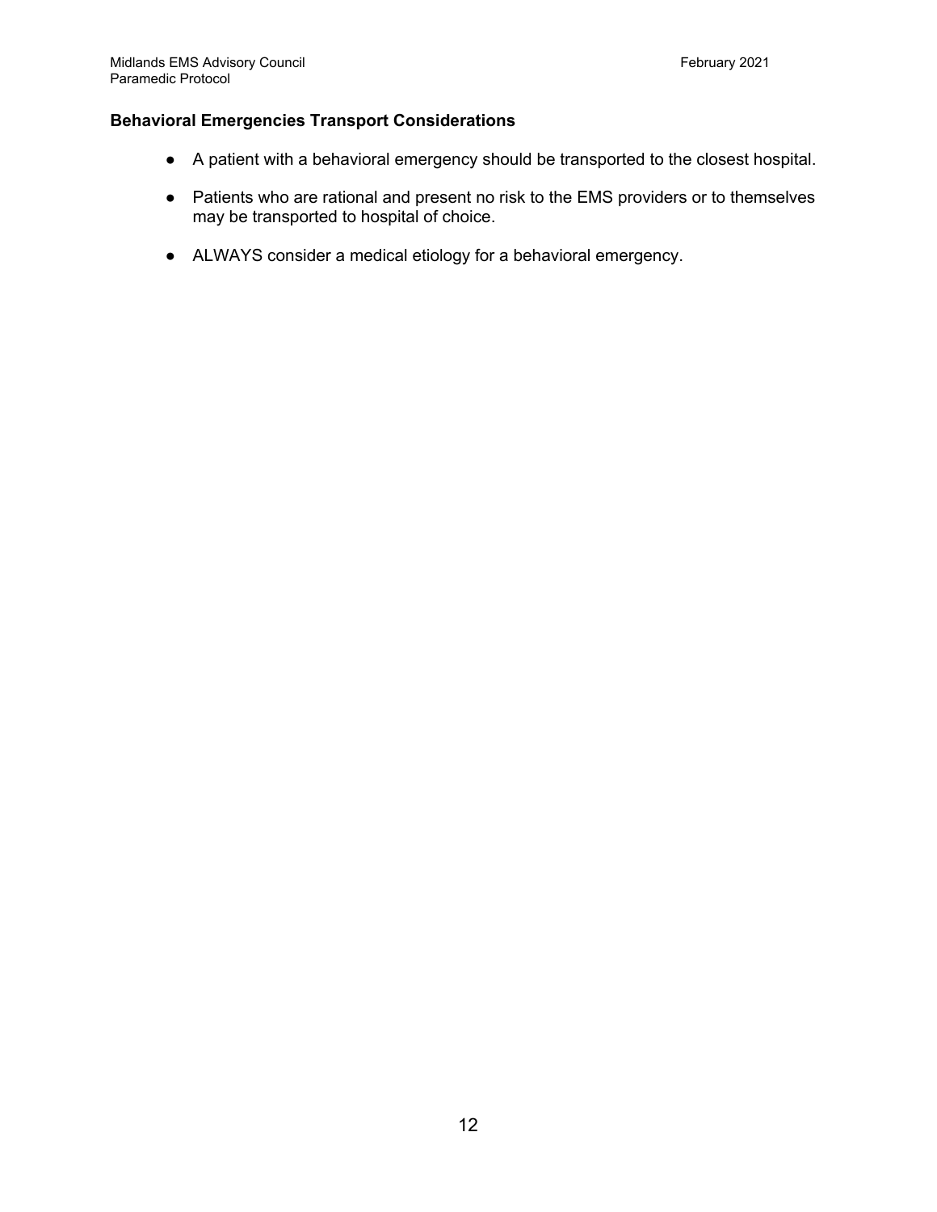### Behavioral Emergencies Transport Considerations

- A patient with a behavioral emergency should be transported to the closest hospital.
- Patients who are rational and present no risk to the EMS providers or to themselves may be transported to hospital of choice.
- ALWAYS consider a medical etiology for a behavioral emergency.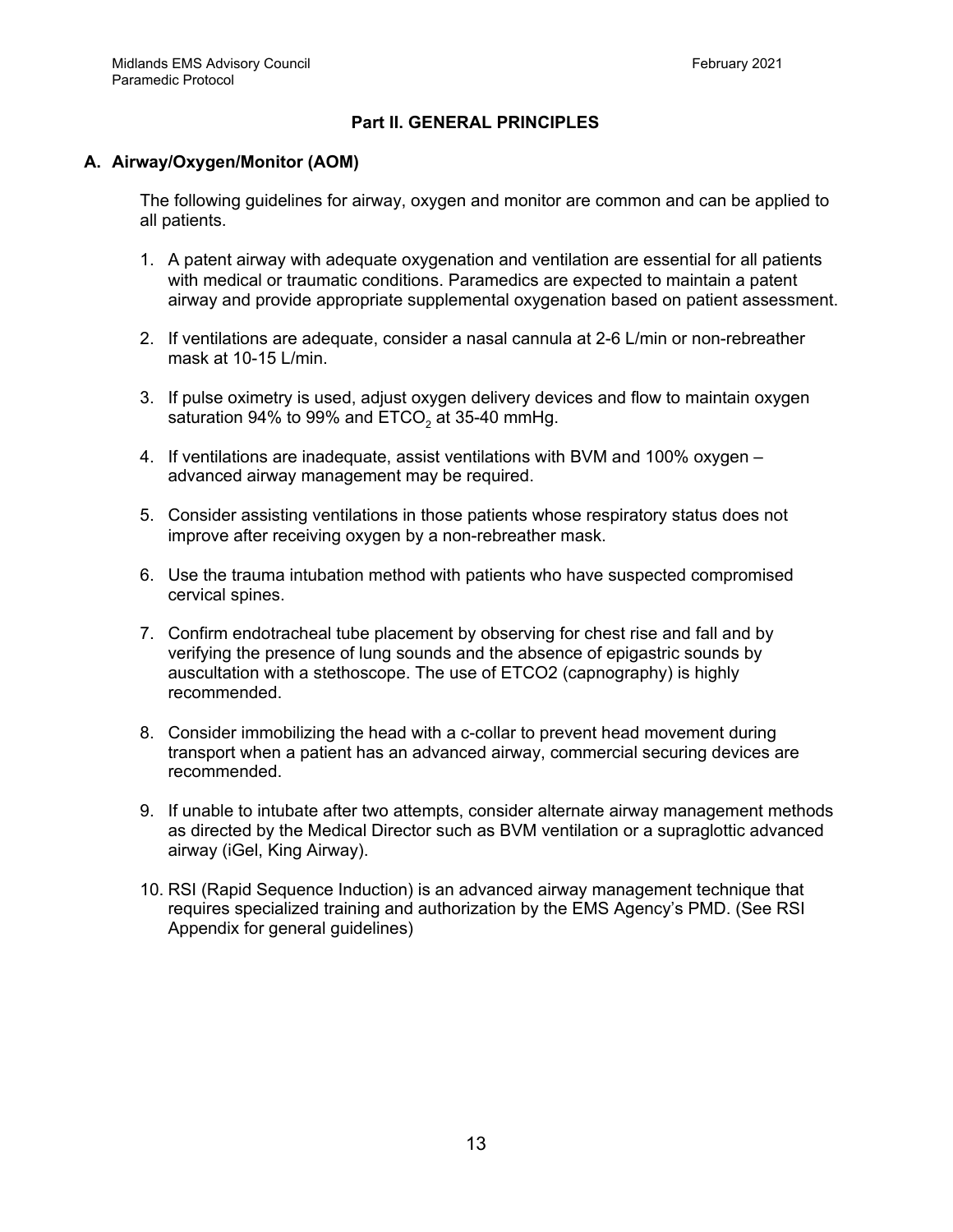## Part II. GENERAL PRINCIPLES

### A. Airway/Oxygen/Monitor (AOM)

The following guidelines for airway, oxygen and monitor are common and can be applied to all patients.

1. A patent airway with adequate oxygenation and ventilation are essential for all patients with medical or traumatic conditions. Paramedics are expected to maintain a patent airway and provide appropriate supplemental oxygenation based on patient assessment.

2. If ventilations are adequate, consider a nasal cannula at 2-6 L/min or non-rebreather mask at 10-15 L/min.

3. If pulse oximetry is used, adjust oxygen delivery devices and flow to maintain oxygen saturation 94% to 99% and $ETCO_2$ at 35-40 mmHg.

4. If ventilations are inadequate, assist ventilations with BVM and 100% oxygen – advanced airway management may be required.

5. Consider assisting ventilations in those patients whose respiratory status does not improve after receiving oxygen by a non-rebreather mask.

6. Use the trauma intubation method with patients who have suspected compromised cervical spines.

7. Confirm endotracheal tube placement by observing for chest rise and fall and by verifying the presence of lung sounds and the absence of epigastric sounds by auscultation with a stethoscope. The use of ETCO2 (capnography) is highly recommended.

8. Consider immobilizing the head with a c-collar to prevent head movement during transport when a patient has an advanced airway, commercial securing devices are recommended.

9. If unable to intubate after two attempts, consider alternate airway management methods as directed by the Medical Director such as BVM ventilation or a supraglottic advanced airway (iGel, King Airway).

10. RSI (Rapid Sequence Induction) is an advanced airway management technique that requires specialized training and authorization by the EMS Agency's PMD. (See RSI Appendix for general guidelines)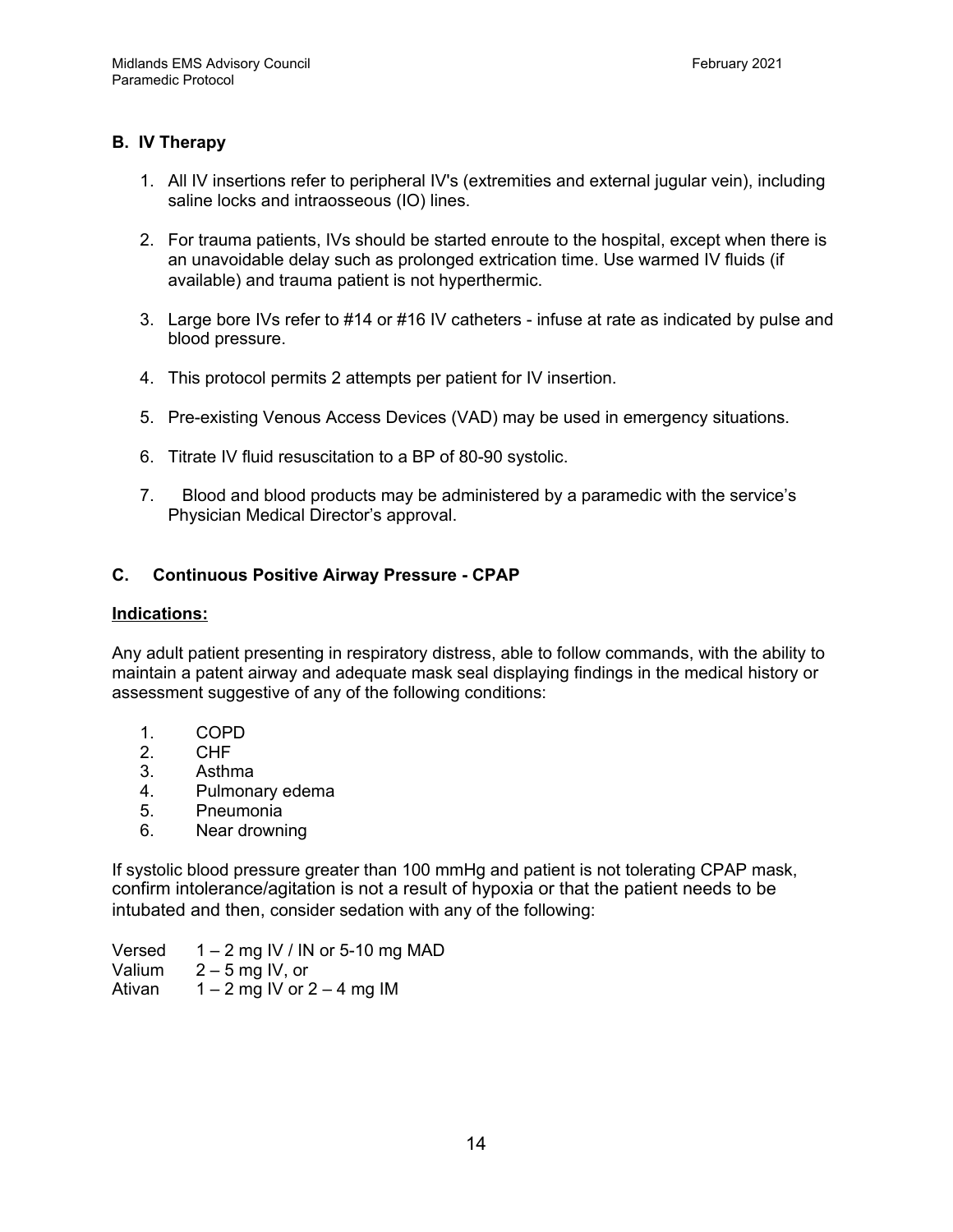## B. IV Therapy

1. All IV insertions refer to peripheral IV's (extremities and external jugular vein), including saline locks and intraosseous (IO) lines.

2. For trauma patients, IVs should be started enroute to the hospital, except when there is an unavoidable delay such as prolonged extrication time. Use warmed IV fluids (if available) and trauma patient is not hyperthermic.

3. Large bore IVs refer to #14 or #16 IV catheters - infuse at rate as indicated by pulse and blood pressure.

4. This protocol permits 2 attempts per patient for IV insertion.

5. Pre-existing Venous Access Devices (VAD) may be used in emergency situations.

6. Titrate IV fluid resuscitation to a BP of 80-90 systolic.

7. Blood and blood products may be administered by a paramedic with the service's Physician Medical Director's approval.

## C. Continuous Positive Airway Pressure - CPAP

**Indications:**

Any adult patient presenting in respiratory distress, able to follow commands, with the ability to maintain a patent airway and adequate mask seal displaying findings in the medical history or assessment suggestive of any of the following conditions:

1. COPD
2. CHF
3. Asthma
4. Pulmonary edema
5. Pneumonia
6. Near drowning

If systolic blood pressure greater than 100 mmHg and patient is not tolerating CPAP mask, confirm intolerance/agitation is not a result of hypoxia or that the patient needs to be intubated and then, consider sedation with any of the following:

Versed 1 – 2 mg IV / IN or 5-10 mg MAD
Valium 2 – 5 mg IV, or
Ativan 1 – 2 mg IV or 2 – 4 mg IM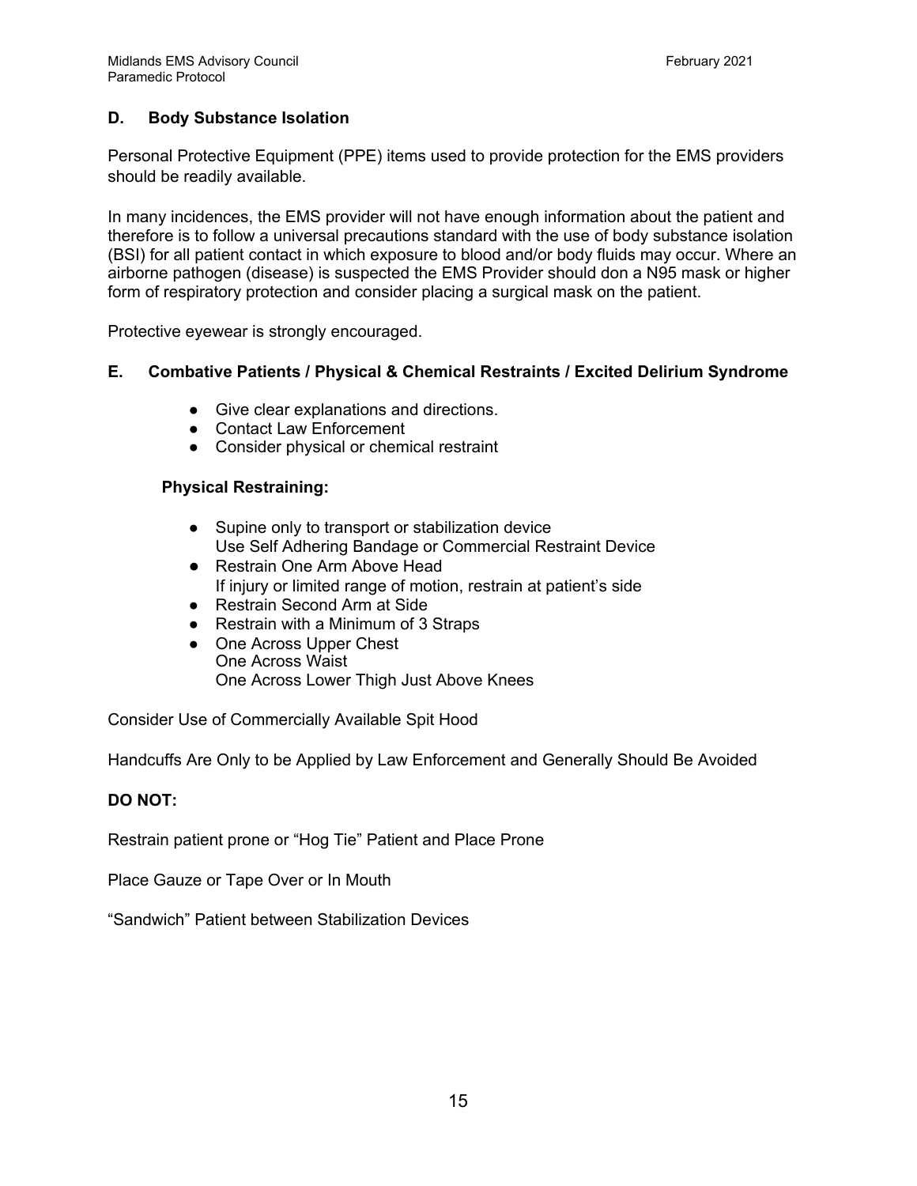## D. Body Substance Isolation

Personal Protective Equipment (PPE) items used to provide protection for the EMS providers should be readily available.

In many incidences, the EMS provider will not have enough information about the patient and therefore is to follow a universal precautions standard with the use of body substance isolation (BSI) for all patient contact in which exposure to blood and/or body fluids may occur. Where an airborne pathogen (disease) is suspected the EMS Provider should don a N95 mask or higher form of respiratory protection and consider placing a surgical mask on the patient.

Protective eyewear is strongly encouraged.

## E. Combative Patients / Physical & Chemical Restraints / Excited Delirium Syndrome

- Give clear explanations and directions.
- Contact Law Enforcement
- Consider physical or chemical restraint

### Physical Restraining:

- Supine only to transport or stabilization device
  Use Self Adhering Bandage or Commercial Restraint Device
- Restrain One Arm Above Head
  If injury or limited range of motion, restrain at patient's side
- Restrain Second Arm at Side
- Restrain with a Minimum of 3 Straps
- One Across Upper Chest
  One Across Waist
  One Across Lower Thigh Just Above Knees

Consider Use of Commercially Available Spit Hood

Handcuffs Are Only to be Applied by Law Enforcement and Generally Should Be Avoided

**DO NOT:**

Restrain patient prone or "Hog Tie" Patient and Place Prone

Place Gauze or Tape Over or In Mouth

"Sandwich" Patient between Stabilization Devices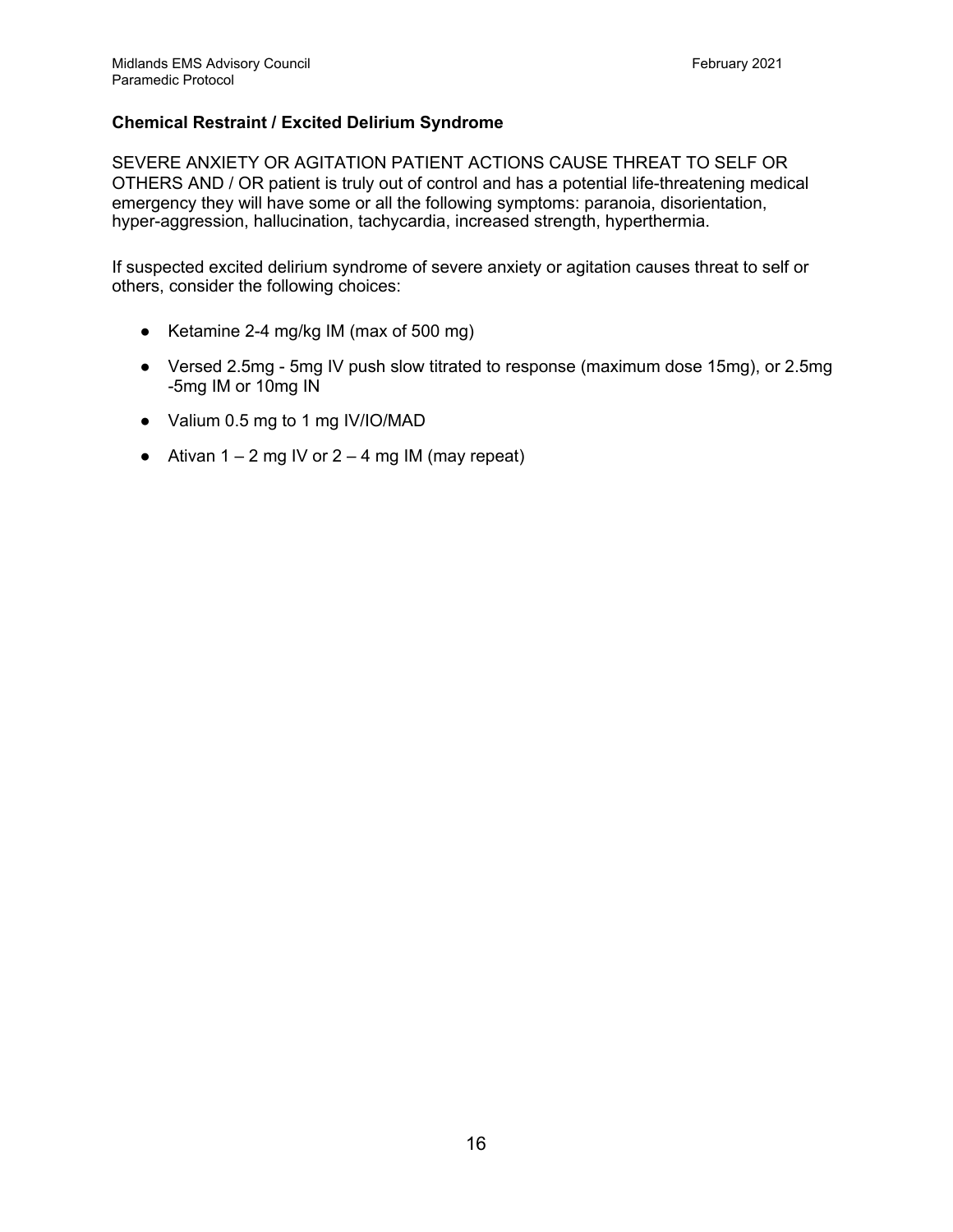## Chemical Restraint / Excited Delirium Syndrome

SEVERE ANXIETY OR AGITATION PATIENT ACTIONS CAUSE THREAT TO SELF OR OTHERS AND / OR patient is truly out of control and has a potential life-threatening medical emergency they will have some or all the following symptoms: paranoia, disorientation, hyper-aggression, hallucination, tachycardia, increased strength, hyperthermia.

If suspected excited delirium syndrome of severe anxiety or agitation causes threat to self or others, consider the following choices:

- Ketamine 2-4 mg/kg IM (max of 500 mg)
- Versed 2.5mg - 5mg IV push slow titrated to response (maximum dose 15mg), or 2.5mg -5mg IM or 10mg IN
- Valium 0.5 mg to 1 mg IV/IO/MAD
- Ativan 1 – 2 mg IV or 2 – 4 mg IM (may repeat)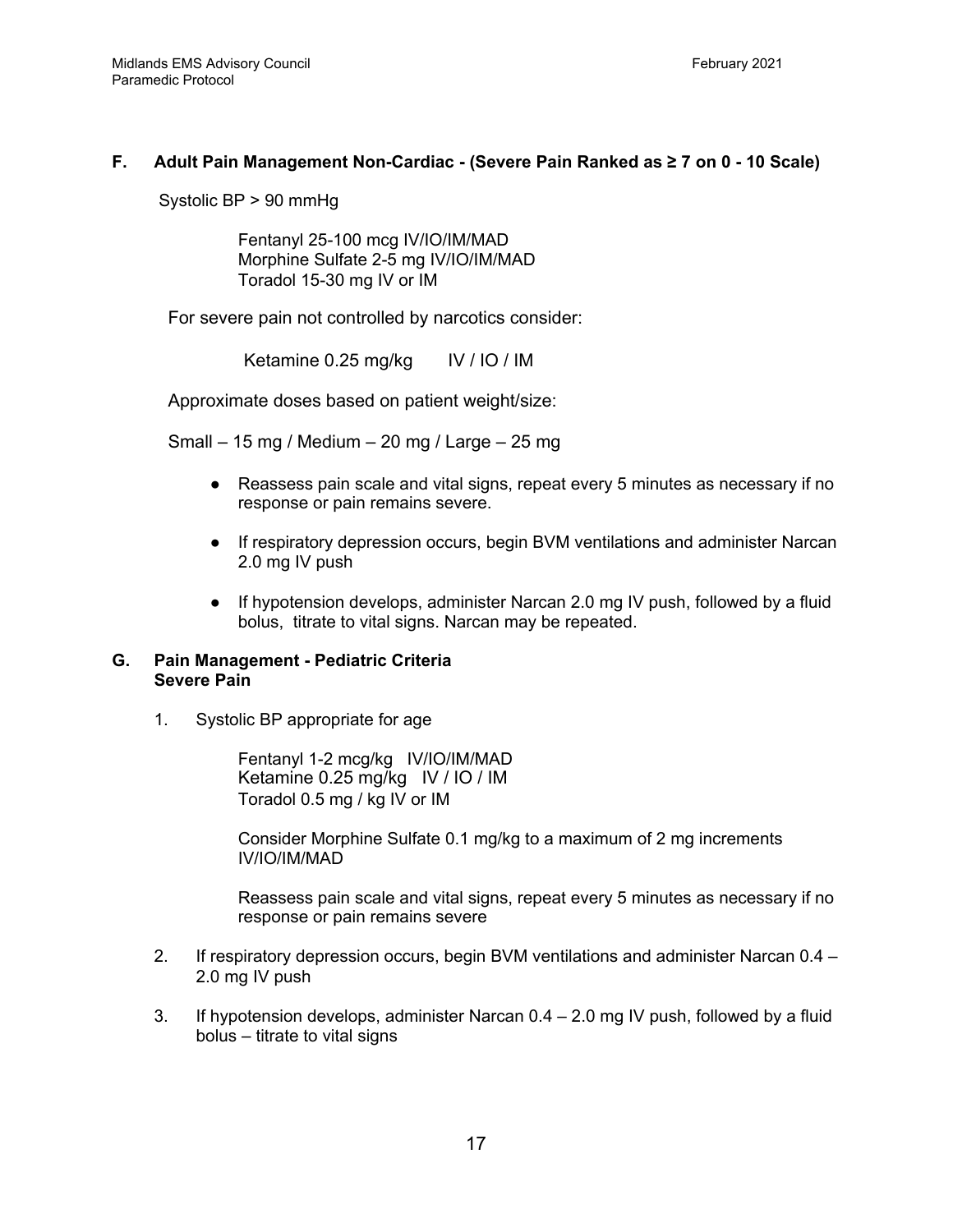### F. Adult Pain Management Non-Cardiac - (Severe Pain Ranked as ≥ 7 on 0 - 10 Scale)

Systolic BP > 90 mmHg

Fentanyl 25-100 mcg IV/IO/IM/MAD
Morphine Sulfate 2-5 mg IV/IO/IM/MAD
Toradol 15-30 mg IV or IM

For severe pain not controlled by narcotics consider:

Ketamine 0.25 mg/kg IV / IO / IM

Approximate doses based on patient weight/size:

Small – 15 mg / Medium – 20 mg / Large – 25 mg

- Reassess pain scale and vital signs, repeat every 5 minutes as necessary if no response or pain remains severe.
- If respiratory depression occurs, begin BVM ventilations and administer Narcan 2.0 mg IV push
- If hypotension develops, administer Narcan 2.0 mg IV push, followed by a fluid bolus, titrate to vital signs. Narcan may be repeated.

### G. Pain Management - Pediatric Criteria Severe Pain

1. Systolic BP appropriate for age

   Fentanyl 1-2 mcg/kg IV/IO/IM/MAD
   Ketamine 0.25 mg/kg IV / IO / IM
   Toradol 0.5 mg / kg IV or IM

   Consider Morphine Sulfate 0.1 mg/kg to a maximum of 2 mg increments IV/IO/IM/MAD

   Reassess pain scale and vital signs, repeat every 5 minutes as necessary if no response or pain remains severe

2. If respiratory depression occurs, begin BVM ventilations and administer Narcan 0.4 – 2.0 mg IV push

3. If hypotension develops, administer Narcan 0.4 – 2.0 mg IV push, followed by a fluid bolus – titrate to vital signs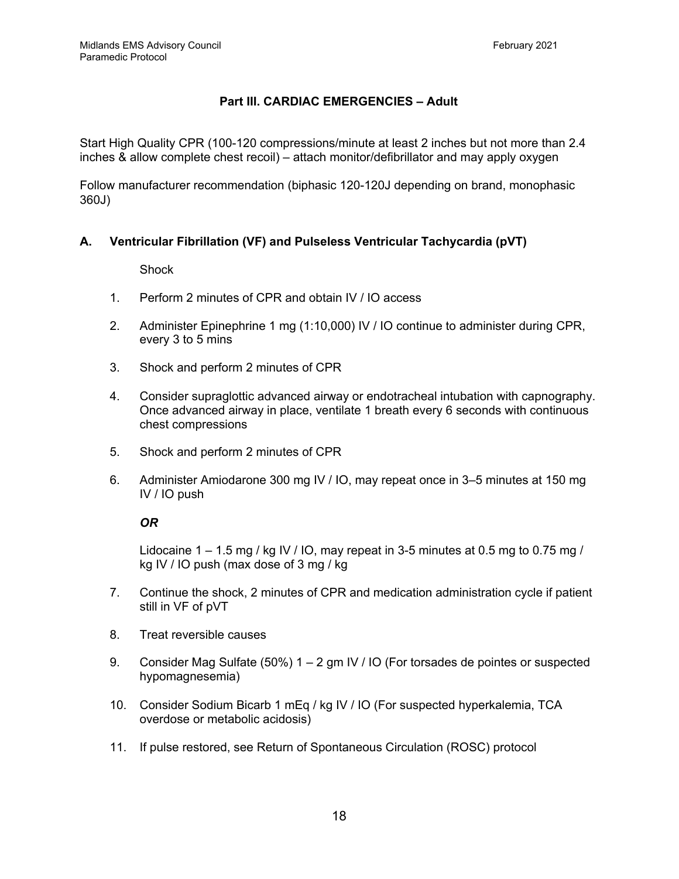## Part III. CARDIAC EMERGENCIES – Adult

Start High Quality CPR (100-120 compressions/minute at least 2 inches but not more than 2.4 inches & allow complete chest recoil) – attach monitor/defibrillator and may apply oxygen

Follow manufacturer recommendation (biphasic 120-120J depending on brand, monophasic 360J)

### A. Ventricular Fibrillation (VF) and Pulseless Ventricular Tachycardia (pVT)

Shock

1. Perform 2 minutes of CPR and obtain IV / IO access
2. Administer Epinephrine 1 mg (1:10,000) IV / IO continue to administer during CPR, every 3 to 5 mins
3. Shock and perform 2 minutes of CPR
4. Consider supraglottic advanced airway or endotracheal intubation with capnography. Once advanced airway in place, ventilate 1 breath every 6 seconds with continuous chest compressions
5. Shock and perform 2 minutes of CPR
6. Administer Amiodarone 300 mg IV / IO, may repeat once in 3–5 minutes at 150 mg IV / IO push

   ***OR***

   Lidocaine 1 – 1.5 mg / kg IV / IO, may repeat in 3-5 minutes at 0.5 mg to 0.75 mg / kg IV / IO push (max dose of 3 mg / kg
7. Continue the shock, 2 minutes of CPR and medication administration cycle if patient still in VF of pVT
8. Treat reversible causes
9. Consider Mag Sulfate (50%) 1 – 2 gm IV / IO (For torsades de pointes or suspected hypomagnesemia)
10. Consider Sodium Bicarb 1 mEq / kg IV / IO (For suspected hyperkalemia, TCA overdose or metabolic acidosis)
11. If pulse restored, see Return of Spontaneous Circulation (ROSC) protocol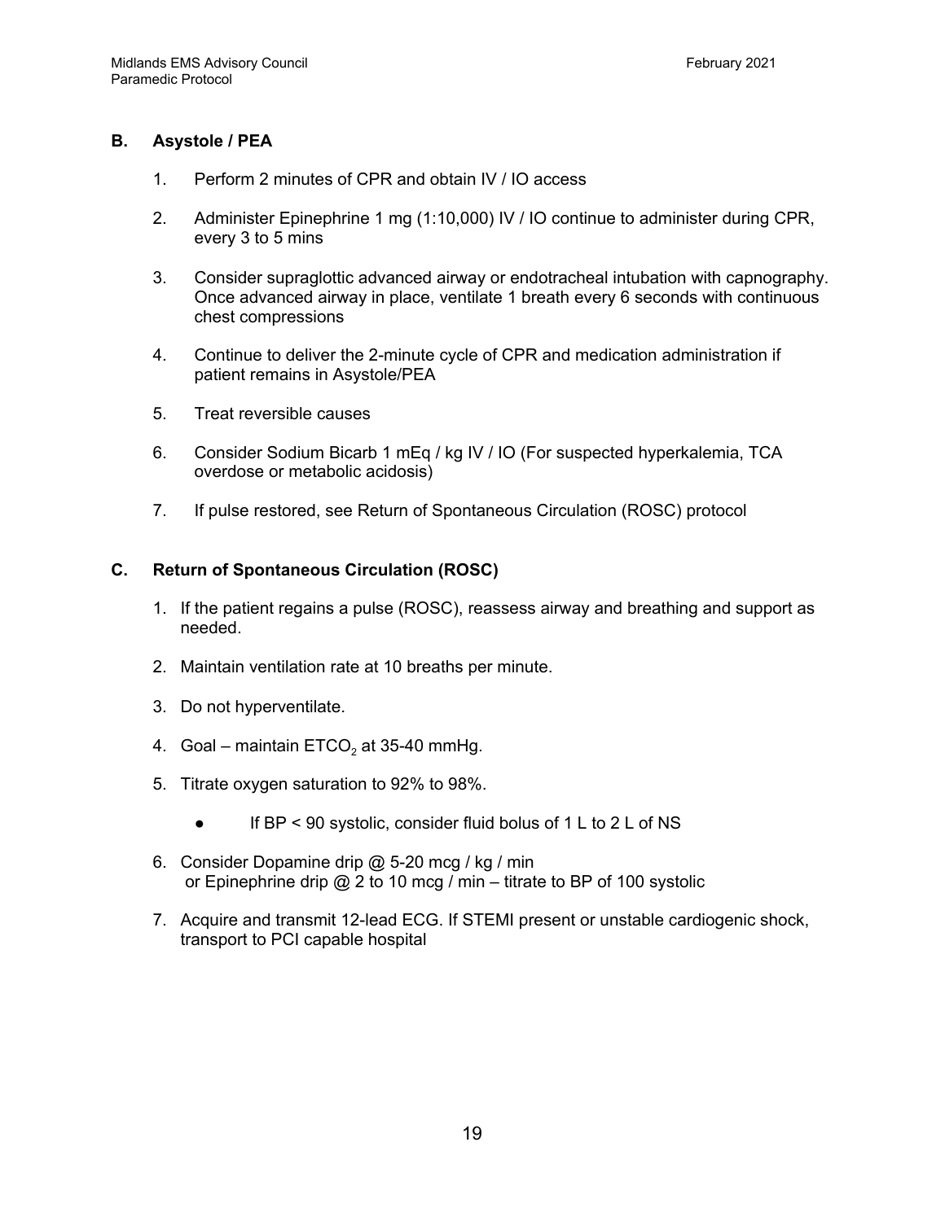## B. Asystole / PEA

1. Perform 2 minutes of CPR and obtain IV / IO access
2. Administer Epinephrine 1 mg (1:10,000) IV / IO continue to administer during CPR, every 3 to 5 mins
3. Consider supraglottic advanced airway or endotracheal intubation with capnography. Once advanced airway in place, ventilate 1 breath every 6 seconds with continuous chest compressions
4. Continue to deliver the 2-minute cycle of CPR and medication administration if patient remains in Asystole/PEA
5. Treat reversible causes
6. Consider Sodium Bicarb 1 mEq / kg IV / IO (For suspected hyperkalemia, TCA overdose or metabolic acidosis)
7. If pulse restored, see Return of Spontaneous Circulation (ROSC) protocol

## C. Return of Spontaneous Circulation (ROSC)

1. If the patient regains a pulse (ROSC), reassess airway and breathing and support as needed.
2. Maintain ventilation rate at 10 breaths per minute.
3. Do not hyperventilate.
4. Goal – maintain $ETCO_2$ at 35-40 mmHg.
5. Titrate oxygen saturation to 92% to 98%.
   - If BP < 90 systolic, consider fluid bolus of 1 L to 2 L of NS
6. Consider Dopamine drip @ 5-20 mcg / kg / min
   or Epinephrine drip @ 2 to 10 mcg / min – titrate to BP of 100 systolic
7. Acquire and transmit 12-lead ECG. If STEMI present or unstable cardiogenic shock, transport to PCI capable hospital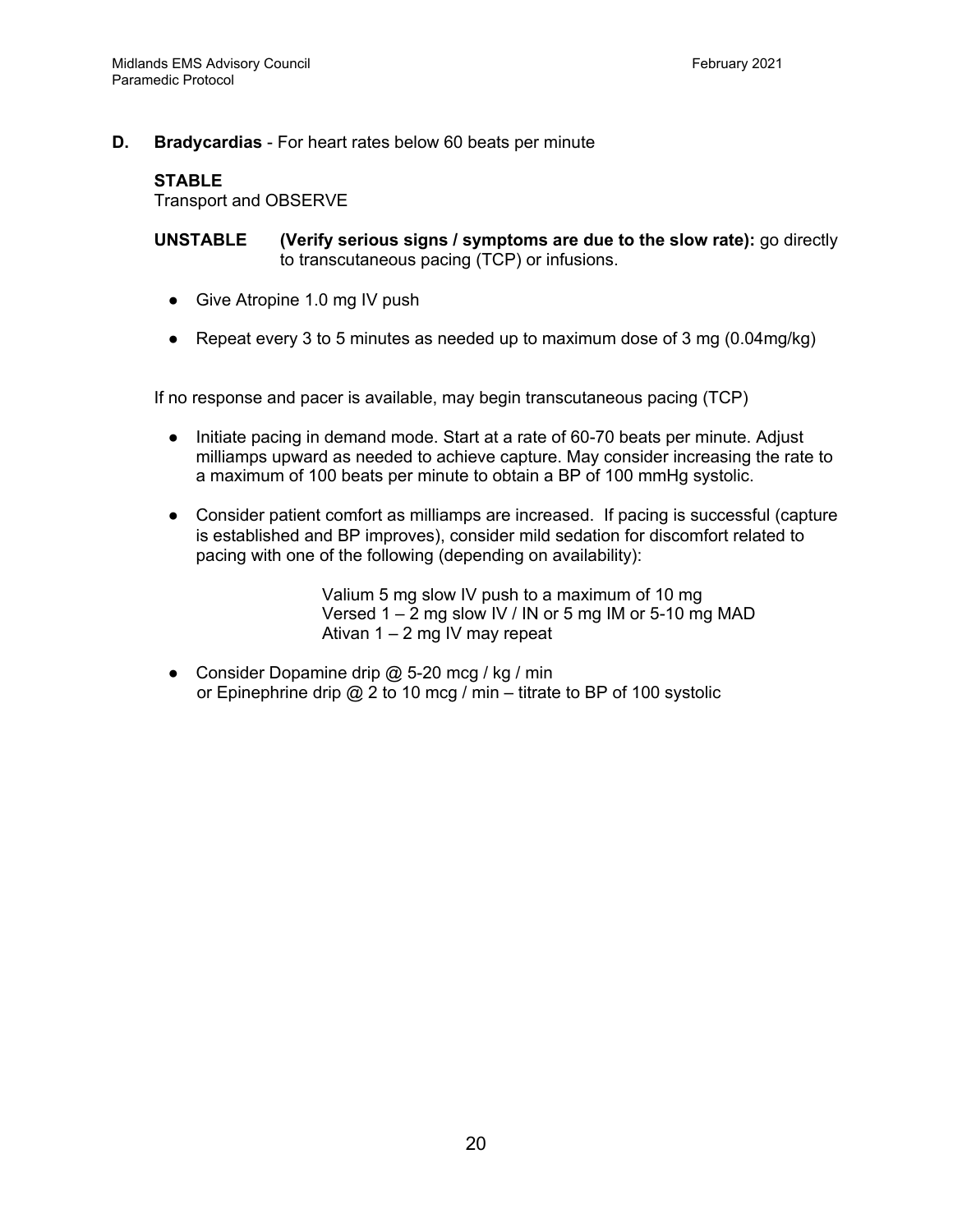**D. Bradycardias** - For heart rates below 60 beats per minute

**STABLE**
Transport and OBSERVE

**UNSTABLE** **(Verify serious signs / symptoms are due to the slow rate):** go directly to transcutaneous pacing (TCP) or infusions.

- Give Atropine 1.0 mg IV push
- Repeat every 3 to 5 minutes as needed up to maximum dose of 3 mg (0.04mg/kg)

If no response and pacer is available, may begin transcutaneous pacing (TCP)

- Initiate pacing in demand mode. Start at a rate of 60-70 beats per minute. Adjust milliamps upward as needed to achieve capture. May consider increasing the rate to a maximum of 100 beats per minute to obtain a BP of 100 mmHg systolic.
- Consider patient comfort as milliamps are increased. If pacing is successful (capture is established and BP improves), consider mild sedation for discomfort related to pacing with one of the following (depending on availability):

  Valium 5 mg slow IV push to a maximum of 10 mg
  Versed 1 – 2 mg slow IV / IN or 5 mg IM or 5-10 mg MAD
  Ativan 1 – 2 mg IV may repeat

- Consider Dopamine drip @ 5-20 mcg / kg / min
  or Epinephrine drip @ 2 to 10 mcg / min – titrate to BP of 100 systolic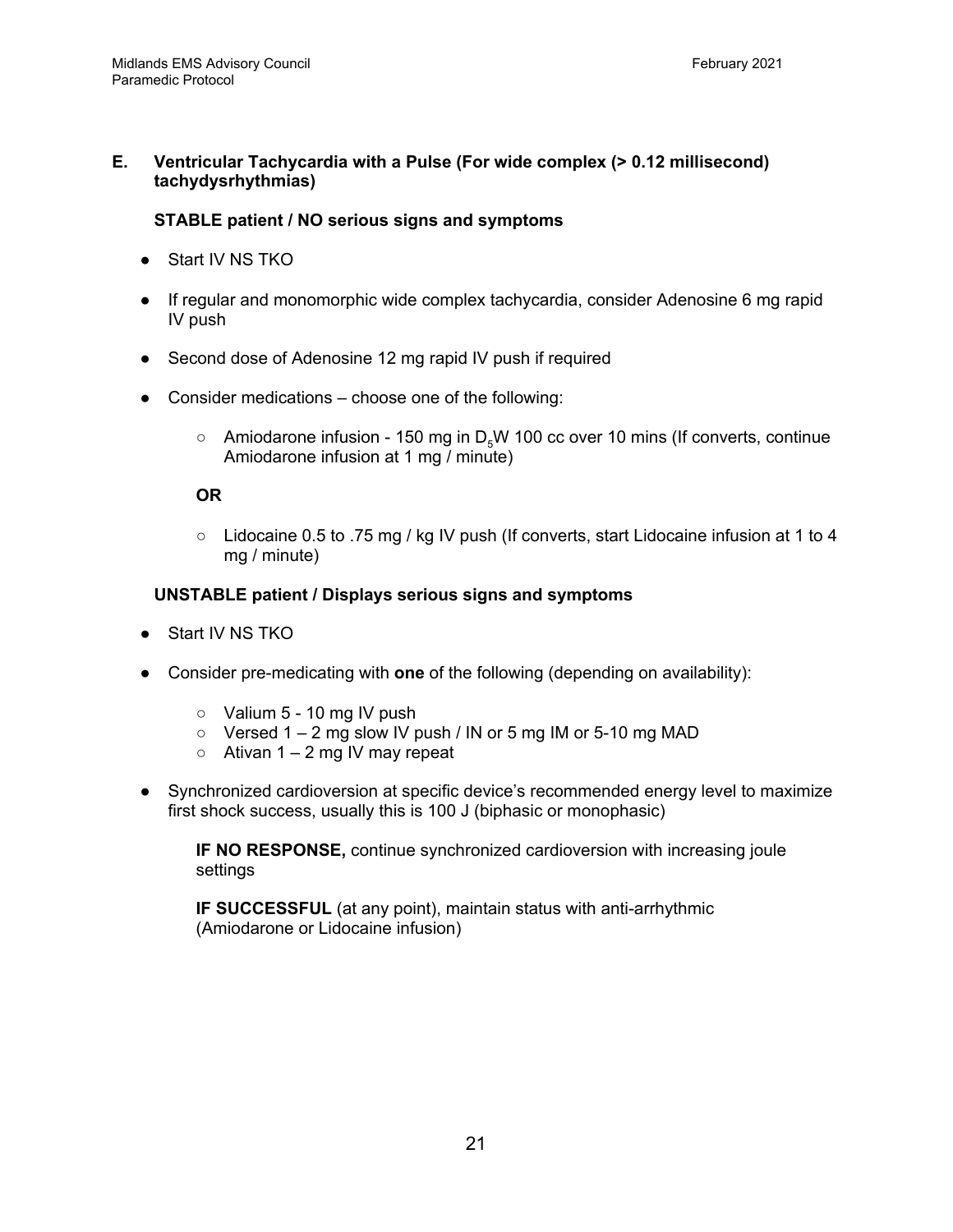## E. Ventricular Tachycardia with a Pulse (For wide complex (> 0.12 millisecond) tachydysrhythmias)

**STABLE patient / NO serious signs and symptoms**

- Start IV NS TKO
- If regular and monomorphic wide complex tachycardia, consider Adenosine 6 mg rapid IV push
- Second dose of Adenosine 12 mg rapid IV push if required
- Consider medications – choose one of the following:
  - Amiodarone infusion - 150 mg in $D_5W$ 100 cc over 10 mins (If converts, continue Amiodarone infusion at 1 mg / minute)

  **OR**

  - Lidocaine 0.5 to .75 mg / kg IV push (If converts, start Lidocaine infusion at 1 to 4 mg / minute)

**UNSTABLE patient / Displays serious signs and symptoms**

- Start IV NS TKO
- Consider pre-medicating with **one** of the following (depending on availability):
  - Valium 5 - 10 mg IV push
  - Versed 1 – 2 mg slow IV push / IN or 5 mg IM or 5-10 mg MAD
  - Ativan 1 – 2 mg IV may repeat
- Synchronized cardioversion at specific device's recommended energy level to maximize first shock success, usually this is 100 J (biphasic or monophasic)

  **IF NO RESPONSE,** continue synchronized cardioversion with increasing joule settings

  **IF SUCCESSFUL** (at any point), maintain status with anti-arrhythmic (Amiodarone or Lidocaine infusion)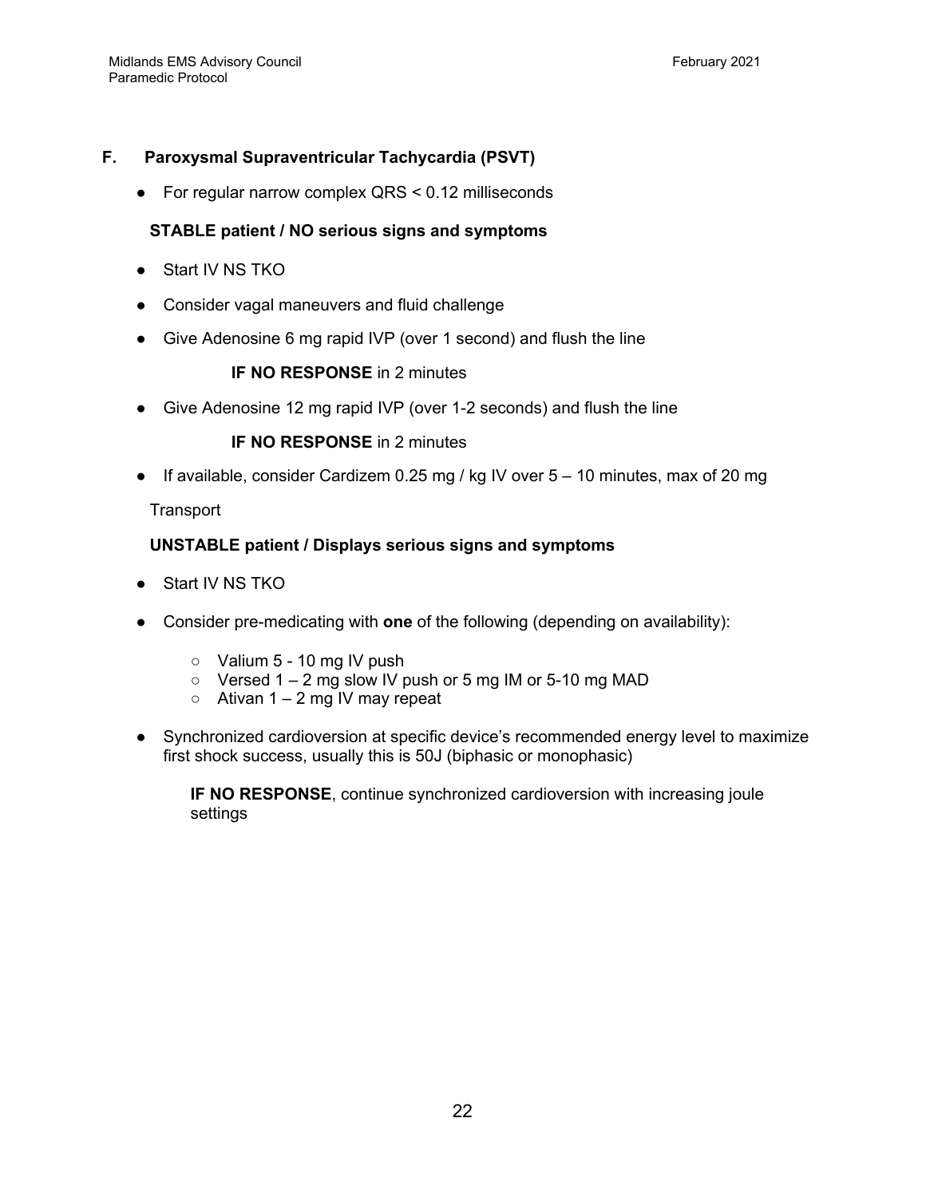## F. Paroxysmal Supraventricular Tachycardia (PSVT)

- For regular narrow complex QRS < 0.12 milliseconds

**STABLE patient / NO serious signs and symptoms**

- Start IV NS TKO
- Consider vagal maneuvers and fluid challenge
- Give Adenosine 6 mg rapid IVP (over 1 second) and flush the line

  **IF NO RESPONSE** in 2 minutes

- Give Adenosine 12 mg rapid IVP (over 1-2 seconds) and flush the line

  **IF NO RESPONSE** in 2 minutes

- If available, consider Cardizem 0.25 mg / kg IV over 5 – 10 minutes, max of 20 mg

Transport

**UNSTABLE patient / Displays serious signs and symptoms**

- Start IV NS TKO
- Consider pre-medicating with **one** of the following (depending on availability):
  - Valium 5 - 10 mg IV push
  - Versed 1 – 2 mg slow IV push or 5 mg IM or 5-10 mg MAD
  - Ativan 1 – 2 mg IV may repeat
- Synchronized cardioversion at specific device's recommended energy level to maximize first shock success, usually this is 50J (biphasic or monophasic)

  **IF NO RESPONSE**, continue synchronized cardioversion with increasing joule settings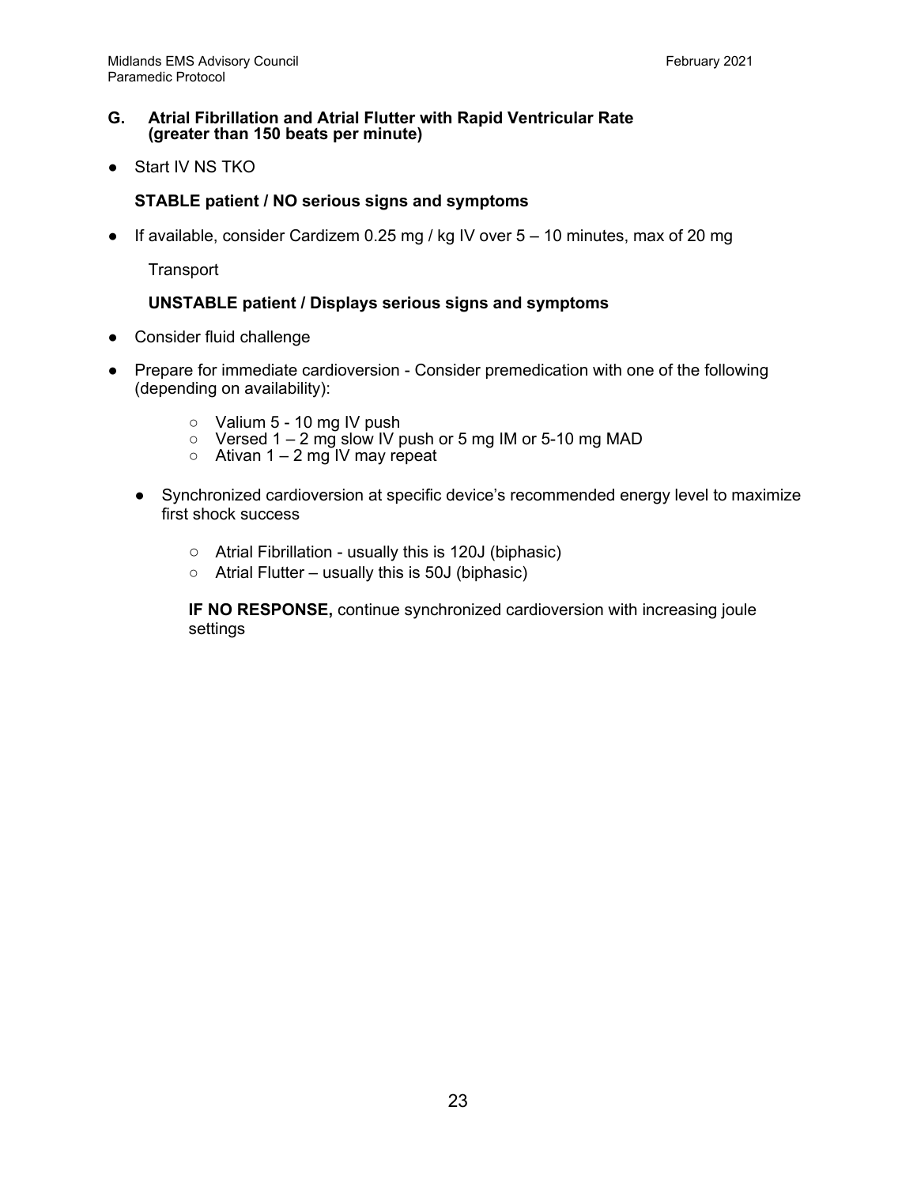### G. Atrial Fibrillation and Atrial Flutter with Rapid Ventricular Rate (greater than 150 beats per minute)

- Start IV NS TKO

**STABLE patient / NO serious signs and symptoms**

- If available, consider Cardizem 0.25 mg / kg IV over 5 – 10 minutes, max of 20 mg

Transport

**UNSTABLE patient / Displays serious signs and symptoms**

- Consider fluid challenge
- Prepare for immediate cardioversion - Consider premedication with one of the following (depending on availability):
  - Valium 5 - 10 mg IV push
  - Versed 1 – 2 mg slow IV push or 5 mg IM or 5-10 mg MAD
  - Ativan 1 – 2 mg IV may repeat

  - Synchronized cardioversion at specific device's recommended energy level to maximize first shock success
    - Atrial Fibrillation - usually this is 120J (biphasic)
    - Atrial Flutter – usually this is 50J (biphasic)

    **IF NO RESPONSE,** continue synchronized cardioversion with increasing joule settings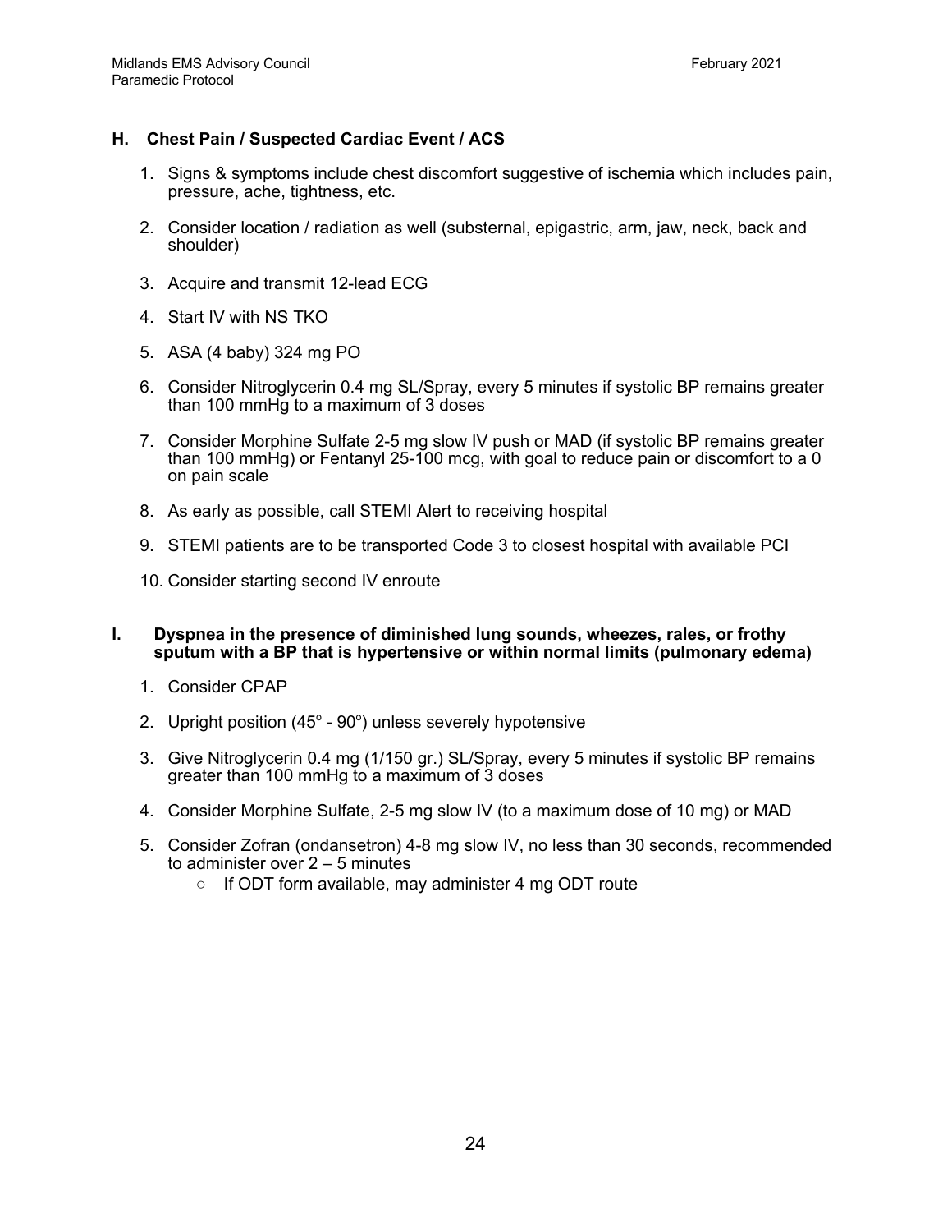### H. Chest Pain / Suspected Cardiac Event / ACS

1. Signs & symptoms include chest discomfort suggestive of ischemia which includes pain, pressure, ache, tightness, etc.

2. Consider location / radiation as well (substernal, epigastric, arm, jaw, neck, back and shoulder)

3. Acquire and transmit 12-lead ECG

4. Start IV with NS TKO

5. ASA (4 baby) 324 mg PO

6. Consider Nitroglycerin 0.4 mg SL/Spray, every 5 minutes if systolic BP remains greater than 100 mmHg to a maximum of 3 doses

7. Consider Morphine Sulfate 2-5 mg slow IV push or MAD (if systolic BP remains greater than 100 mmHg) or Fentanyl 25-100 mcg, with goal to reduce pain or discomfort to a 0 on pain scale

8. As early as possible, call STEMI Alert to receiving hospital

9. STEMI patients are to be transported Code 3 to closest hospital with available PCI

10. Consider starting second IV enroute

### I. Dyspnea in the presence of diminished lung sounds, wheezes, rales, or frothy sputum with a BP that is hypertensive or within normal limits (pulmonary edema)

1. Consider CPAP

2. Upright position (45° - 90°) unless severely hypotensive

3. Give Nitroglycerin 0.4 mg (1/150 gr.) SL/Spray, every 5 minutes if systolic BP remains greater than 100 mmHg to a maximum of 3 doses

4. Consider Morphine Sulfate, 2-5 mg slow IV (to a maximum dose of 10 mg) or MAD

5. Consider Zofran (ondansetron) 4-8 mg slow IV, no less than 30 seconds, recommended to administer over 2 – 5 minutes
   - If ODT form available, may administer 4 mg ODT route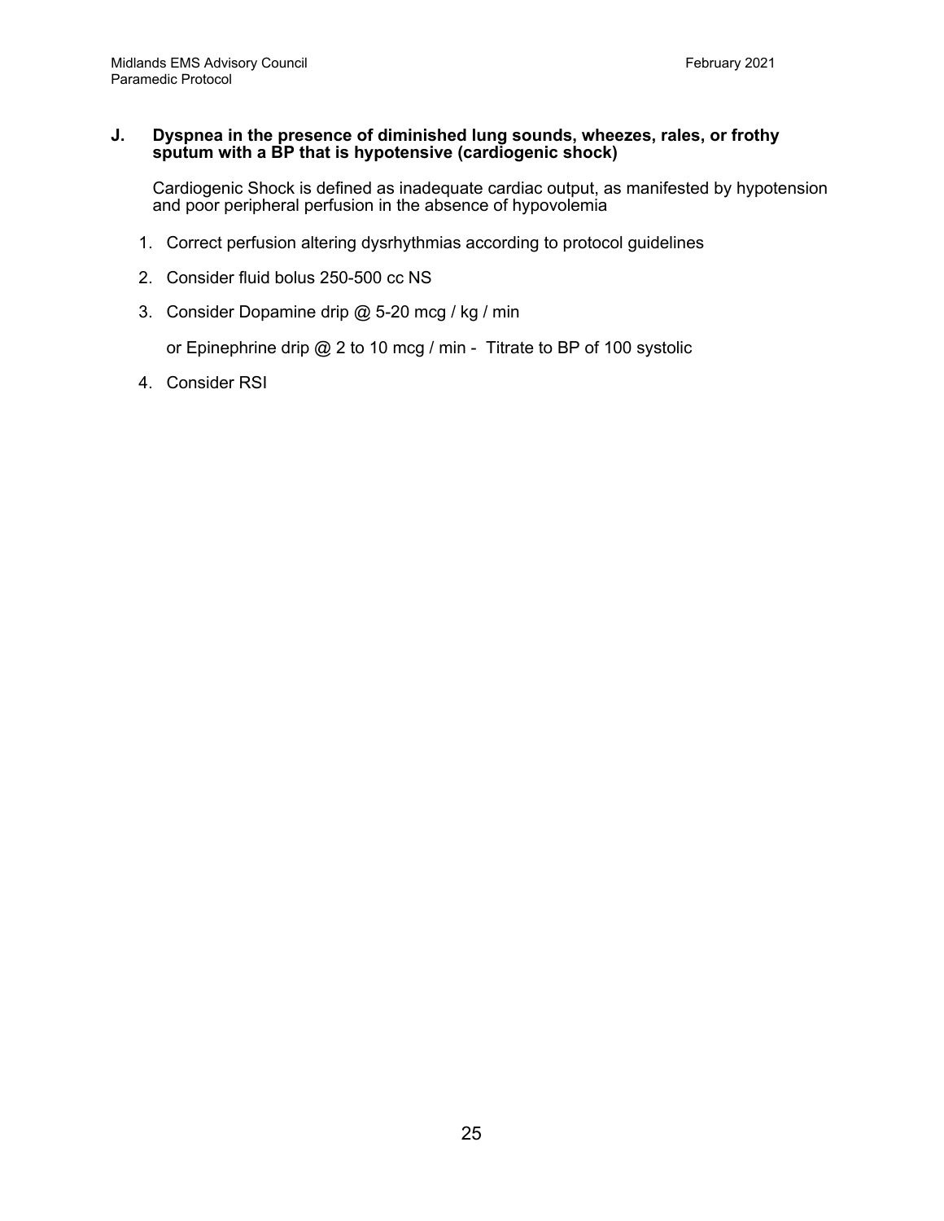**J. Dyspnea in the presence of diminished lung sounds, wheezes, rales, or frothy sputum with a BP that is hypotensive (cardiogenic shock)**

Cardiogenic Shock is defined as inadequate cardiac output, as manifested by hypotension and poor peripheral perfusion in the absence of hypovolemia

1. Correct perfusion altering dysrhythmias according to protocol guidelines
2. Consider fluid bolus 250-500 cc NS
3. Consider Dopamine drip @ 5-20 mcg / kg / min

   or Epinephrine drip @ 2 to 10 mcg / min - Titrate to BP of 100 systolic
4. Consider RSI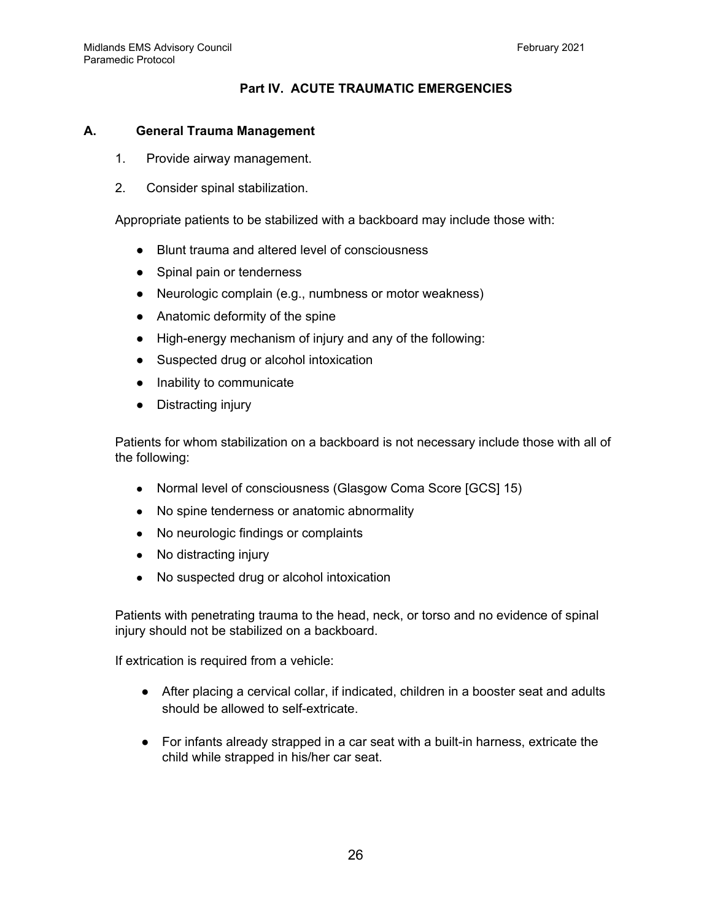# Part IV. ACUTE TRAUMATIC EMERGENCIES

## A. General Trauma Management

1. Provide airway management.
2. Consider spinal stabilization.

Appropriate patients to be stabilized with a backboard may include those with:

- Blunt trauma and altered level of consciousness
- Spinal pain or tenderness
- Neurologic complain (e.g., numbness or motor weakness)
- Anatomic deformity of the spine
- High-energy mechanism of injury and any of the following:
- Suspected drug or alcohol intoxication
- Inability to communicate
- Distracting injury

Patients for whom stabilization on a backboard is not necessary include those with all of the following:

- Normal level of consciousness (Glasgow Coma Score [GCS] 15)
- No spine tenderness or anatomic abnormality
- No neurologic findings or complaints
- No distracting injury
- No suspected drug or alcohol intoxication

Patients with penetrating trauma to the head, neck, or torso and no evidence of spinal injury should not be stabilized on a backboard.

If extrication is required from a vehicle:

- After placing a cervical collar, if indicated, children in a booster seat and adults should be allowed to self-extricate.
- For infants already strapped in a car seat with a built-in harness, extricate the child while strapped in his/her car seat.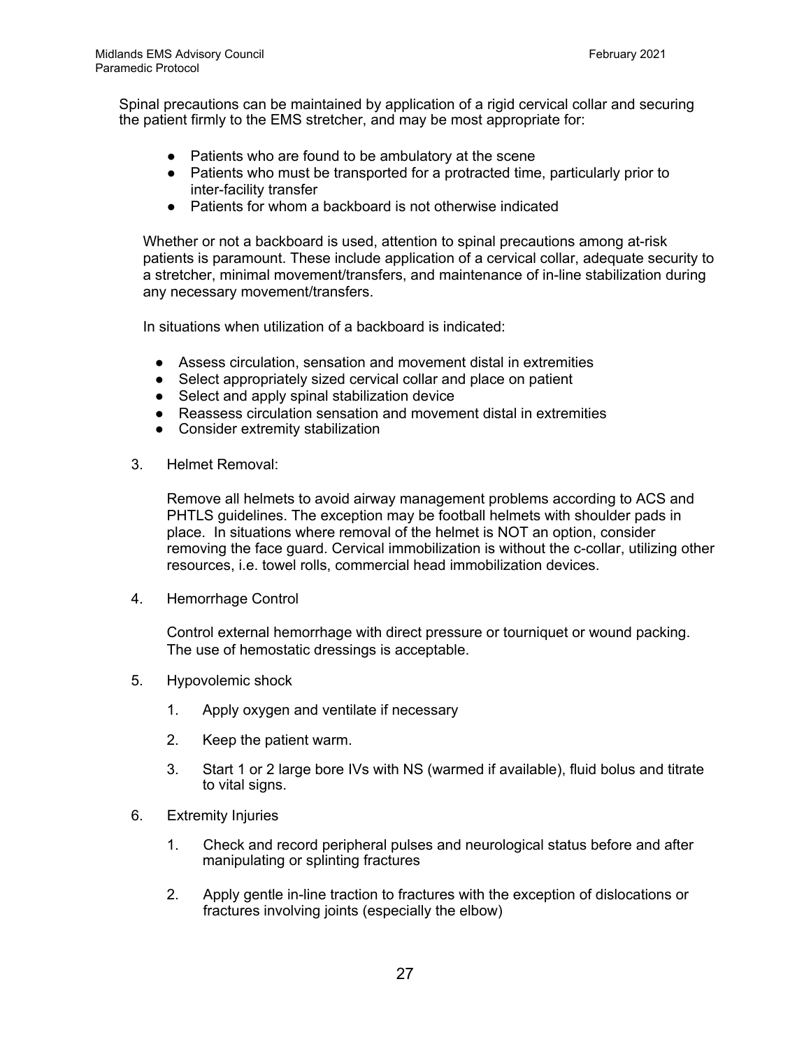Spinal precautions can be maintained by application of a rigid cervical collar and securing the patient firmly to the EMS stretcher, and may be most appropriate for:

- Patients who are found to be ambulatory at the scene
- Patients who must be transported for a protracted time, particularly prior to inter-facility transfer
- Patients for whom a backboard is not otherwise indicated

Whether or not a backboard is used, attention to spinal precautions among at-risk patients is paramount. These include application of a cervical collar, adequate security to a stretcher, minimal movement/transfers, and maintenance of in-line stabilization during any necessary movement/transfers.

In situations when utilization of a backboard is indicated:

- Assess circulation, sensation and movement distal in extremities
- Select appropriately sized cervical collar and place on patient
- Select and apply spinal stabilization device
- Reassess circulation sensation and movement distal in extremities
- Consider extremity stabilization

3. Helmet Removal:

   Remove all helmets to avoid airway management problems according to ACS and PHTLS guidelines. The exception may be football helmets with shoulder pads in place. In situations where removal of the helmet is NOT an option, consider removing the face guard. Cervical immobilization is without the c-collar, utilizing other resources, i.e. towel rolls, commercial head immobilization devices.

4. Hemorrhage Control

   Control external hemorrhage with direct pressure or tourniquet or wound packing. The use of hemostatic dressings is acceptable.

5. Hypovolemic shock

   1. Apply oxygen and ventilate if necessary
   2. Keep the patient warm.
   3. Start 1 or 2 large bore IVs with NS (warmed if available), fluid bolus and titrate to vital signs.

6. Extremity Injuries

   1. Check and record peripheral pulses and neurological status before and after manipulating or splinting fractures
   2. Apply gentle in-line traction to fractures with the exception of dislocations or fractures involving joints (especially the elbow)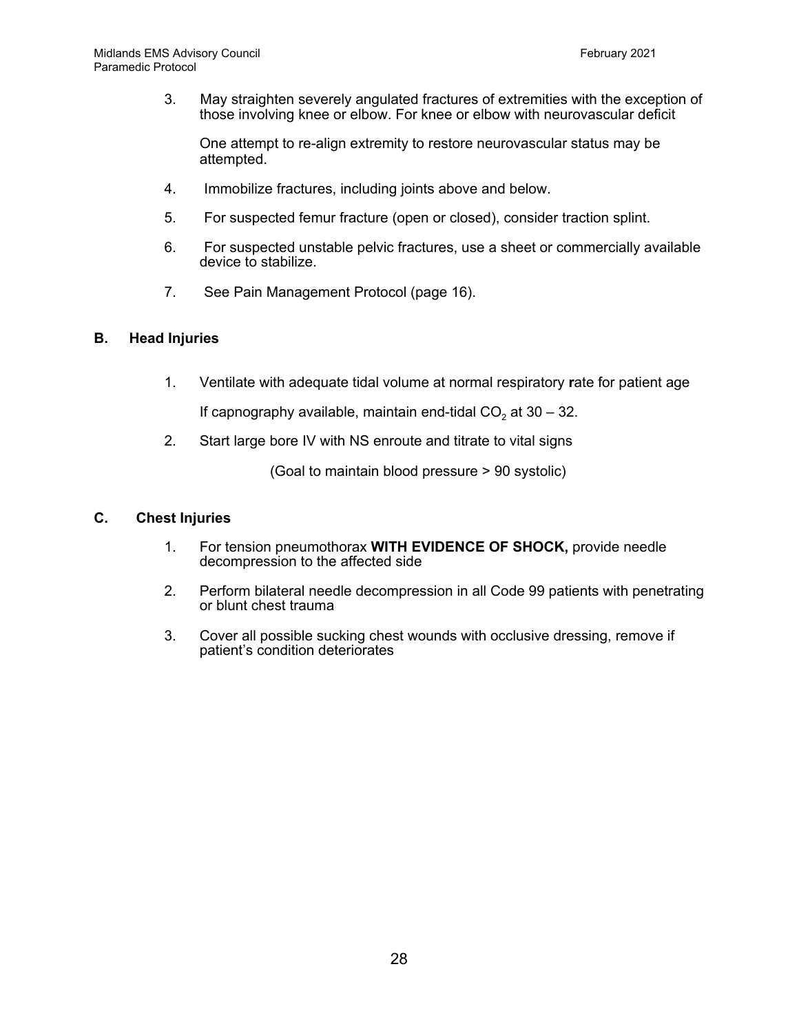3. May straighten severely angulated fractures of extremities with the exception of those involving knee or elbow. For knee or elbow with neurovascular deficit

   One attempt to re-align extremity to restore neurovascular status may be attempted.

4. Immobilize fractures, including joints above and below.

5. For suspected femur fracture (open or closed), consider traction splint.

6. For suspected unstable pelvic fractures, use a sheet or commercially available device to stabilize.

7. See Pain Management Protocol (page 16).

## B. Head Injuries

1. Ventilate with adequate tidal volume at normal respiratory rate for patient age

   If capnography available, maintain end-tidal $CO_2$ at 30 – 32.

2. Start large bore IV with NS enroute and titrate to vital signs

   (Goal to maintain blood pressure > 90 systolic)

## C. Chest Injuries

1. For tension pneumothorax **WITH EVIDENCE OF SHOCK,** provide needle decompression to the affected side

2. Perform bilateral needle decompression in all Code 99 patients with penetrating or blunt chest trauma

3. Cover all possible sucking chest wounds with occlusive dressing, remove if patient's condition deteriorates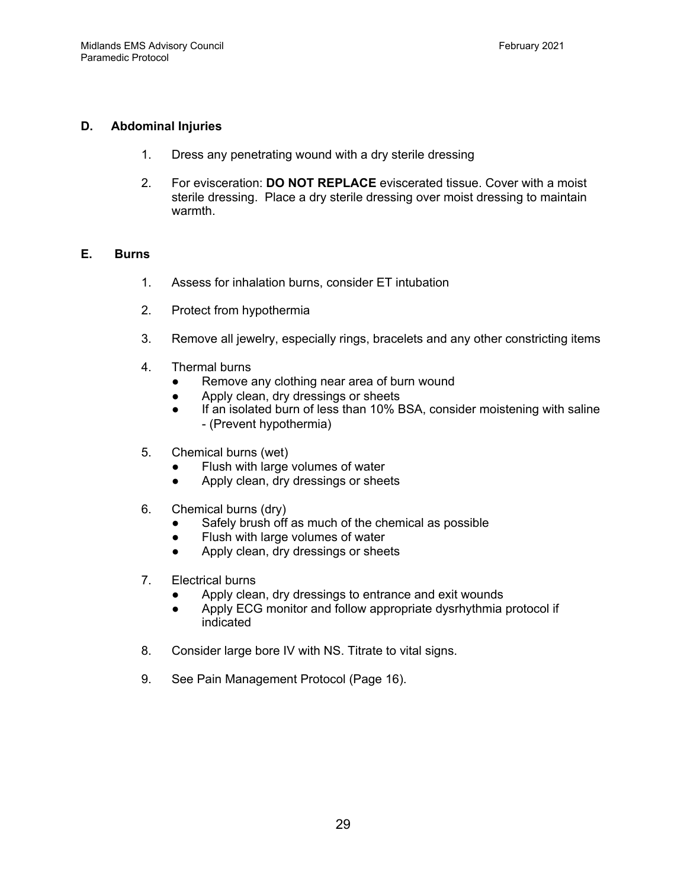### D. Abdominal Injuries

1. Dress any penetrating wound with a dry sterile dressing

2. For evisceration: **DO NOT REPLACE** eviscerated tissue. Cover with a moist sterile dressing. Place a dry sterile dressing over moist dressing to maintain warmth.

### E. Burns

1. Assess for inhalation burns, consider ET intubation

2. Protect from hypothermia

3. Remove all jewelry, especially rings, bracelets and any other constricting items

4. Thermal burns
   - Remove any clothing near area of burn wound
   - Apply clean, dry dressings or sheets
   - If an isolated burn of less than 10% BSA, consider moistening with saline - (Prevent hypothermia)

5. Chemical burns (wet)
   - Flush with large volumes of water
   - Apply clean, dry dressings or sheets

6. Chemical burns (dry)
   - Safely brush off as much of the chemical as possible
   - Flush with large volumes of water
   - Apply clean, dry dressings or sheets

7. Electrical burns
   - Apply clean, dry dressings to entrance and exit wounds
   - Apply ECG monitor and follow appropriate dysrhythmia protocol if indicated

8. Consider large bore IV with NS. Titrate to vital signs.

9. See Pain Management Protocol (Page 16).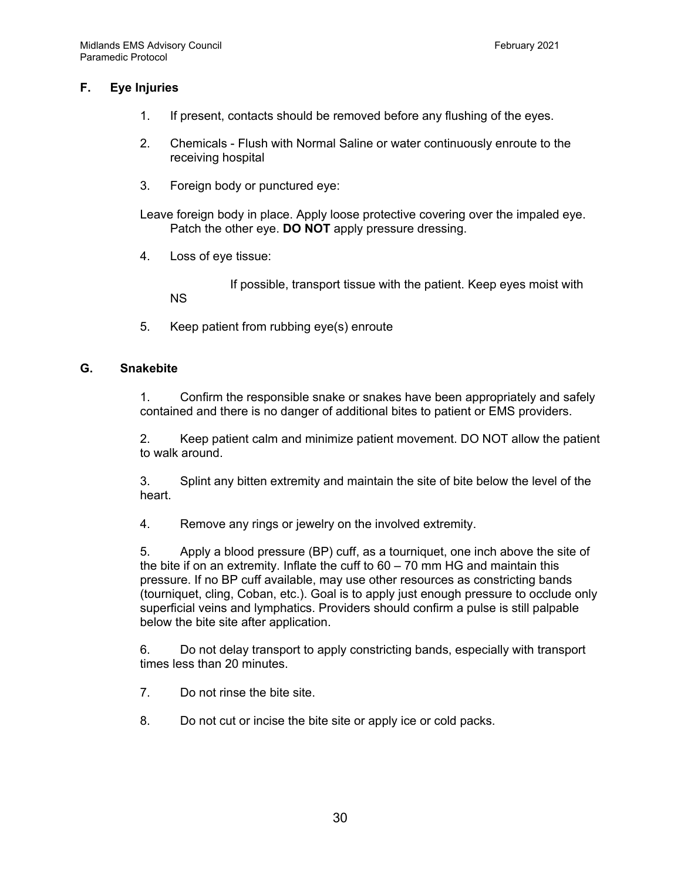## F. Eye Injuries

1. If present, contacts should be removed before any flushing of the eyes.

2. Chemicals - Flush with Normal Saline or water continuously enroute to the receiving hospital

3. Foreign body or punctured eye:

Leave foreign body in place. Apply loose protective covering over the impaled eye. Patch the other eye. **DO NOT** apply pressure dressing.

4. Loss of eye tissue:

If possible, transport tissue with the patient. Keep eyes moist with NS

5. Keep patient from rubbing eye(s) enroute

## G. Snakebite

1. Confirm the responsible snake or snakes have been appropriately and safely contained and there is no danger of additional bites to patient or EMS providers.

2. Keep patient calm and minimize patient movement. DO NOT allow the patient to walk around.

3. Splint any bitten extremity and maintain the site of bite below the level of the heart.

4. Remove any rings or jewelry on the involved extremity.

5. Apply a blood pressure (BP) cuff, as a tourniquet, one inch above the site of the bite if on an extremity. Inflate the cuff to 60 – 70 mm HG and maintain this pressure. If no BP cuff available, may use other resources as constricting bands (tourniquet, cling, Coban, etc.). Goal is to apply just enough pressure to occlude only superficial veins and lymphatics. Providers should confirm a pulse is still palpable below the bite site after application.

6. Do not delay transport to apply constricting bands, especially with transport times less than 20 minutes.

7. Do not rinse the bite site.

8. Do not cut or incise the bite site or apply ice or cold packs.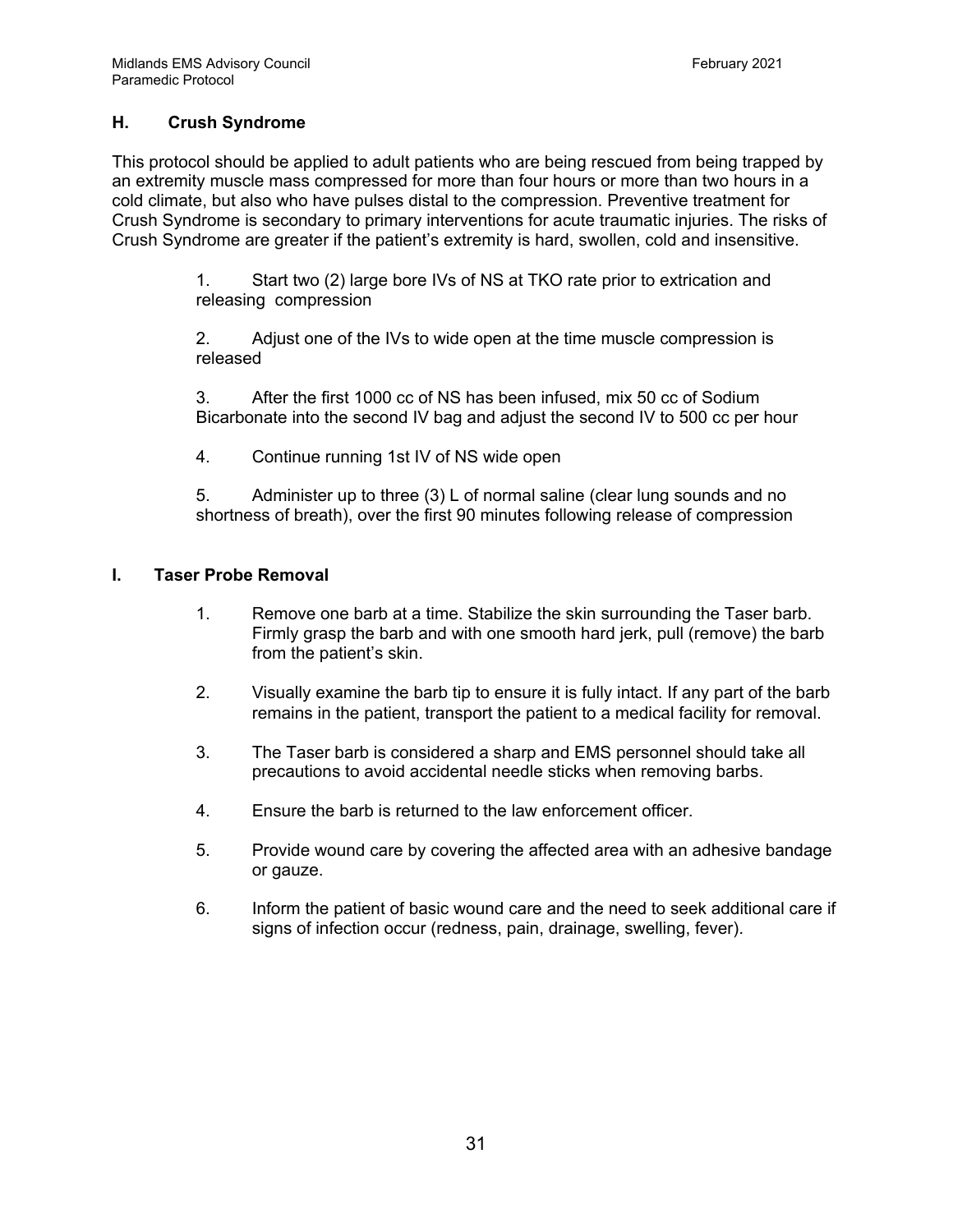### H. Crush Syndrome

This protocol should be applied to adult patients who are being rescued from being trapped by an extremity muscle mass compressed for more than four hours or more than two hours in a cold climate, but also who have pulses distal to the compression. Preventive treatment for Crush Syndrome is secondary to primary interventions for acute traumatic injuries. The risks of Crush Syndrome are greater if the patient's extremity is hard, swollen, cold and insensitive.

1. Start two (2) large bore IVs of NS at TKO rate prior to extrication and releasing compression

2. Adjust one of the IVs to wide open at the time muscle compression is released

3. After the first 1000 cc of NS has been infused, mix 50 cc of Sodium Bicarbonate into the second IV bag and adjust the second IV to 500 cc per hour

4. Continue running 1st IV of NS wide open

5. Administer up to three (3) L of normal saline (clear lung sounds and no shortness of breath), over the first 90 minutes following release of compression

### I. Taser Probe Removal

1. Remove one barb at a time. Stabilize the skin surrounding the Taser barb. Firmly grasp the barb and with one smooth hard jerk, pull (remove) the barb from the patient's skin.

2. Visually examine the barb tip to ensure it is fully intact. If any part of the barb remains in the patient, transport the patient to a medical facility for removal.

3. The Taser barb is considered a sharp and EMS personnel should take all precautions to avoid accidental needle sticks when removing barbs.

4. Ensure the barb is returned to the law enforcement officer.

5. Provide wound care by covering the affected area with an adhesive bandage or gauze.

6. Inform the patient of basic wound care and the need to seek additional care if signs of infection occur (redness, pain, drainage, swelling, fever).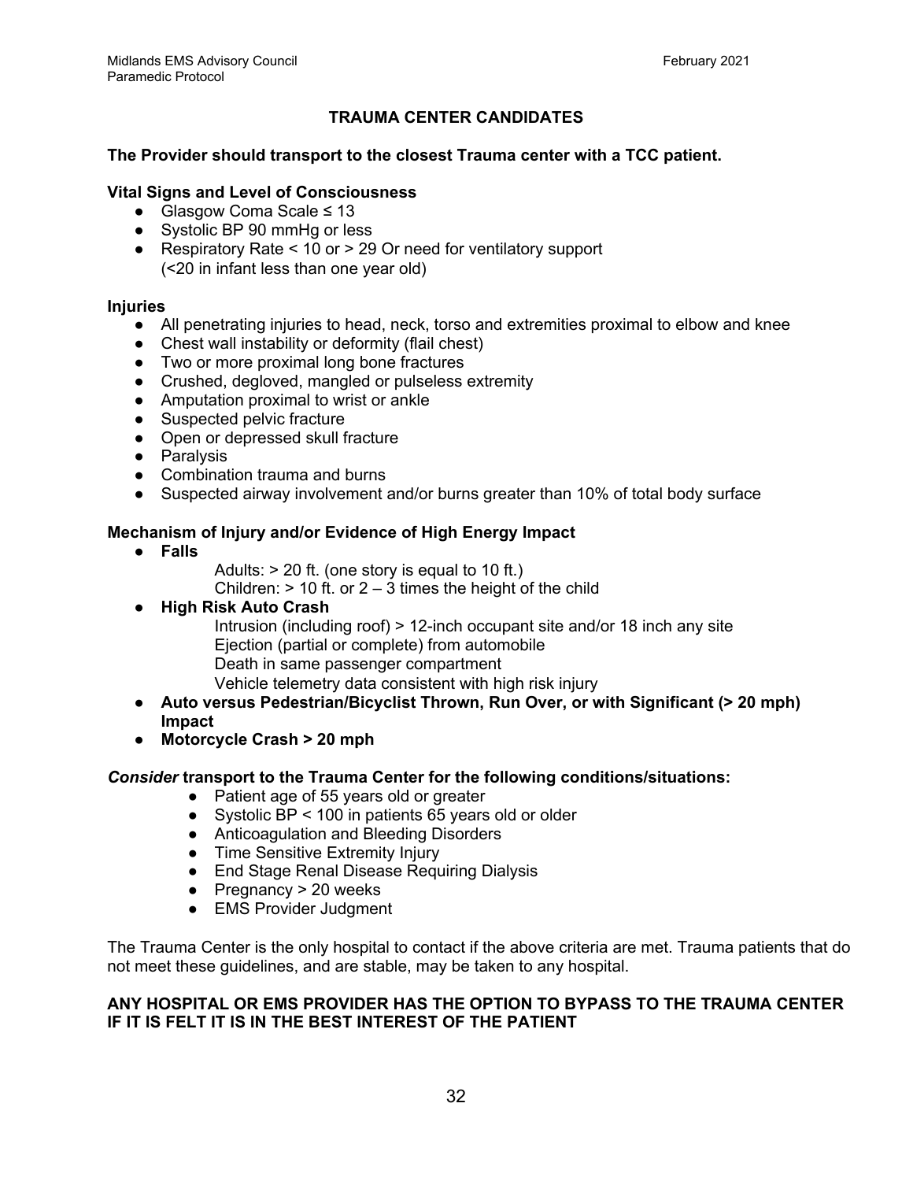# TRAUMA CENTER CANDIDATES

**The Provider should transport to the closest Trauma center with a TCC patient.**

**Vital Signs and Level of Consciousness**

- Glasgow Coma Scale ≤ 13
- Systolic BP 90 mmHg or less
- Respiratory Rate < 10 or > 29 Or need for ventilatory support (<20 in infant less than one year old)

**Injuries**

- All penetrating injuries to head, neck, torso and extremities proximal to elbow and knee
- Chest wall instability or deformity (flail chest)
- Two or more proximal long bone fractures
- Crushed, degloved, mangled or pulseless extremity
- Amputation proximal to wrist or ankle
- Suspected pelvic fracture
- Open or depressed skull fracture
- Paralysis
- Combination trauma and burns
- Suspected airway involvement and/or burns greater than 10% of total body surface

**Mechanism of Injury and/or Evidence of High Energy Impact**

- **Falls**
  - Adults: > 20 ft. (one story is equal to 10 ft.)
  - Children: > 10 ft. or 2 – 3 times the height of the child
- **High Risk Auto Crash**
  - Intrusion (including roof) > 12-inch occupant site and/or 18 inch any site
  - Ejection (partial or complete) from automobile
  - Death in same passenger compartment
  - Vehicle telemetry data consistent with high risk injury
- **Auto versus Pedestrian/Bicyclist Thrown, Run Over, or with Significant (> 20 mph) Impact**
- **Motorcycle Crash > 20 mph**

***Consider* transport to the Trauma Center for the following conditions/situations:**

- Patient age of 55 years old or greater
- Systolic BP < 100 in patients 65 years old or older
- Anticoagulation and Bleeding Disorders
- Time Sensitive Extremity Injury
- End Stage Renal Disease Requiring Dialysis
- Pregnancy > 20 weeks
- EMS Provider Judgment

The Trauma Center is the only hospital to contact if the above criteria are met. Trauma patients that do not meet these guidelines, and are stable, may be taken to any hospital.

**ANY HOSPITAL OR EMS PROVIDER HAS THE OPTION TO BYPASS TO THE TRAUMA CENTER IF IT IS FELT IT IS IN THE BEST INTEREST OF THE PATIENT**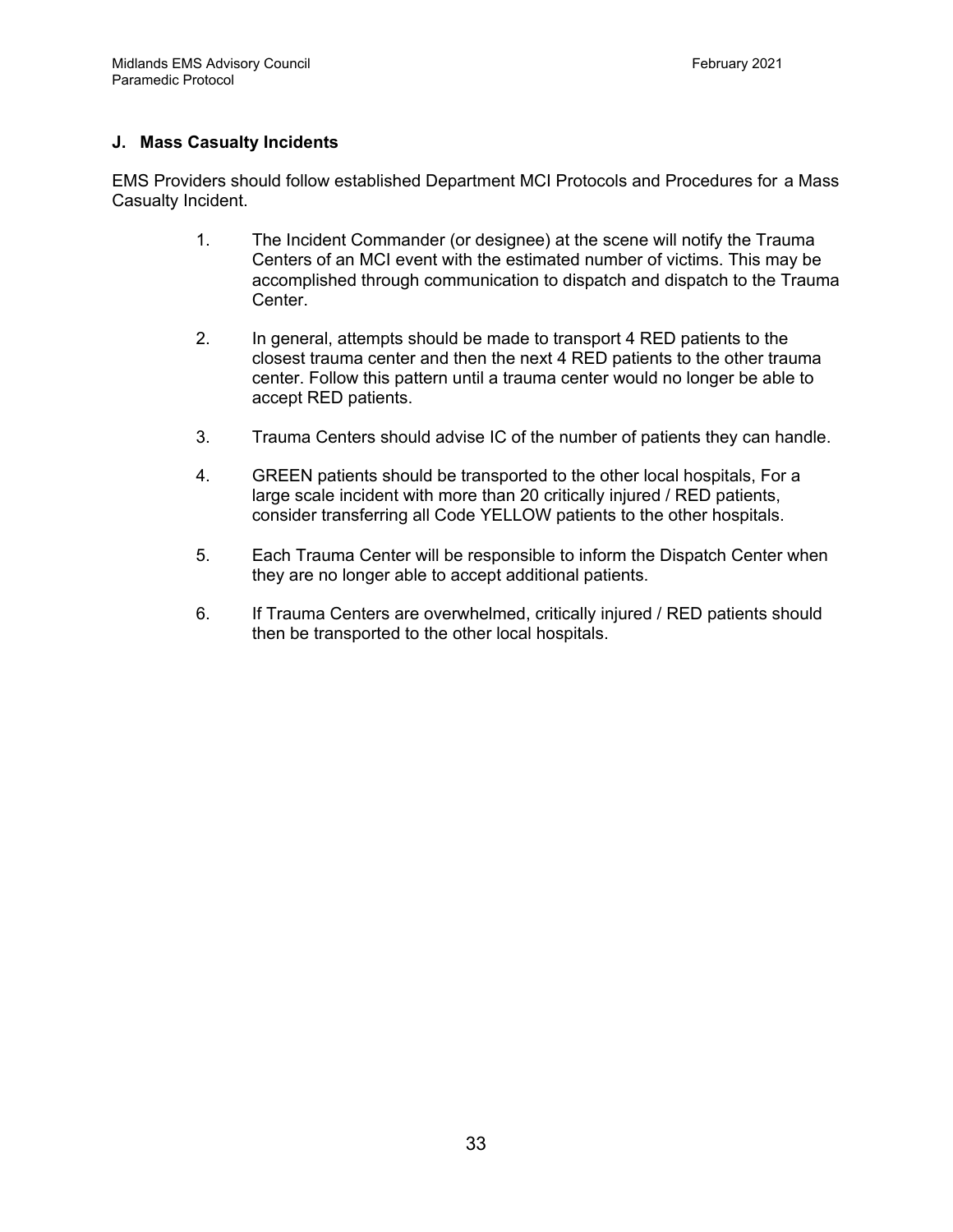## J. Mass Casualty Incidents

EMS Providers should follow established Department MCI Protocols and Procedures for a Mass Casualty Incident.

1. The Incident Commander (or designee) at the scene will notify the Trauma Centers of an MCI event with the estimated number of victims. This may be accomplished through communication to dispatch and dispatch to the Trauma Center.

2. In general, attempts should be made to transport 4 RED patients to the closest trauma center and then the next 4 RED patients to the other trauma center. Follow this pattern until a trauma center would no longer be able to accept RED patients.

3. Trauma Centers should advise IC of the number of patients they can handle.

4. GREEN patients should be transported to the other local hospitals, For a large scale incident with more than 20 critically injured / RED patients, consider transferring all Code YELLOW patients to the other hospitals.

5. Each Trauma Center will be responsible to inform the Dispatch Center when they are no longer able to accept additional patients.

6. If Trauma Centers are overwhelmed, critically injured / RED patients should then be transported to the other local hospitals.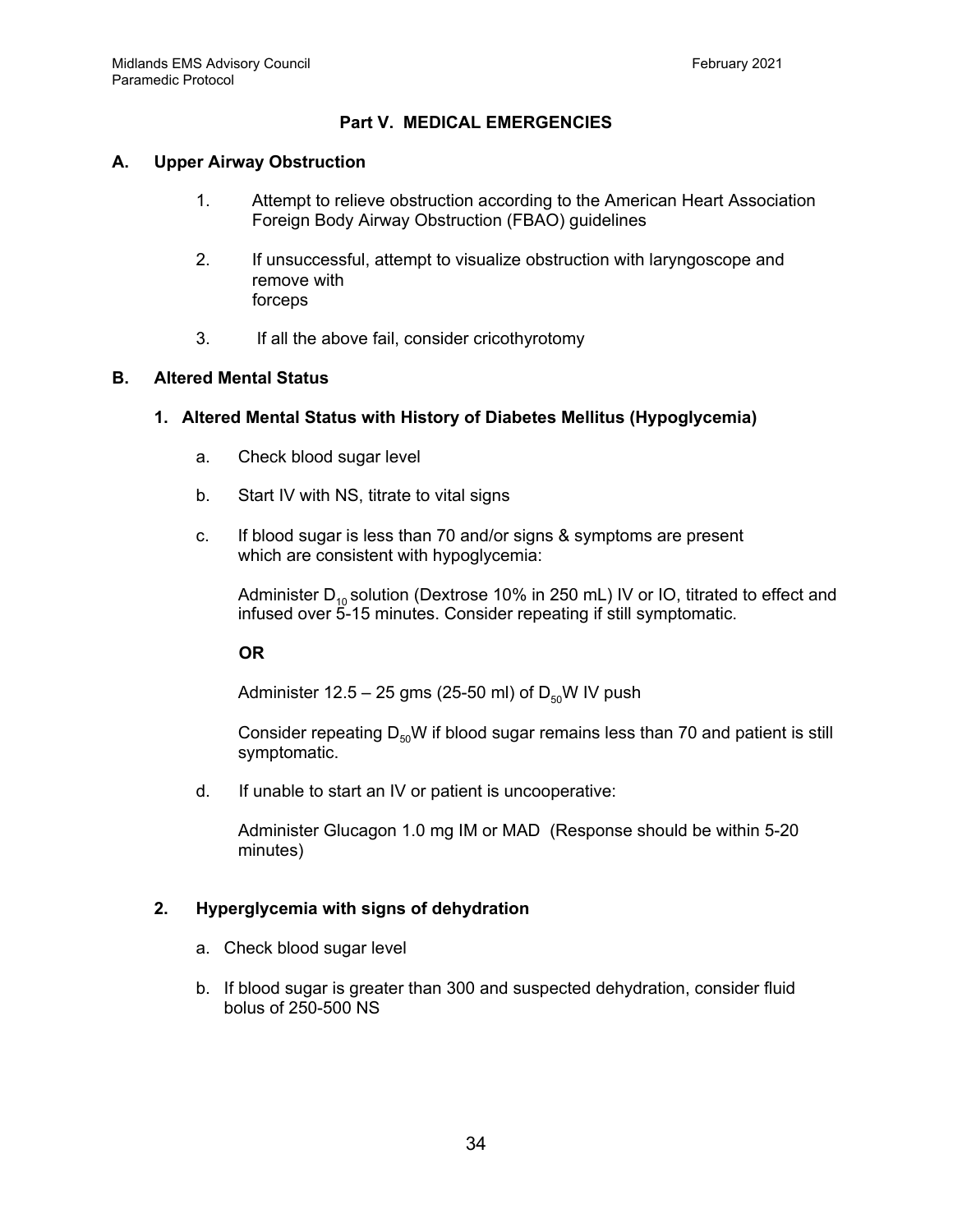## Part V. MEDICAL EMERGENCIES

### A. Upper Airway Obstruction

1. Attempt to relieve obstruction according to the American Heart Association Foreign Body Airway Obstruction (FBAO) guidelines

2. If unsuccessful, attempt to visualize obstruction with laryngoscope and remove with forceps

3. If all the above fail, consider cricothyrotomy

### B. Altered Mental Status

#### 1. Altered Mental Status with History of Diabetes Mellitus (Hypoglycemia)

a. Check blood sugar level

b. Start IV with NS, titrate to vital signs

c. If blood sugar is less than 70 and/or signs & symptoms are present which are consistent with hypoglycemia:

   Administer $D_{10}$ solution (Dextrose 10% in 250 mL) IV or IO, titrated to effect and infused over 5-15 minutes. Consider repeating if still symptomatic.

   **OR**

   Administer 12.5 – 25 gms (25-50 ml) of $D_{50}W$ IV push

   Consider repeating $D_{50}W$ if blood sugar remains less than 70 and patient is still symptomatic.

d. If unable to start an IV or patient is uncooperative:

   Administer Glucagon 1.0 mg IM or MAD (Response should be within 5-20 minutes)

#### 2. Hyperglycemia with signs of dehydration

a. Check blood sugar level

b. If blood sugar is greater than 300 and suspected dehydration, consider fluid bolus of 250-500 NS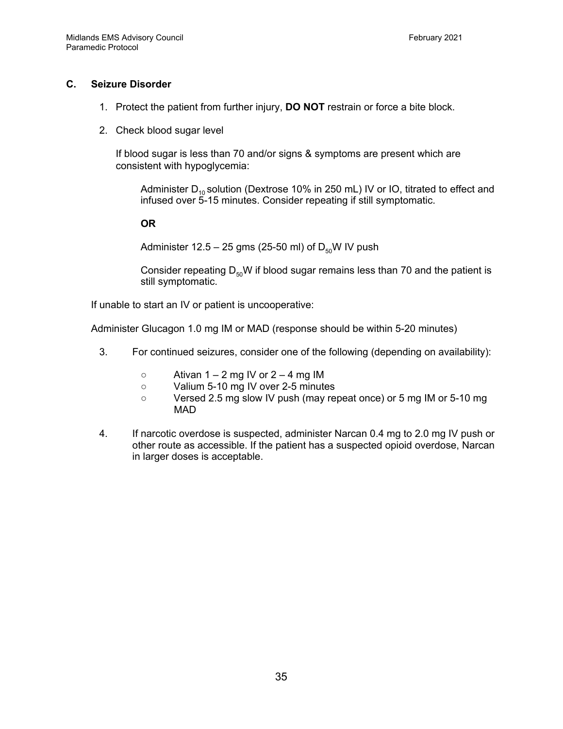### C. Seizure Disorder

1. Protect the patient from further injury, **DO NOT** restrain or force a bite block.

2. Check blood sugar level

   If blood sugar is less than 70 and/or signs & symptoms are present which are consistent with hypoglycemia:

   Administer $D_{10}$ solution (Dextrose 10% in 250 mL) IV or IO, titrated to effect and infused over 5-15 minutes. Consider repeating if still symptomatic.

   **OR**

   Administer 12.5 – 25 gms (25-50 ml) of $D_{50}W$ IV push

   Consider repeating $D_{50}W$ if blood sugar remains less than 70 and the patient is still symptomatic.

If unable to start an IV or patient is uncooperative:

Administer Glucagon 1.0 mg IM or MAD (response should be within 5-20 minutes)

3. For continued seizures, consider one of the following (depending on availability):
   - Ativan 1 – 2 mg IV or 2 – 4 mg IM
   - Valium 5-10 mg IV over 2-5 minutes
   - Versed 2.5 mg slow IV push (may repeat once) or 5 mg IM or 5-10 mg MAD

4. If narcotic overdose is suspected, administer Narcan 0.4 mg to 2.0 mg IV push or other route as accessible. If the patient has a suspected opioid overdose, Narcan in larger doses is acceptable.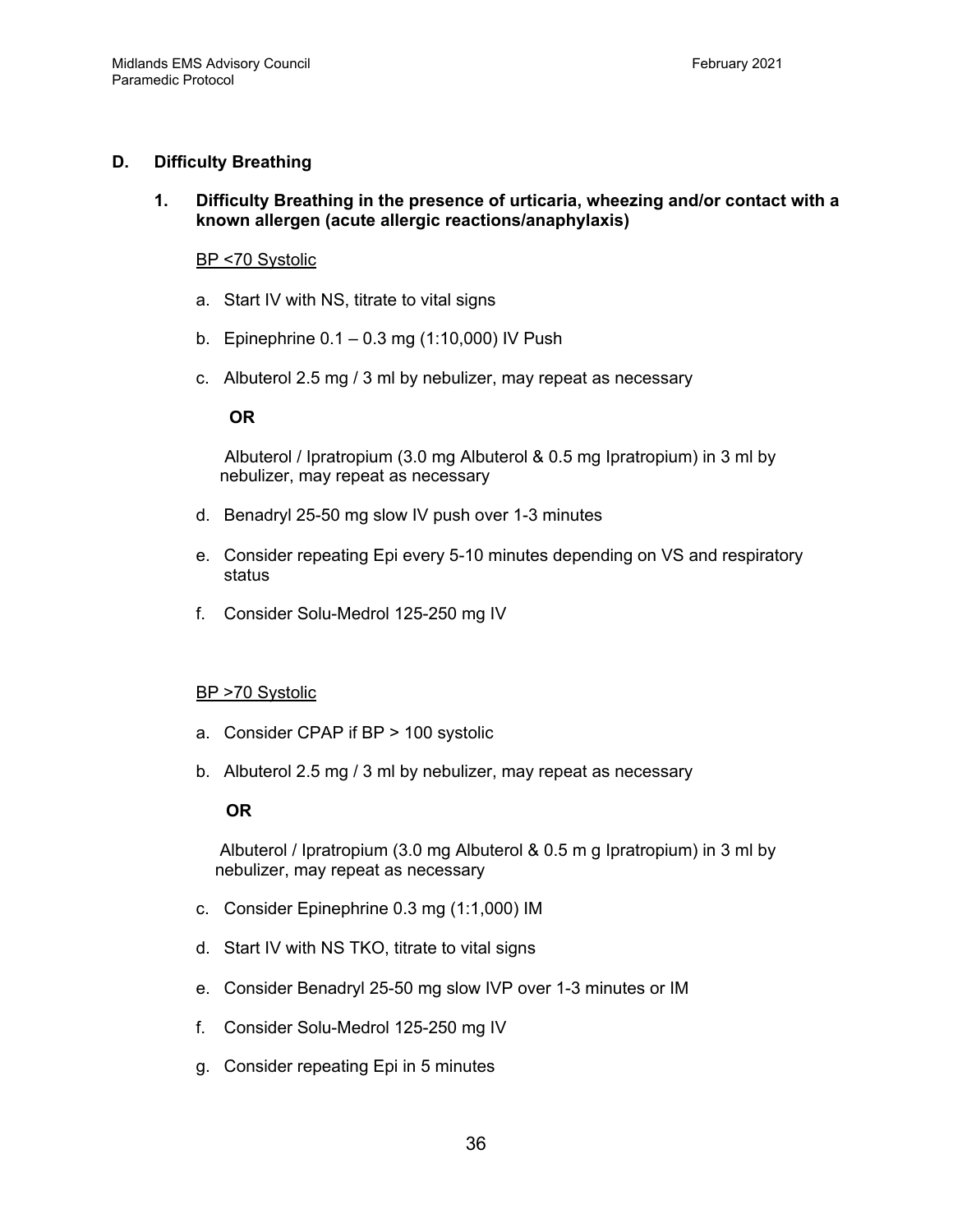## D. Difficulty Breathing

### 1. Difficulty Breathing in the presence of urticaria, wheezing and/or contact with a known allergen (acute allergic reactions/anaphylaxis)

<u>BP <70 Systolic</u>

a. Start IV with NS, titrate to vital signs

b. Epinephrine 0.1 – 0.3 mg (1:10,000) IV Push

c. Albuterol 2.5 mg / 3 ml by nebulizer, may repeat as necessary

   **OR**

   Albuterol / Ipratropium (3.0 mg Albuterol & 0.5 mg Ipratropium) in 3 ml by nebulizer, may repeat as necessary

d. Benadryl 25-50 mg slow IV push over 1-3 minutes

e. Consider repeating Epi every 5-10 minutes depending on VS and respiratory status

f. Consider Solu-Medrol 125-250 mg IV

<u>BP >70 Systolic</u>

a. Consider CPAP if BP > 100 systolic

b. Albuterol 2.5 mg / 3 ml by nebulizer, may repeat as necessary

   **OR**

   Albuterol / Ipratropium (3.0 mg Albuterol & 0.5 m g Ipratropium) in 3 ml by nebulizer, may repeat as necessary

c. Consider Epinephrine 0.3 mg (1:1,000) IM

d. Start IV with NS TKO, titrate to vital signs

e. Consider Benadryl 25-50 mg slow IVP over 1-3 minutes or IM

f. Consider Solu-Medrol 125-250 mg IV

g. Consider repeating Epi in 5 minutes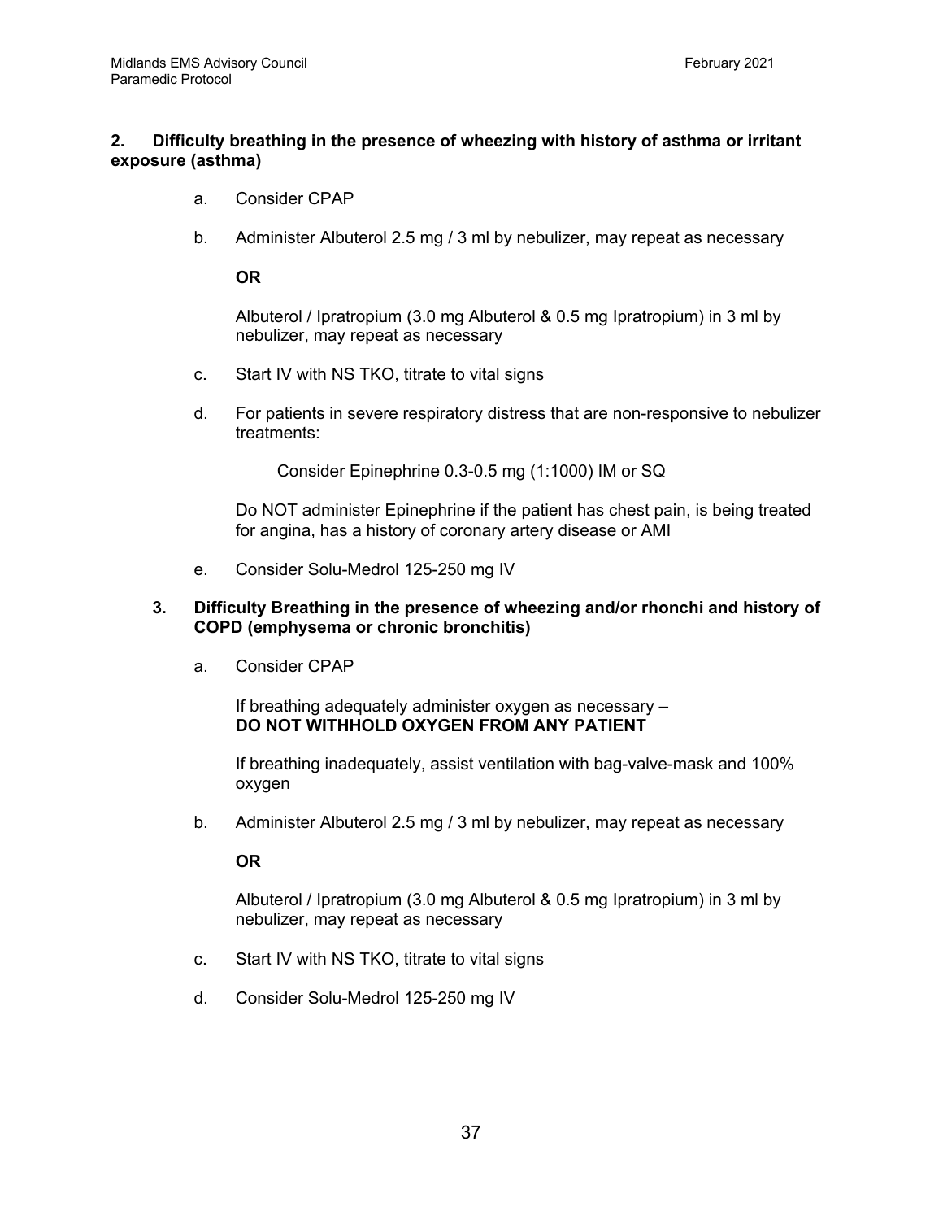**2. Difficulty breathing in the presence of wheezing with history of asthma or irritant exposure (asthma)**

a. Consider CPAP

b. Administer Albuterol 2.5 mg / 3 ml by nebulizer, may repeat as necessary

   **OR**

   Albuterol / Ipratropium (3.0 mg Albuterol & 0.5 mg Ipratropium) in 3 ml by nebulizer, may repeat as necessary

c. Start IV with NS TKO, titrate to vital signs

d. For patients in severe respiratory distress that are non-responsive to nebulizer treatments:

   Consider Epinephrine 0.3-0.5 mg (1:1000) IM or SQ

   Do NOT administer Epinephrine if the patient has chest pain, is being treated for angina, has a history of coronary artery disease or AMI

e. Consider Solu-Medrol 125-250 mg IV

**3. Difficulty Breathing in the presence of wheezing and/or rhonchi and history of COPD (emphysema or chronic bronchitis)**

a. Consider CPAP

   If breathing adequately administer oxygen as necessary – **DO NOT WITHHOLD OXYGEN FROM ANY PATIENT**

   If breathing inadequately, assist ventilation with bag-valve-mask and 100% oxygen

b. Administer Albuterol 2.5 mg / 3 ml by nebulizer, may repeat as necessary

   **OR**

   Albuterol / Ipratropium (3.0 mg Albuterol & 0.5 mg Ipratropium) in 3 ml by nebulizer, may repeat as necessary

c. Start IV with NS TKO, titrate to vital signs

d. Consider Solu-Medrol 125-250 mg IV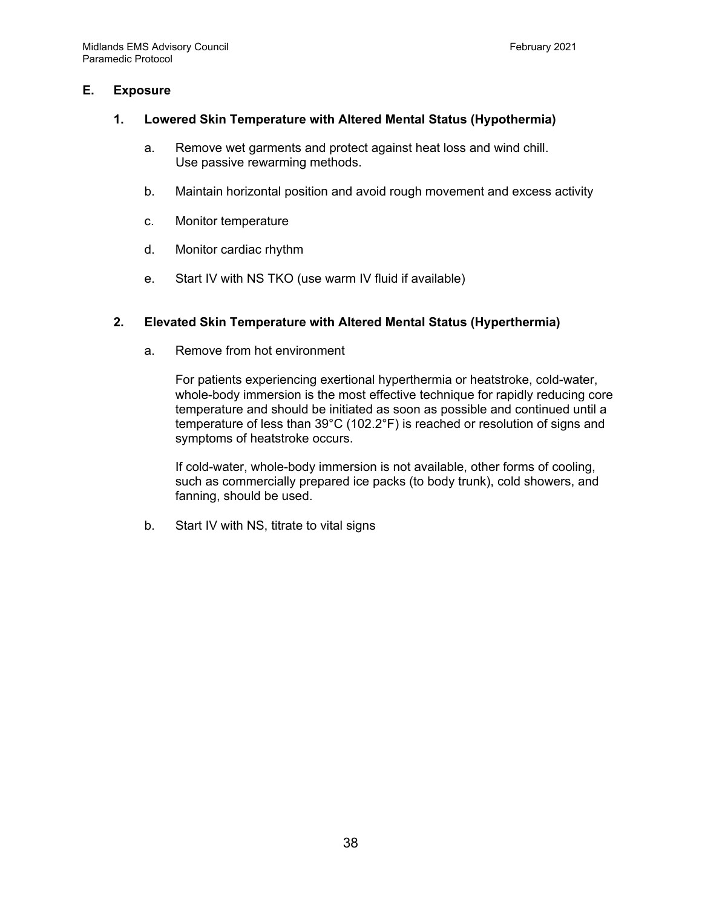## E. Exposure

### 1. Lowered Skin Temperature with Altered Mental Status (Hypothermia)

a. Remove wet garments and protect against heat loss and wind chill. Use passive rewarming methods.

b. Maintain horizontal position and avoid rough movement and excess activity

c. Monitor temperature

d. Monitor cardiac rhythm

e. Start IV with NS TKO (use warm IV fluid if available)

### 2. Elevated Skin Temperature with Altered Mental Status (Hyperthermia)

a. Remove from hot environment

   For patients experiencing exertional hyperthermia or heatstroke, cold-water, whole-body immersion is the most effective technique for rapidly reducing core temperature and should be initiated as soon as possible and continued until a temperature of less than 39°C (102.2°F) is reached or resolution of signs and symptoms of heatstroke occurs.

   If cold-water, whole-body immersion is not available, other forms of cooling, such as commercially prepared ice packs (to body trunk), cold showers, and fanning, should be used.

b. Start IV with NS, titrate to vital signs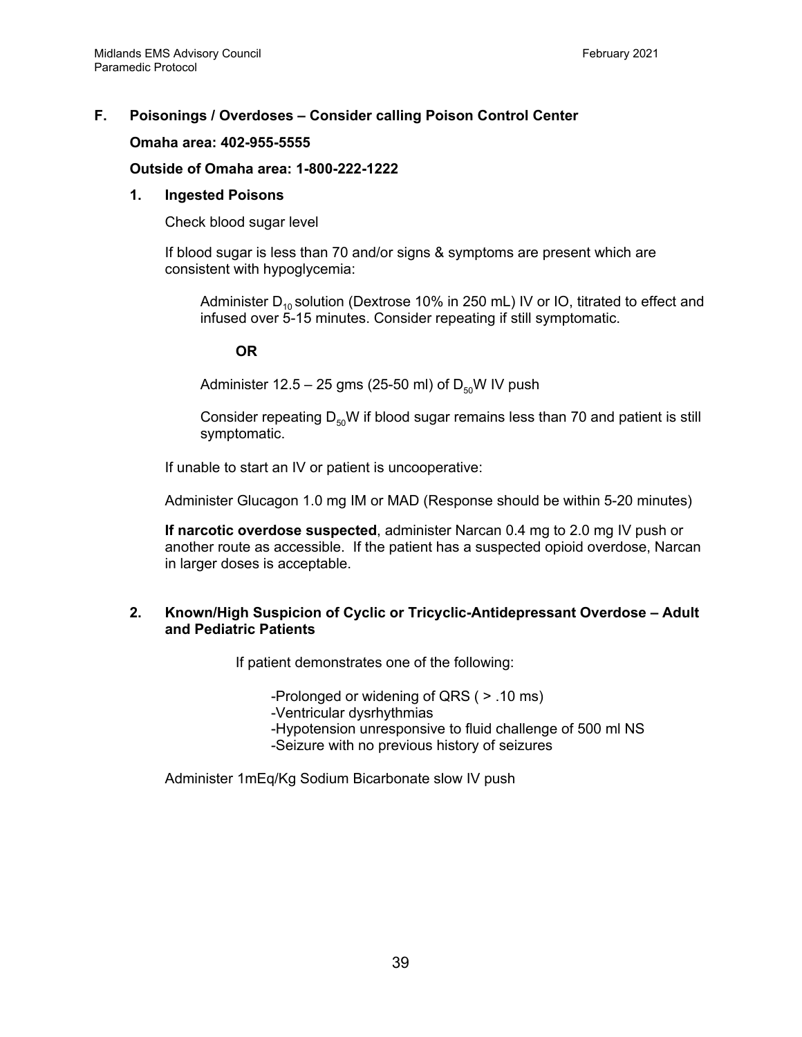## F. Poisonings / Overdoses – Consider calling Poison Control Center

**Omaha area: 402-955-5555**

**Outside of Omaha area: 1-800-222-1222**

### 1. Ingested Poisons

Check blood sugar level

If blood sugar is less than 70 and/or signs & symptoms are present which are consistent with hypoglycemia:

> Administer $D_{10}$ solution (Dextrose 10% in 250 mL) IV or IO, titrated to effect and infused over 5-15 minutes. Consider repeating if still symptomatic.
>
> **OR**
>
> Administer 12.5 – 25 gms (25-50 ml) of $D_{50}$W IV push
>
> Consider repeating $D_{50}$W if blood sugar remains less than 70 and patient is still symptomatic.

If unable to start an IV or patient is uncooperative:

Administer Glucagon 1.0 mg IM or MAD (Response should be within 5-20 minutes)

**If narcotic overdose suspected**, administer Narcan 0.4 mg to 2.0 mg IV push or another route as accessible. If the patient has a suspected opioid overdose, Narcan in larger doses is acceptable.

### 2. Known/High Suspicion of Cyclic or Tricyclic-Antidepressant Overdose – Adult and Pediatric Patients

If patient demonstrates one of the following:

- -Prolonged or widening of QRS ( > .10 ms)
- -Ventricular dysrhythmias
- -Hypotension unresponsive to fluid challenge of 500 ml NS
- -Seizure with no previous history of seizures

Administer 1mEq/Kg Sodium Bicarbonate slow IV push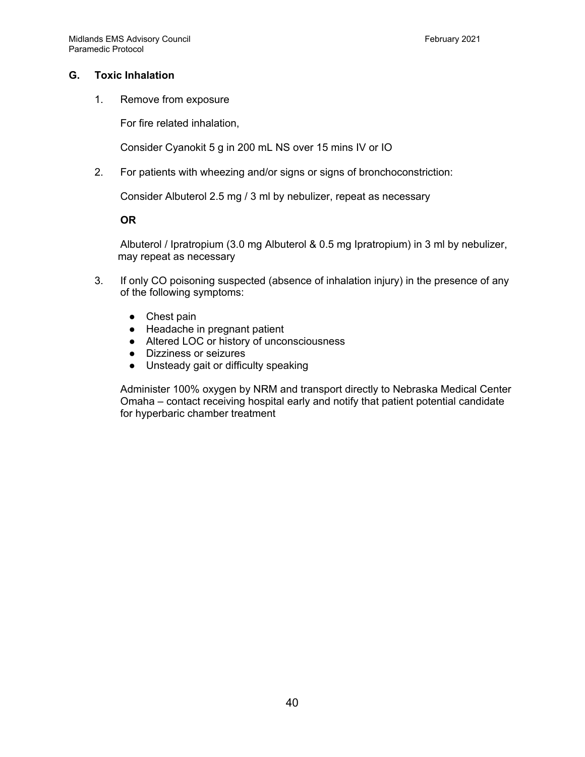### G. Toxic Inhalation

1. Remove from exposure

   For fire related inhalation,

   Consider Cyanokit 5 g in 200 mL NS over 15 mins IV or IO

2. For patients with wheezing and/or signs or signs of bronchoconstriction:

   Consider Albuterol 2.5 mg / 3 ml by nebulizer, repeat as necessary

   **OR**

   Albuterol / Ipratropium (3.0 mg Albuterol & 0.5 mg Ipratropium) in 3 ml by nebulizer, may repeat as necessary

3. If only CO poisoning suspected (absence of inhalation injury) in the presence of any of the following symptoms:

   - Chest pain
   - Headache in pregnant patient
   - Altered LOC or history of unconsciousness
   - Dizziness or seizures
   - Unsteady gait or difficulty speaking

   Administer 100% oxygen by NRM and transport directly to Nebraska Medical Center Omaha – contact receiving hospital early and notify that patient potential candidate for hyperbaric chamber treatment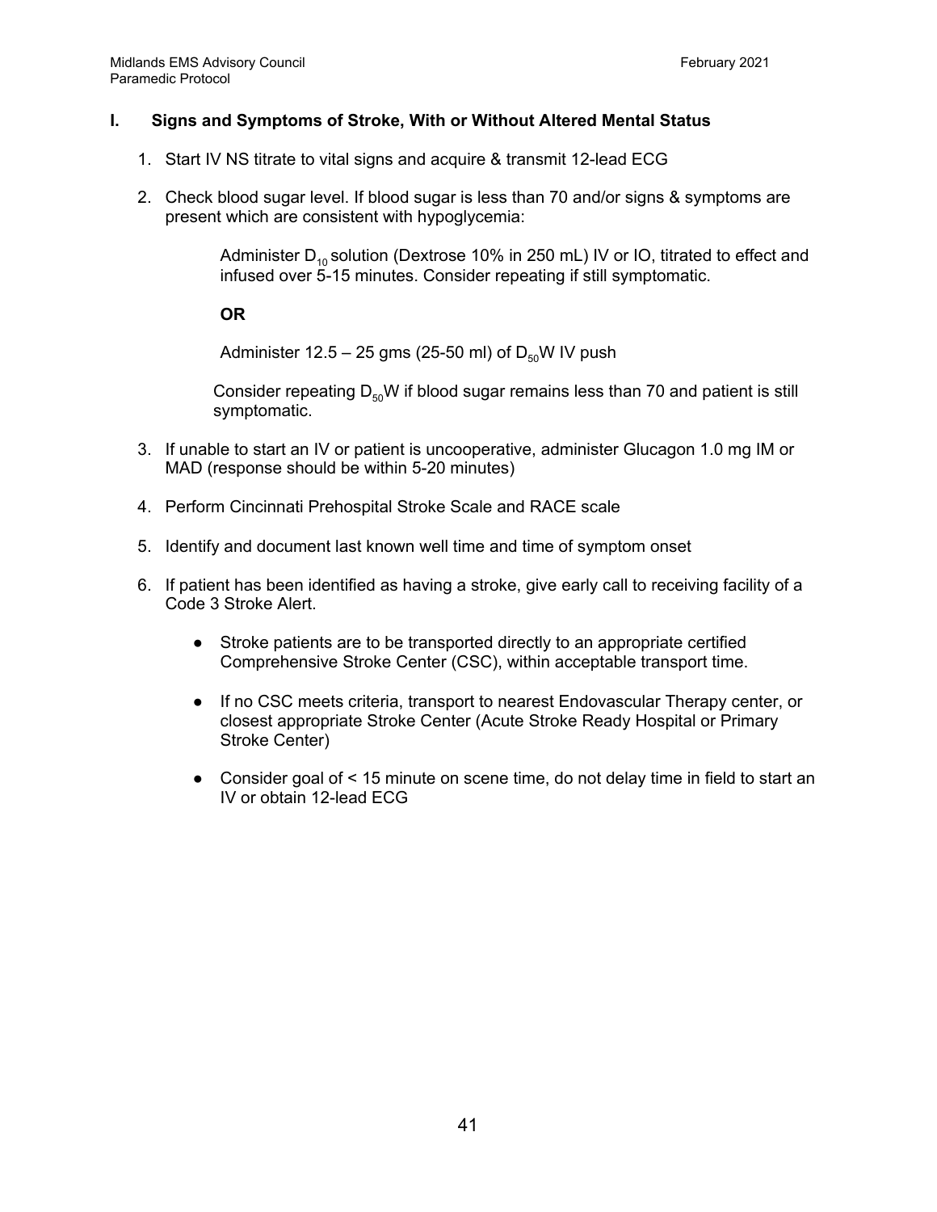## I. Signs and Symptoms of Stroke, With or Without Altered Mental Status

1. Start IV NS titrate to vital signs and acquire & transmit 12-lead ECG
2. Check blood sugar level. If blood sugar is less than 70 and/or signs & symptoms are present which are consistent with hypoglycemia:

   Administer $D_{10}$ solution (Dextrose 10% in 250 mL) IV or IO, titrated to effect and infused over 5-15 minutes. Consider repeating if still symptomatic.

   **OR**

   Administer 12.5 – 25 gms (25-50 ml) of $D_{50}W$ IV push

   Consider repeating $D_{50}W$ if blood sugar remains less than 70 and patient is still symptomatic.

3. If unable to start an IV or patient is uncooperative, administer Glucagon 1.0 mg IM or MAD (response should be within 5-20 minutes)
4. Perform Cincinnati Prehospital Stroke Scale and RACE scale
5. Identify and document last known well time and time of symptom onset
6. If patient has been identified as having a stroke, give early call to receiving facility of a Code 3 Stroke Alert.
   - Stroke patients are to be transported directly to an appropriate certified Comprehensive Stroke Center (CSC), within acceptable transport time.
   - If no CSC meets criteria, transport to nearest Endovascular Therapy center, or closest appropriate Stroke Center (Acute Stroke Ready Hospital or Primary Stroke Center)
   - Consider goal of < 15 minute on scene time, do not delay time in field to start an IV or obtain 12-lead ECG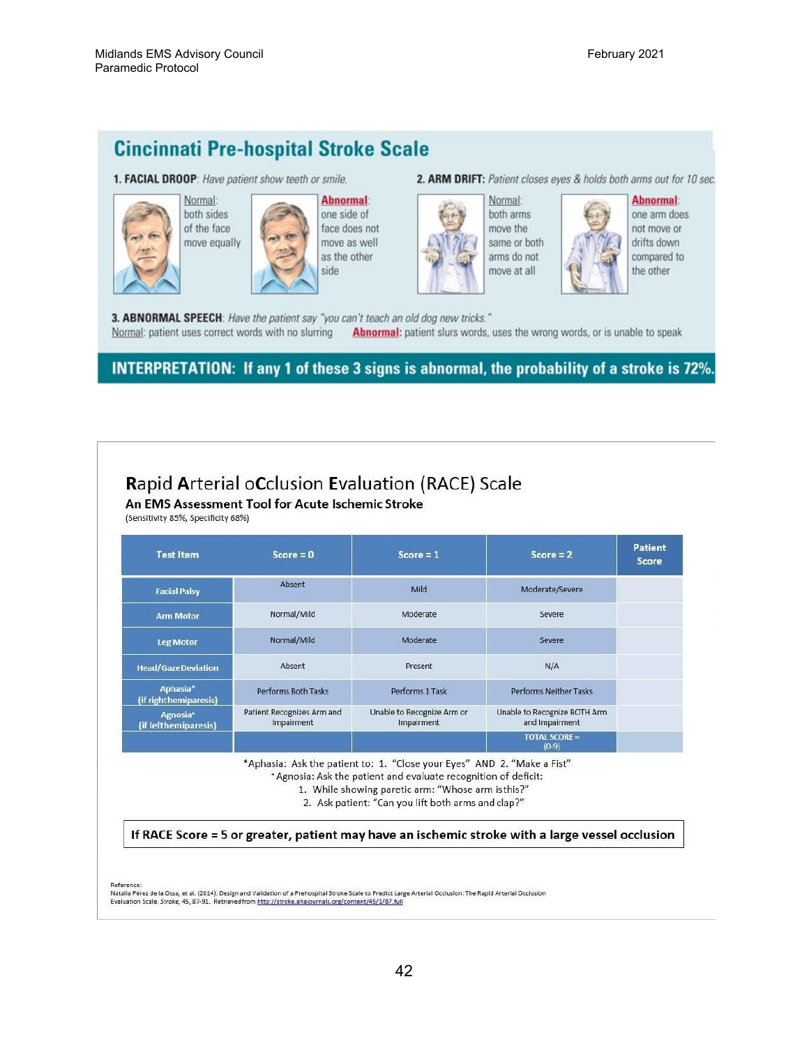## Cincinnati Pre-hospital Stroke Scale

**1. FACIAL DROOP**: *Have patient show teeth or smile.*

Normal: both sides of the face move equally

Abnormal: one side of face does not move as well as the other side

**2. ARM DRIFT:** *Patient closes eyes & holds both arms out for 10 sec.*

Normal: both arms move the same or both arms do not move at all

Abnormal: one arm does not move or drifts down compared to the other

**3. ABNORMAL SPEECH**: *Have the patient say "you can't teach an old dog new tricks."*

Normal: patient uses correct words with no slurring

Abnormal: patient slurs words, uses the wrong words, or is unable to speak

**INTERPRETATION: If any 1 of these 3 signs is abnormal, the probability of a stroke is 72%.**

## Rapid Arterial oCclusion Evaluation (RACE) Scale

### An EMS Assessment Tool for Acute Ischemic Stroke

(Sensitivity 85%, Specificity 68%)

| Test Item | Score = 0 | Score = 1 | Score = 2 | Patient Score |
|---|---|---|---|---|
| Facial Palsy | Absent | Mild | Moderate/Severe | |
| Arm Motor | Normal/Mild | Moderate | Severe | |
| Leg Motor | Normal/Mild | Moderate | Severe | |
| Head/Gaze Deviation | Absent | Present | N/A | |
| Aphasia* (if right hemiparesis) | Performs Both Tasks | Performs 1 Task | Performs Neither Tasks | |
| Agnosia+ (if left hemiparesis) | Patient Recognizes Arm and Impairment | Unable to Recognize Arm or Impairment | Unable to Recognize BOTH Arm and Impairment | |
| | | | TOTAL SCORE = (0-9) | |

*Aphasia: Ask the patient to: 1. "Close your Eyes" AND 2. "Make a Fist"

+Agnosia: Ask the patient and evaluate recognition of deficit:

1. While showing paretic arm: "Whose arm is this?"
2. Ask patient: "Can you lift both arms and clap?"

**If RACE Score = 5 or greater, patient may have an ischemic stroke with a large vessel occlusion**

Reference:
Natalia Pérez de la Ossa, et al. (2014). Design and Validation of a Prehospital Stroke Scale to Predict Large Arterial Occlusion: The Rapid Arterial Occlusion Evaluation Scale. *Stroke*, 45, 87-91. Retrieved from http://stroke.ahajournals.org/content/45/1/87.full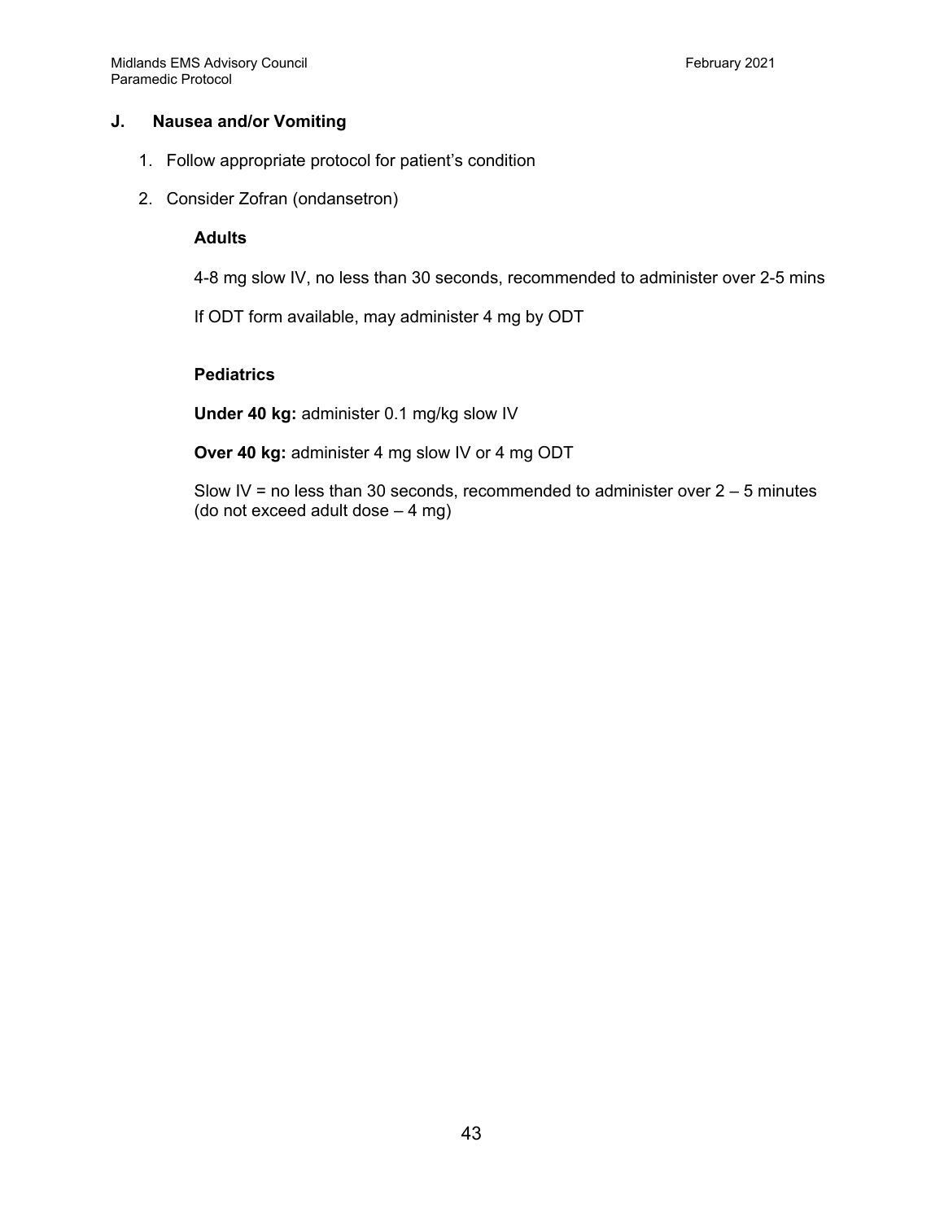## J. Nausea and/or Vomiting

1. Follow appropriate protocol for patient's condition
2. Consider Zofran (ondansetron)

**Adults**

4-8 mg slow IV, no less than 30 seconds, recommended to administer over 2-5 mins

If ODT form available, may administer 4 mg by ODT

**Pediatrics**

**Under 40 kg:** administer 0.1 mg/kg slow IV

**Over 40 kg:** administer 4 mg slow IV or 4 mg ODT

Slow IV = no less than 30 seconds, recommended to administer over 2 – 5 minutes (do not exceed adult dose – 4 mg)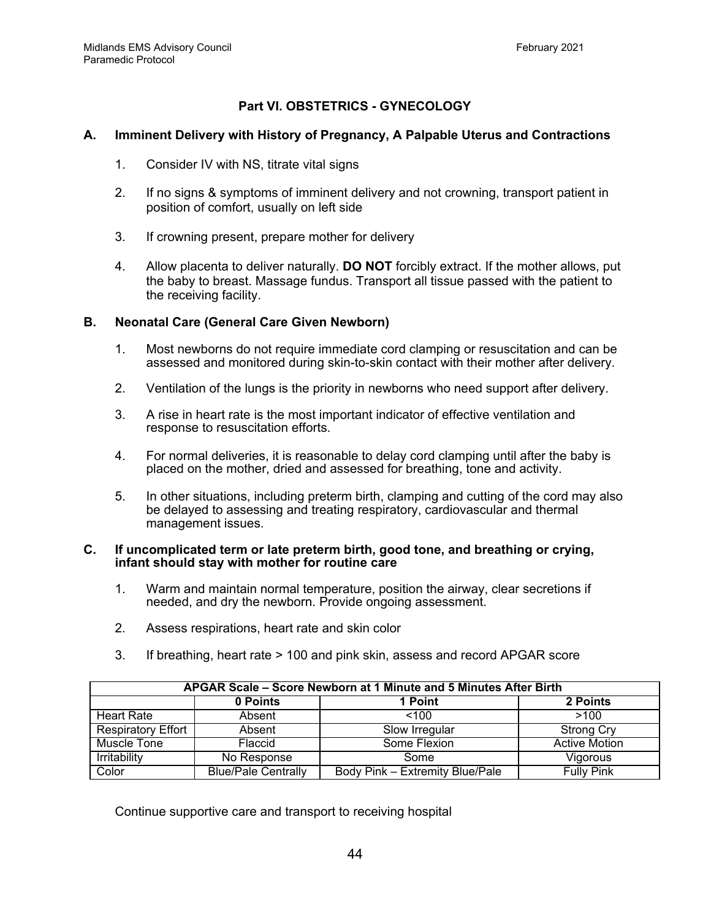## Part VI. OBSTETRICS - GYNECOLOGY

### A. Imminent Delivery with History of Pregnancy, A Palpable Uterus and Contractions

1. Consider IV with NS, titrate vital signs
2. If no signs & symptoms of imminent delivery and not crowning, transport patient in position of comfort, usually on left side
3. If crowning present, prepare mother for delivery
4. Allow placenta to deliver naturally. **DO NOT** forcibly extract. If the mother allows, put the baby to breast. Massage fundus. Transport all tissue passed with the patient to the receiving facility.

### B. Neonatal Care (General Care Given Newborn)

1. Most newborns do not require immediate cord clamping or resuscitation and can be assessed and monitored during skin-to-skin contact with their mother after delivery.
2. Ventilation of the lungs is the priority in newborns who need support after delivery.
3. A rise in heart rate is the most important indicator of effective ventilation and response to resuscitation efforts.
4. For normal deliveries, it is reasonable to delay cord clamping until after the baby is placed on the mother, dried and assessed for breathing, tone and activity.
5. In other situations, including preterm birth, clamping and cutting of the cord may also be delayed to assessing and treating respiratory, cardiovascular and thermal management issues.

### C. If uncomplicated term or late preterm birth, good tone, and breathing or crying, infant should stay with mother for routine care

1. Warm and maintain normal temperature, position the airway, clear secretions if needed, and dry the newborn. Provide ongoing assessment.
2. Assess respirations, heart rate and skin color
3. If breathing, heart rate > 100 and pink skin, assess and record APGAR score

| APGAR Scale – Score Newborn at 1 Minute and 5 Minutes After Birth | | | |
|---|---|---|---|
| | **0 Points** | **1 Point** | **2 Points** |
| Heart Rate | Absent | <100 | >100 |
| Respiratory Effort | Absent | Slow Irregular | Strong Cry |
| Muscle Tone | Flaccid | Some Flexion | Active Motion |
| Irritability | No Response | Some | Vigorous |
| Color | Blue/Pale Centrally | Body Pink – Extremity Blue/Pale | Fully Pink |

Continue supportive care and transport to receiving hospital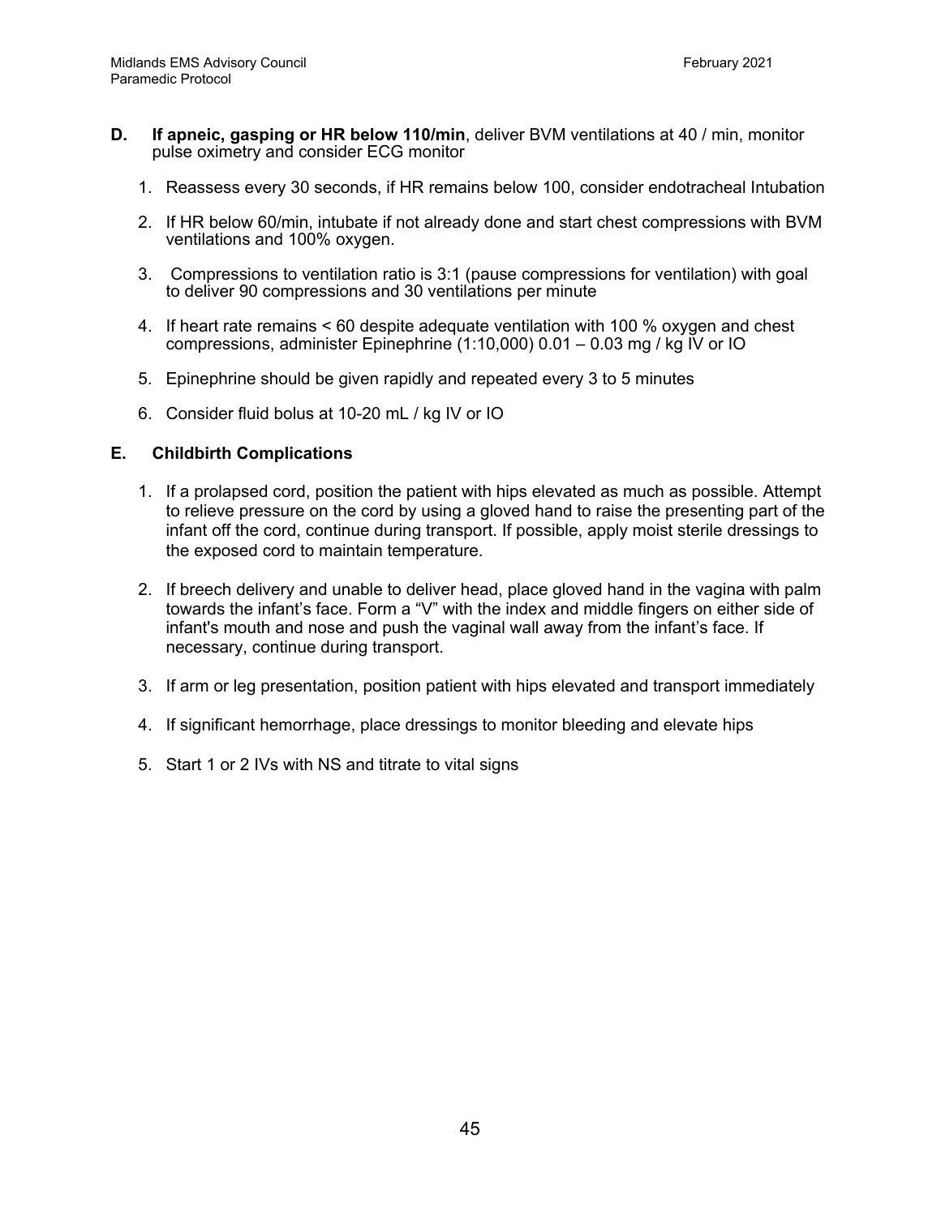**D. If apneic, gasping or HR below 110/min**, deliver BVM ventilations at 40 / min, monitor pulse oximetry and consider ECG monitor

1. Reassess every 30 seconds, if HR remains below 100, consider endotracheal Intubation
2. If HR below 60/min, intubate if not already done and start chest compressions with BVM ventilations and 100% oxygen.
3. Compressions to ventilation ratio is 3:1 (pause compressions for ventilation) with goal to deliver 90 compressions and 30 ventilations per minute
4. If heart rate remains < 60 despite adequate ventilation with 100 % oxygen and chest compressions, administer Epinephrine (1:10,000) 0.01 – 0.03 mg / kg IV or IO
5. Epinephrine should be given rapidly and repeated every 3 to 5 minutes
6. Consider fluid bolus at 10-20 mL / kg IV or IO

**E. Childbirth Complications**

1. If a prolapsed cord, position the patient with hips elevated as much as possible. Attempt to relieve pressure on the cord by using a gloved hand to raise the presenting part of the infant off the cord, continue during transport. If possible, apply moist sterile dressings to the exposed cord to maintain temperature.
2. If breech delivery and unable to deliver head, place gloved hand in the vagina with palm towards the infant's face. Form a "V" with the index and middle fingers on either side of infant's mouth and nose and push the vaginal wall away from the infant's face. If necessary, continue during transport.
3. If arm or leg presentation, position patient with hips elevated and transport immediately
4. If significant hemorrhage, place dressings to monitor bleeding and elevate hips
5. Start 1 or 2 IVs with NS and titrate to vital signs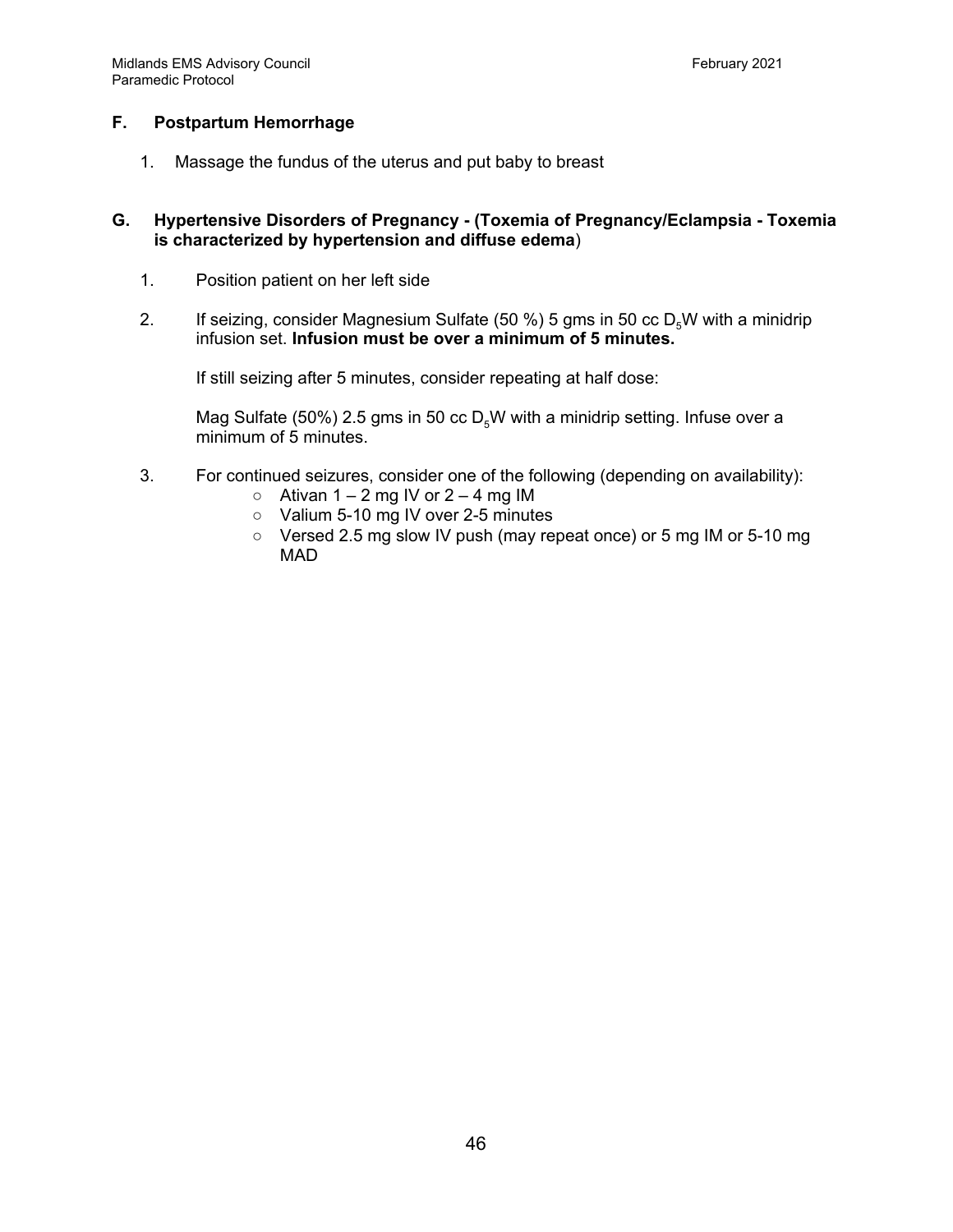### F. Postpartum Hemorrhage

1. Massage the fundus of the uterus and put baby to breast

### G. Hypertensive Disorders of Pregnancy - (Toxemia of Pregnancy/Eclampsia - Toxemia is characterized by hypertension and diffuse edema)

1. Position patient on her left side

2. If seizing, consider Magnesium Sulfate (50 %) 5 gms in 50 cc $D_5W$ with a minidrip infusion set. **Infusion must be over a minimum of 5 minutes.**

   If still seizing after 5 minutes, consider repeating at half dose:

   Mag Sulfate (50%) 2.5 gms in 50 cc $D_5W$ with a minidrip setting. Infuse over a minimum of 5 minutes.

3. For continued seizures, consider one of the following (depending on availability):
   - Ativan 1 – 2 mg IV or 2 – 4 mg IM
   - Valium 5-10 mg IV over 2-5 minutes
   - Versed 2.5 mg slow IV push (may repeat once) or 5 mg IM or 5-10 mg MAD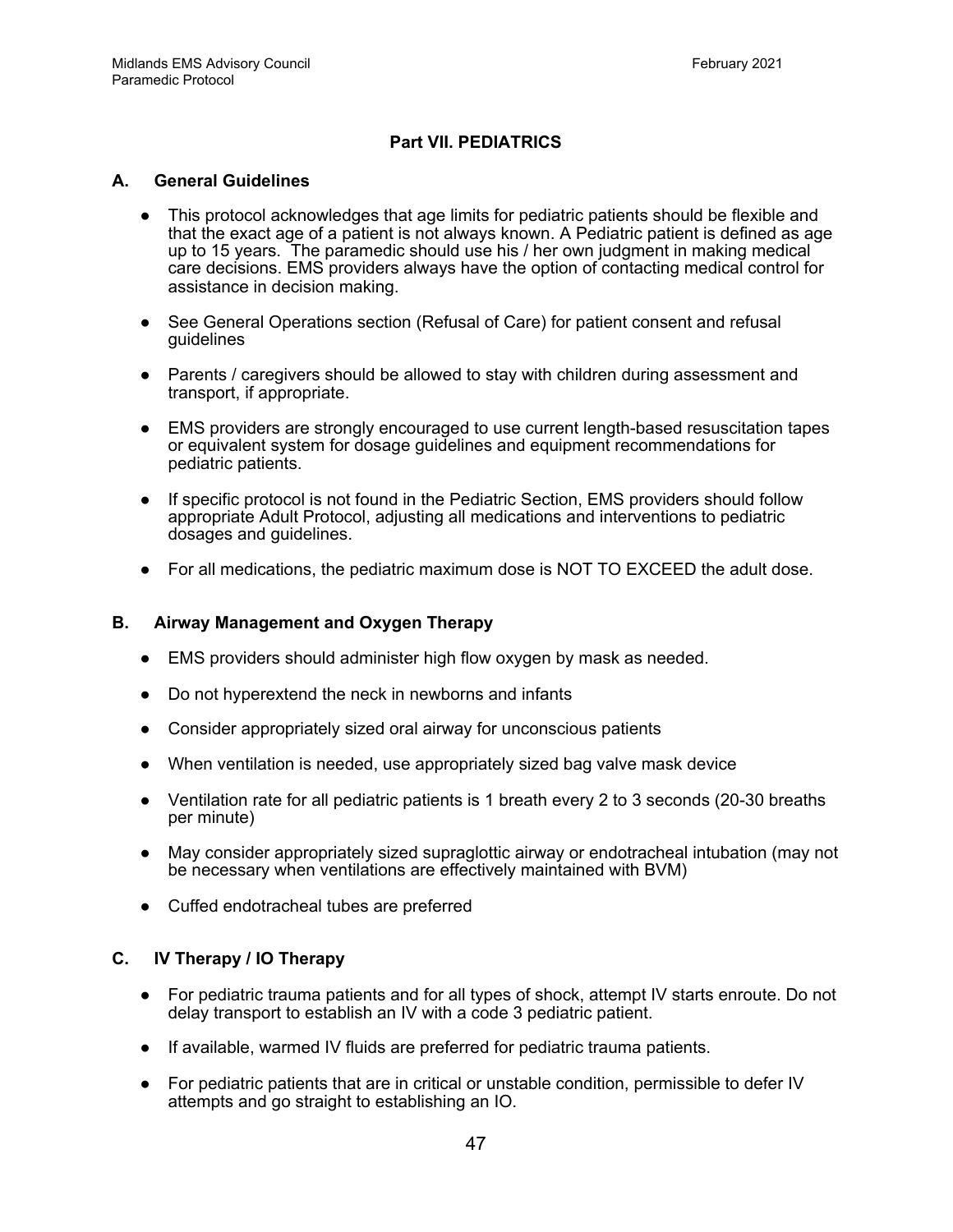# Part VII. PEDIATRICS

## A. General Guidelines

- This protocol acknowledges that age limits for pediatric patients should be flexible and that the exact age of a patient is not always known. A Pediatric patient is defined as age up to 15 years. The paramedic should use his / her own judgment in making medical care decisions. EMS providers always have the option of contacting medical control for assistance in decision making.
- See General Operations section (Refusal of Care) for patient consent and refusal guidelines
- Parents / caregivers should be allowed to stay with children during assessment and transport, if appropriate.
- EMS providers are strongly encouraged to use current length-based resuscitation tapes or equivalent system for dosage guidelines and equipment recommendations for pediatric patients.
- If specific protocol is not found in the Pediatric Section, EMS providers should follow appropriate Adult Protocol, adjusting all medications and interventions to pediatric dosages and guidelines.
- For all medications, the pediatric maximum dose is NOT TO EXCEED the adult dose.

## B. Airway Management and Oxygen Therapy

- EMS providers should administer high flow oxygen by mask as needed.
- Do not hyperextend the neck in newborns and infants
- Consider appropriately sized oral airway for unconscious patients
- When ventilation is needed, use appropriately sized bag valve mask device
- Ventilation rate for all pediatric patients is 1 breath every 2 to 3 seconds (20-30 breaths per minute)
- May consider appropriately sized supraglottic airway or endotracheal intubation (may not be necessary when ventilations are effectively maintained with BVM)
- Cuffed endotracheal tubes are preferred

## C. IV Therapy / IO Therapy

- For pediatric trauma patients and for all types of shock, attempt IV starts enroute. Do not delay transport to establish an IV with a code 3 pediatric patient.
- If available, warmed IV fluids are preferred for pediatric trauma patients.
- For pediatric patients that are in critical or unstable condition, permissible to defer IV attempts and go straight to establishing an IO.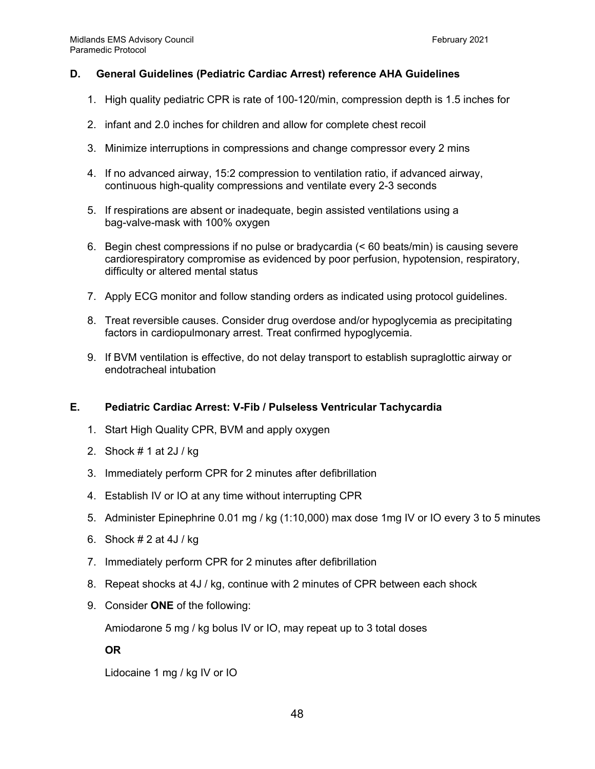## D. General Guidelines (Pediatric Cardiac Arrest) reference AHA Guidelines

1. High quality pediatric CPR is rate of 100-120/min, compression depth is 1.5 inches for
2. infant and 2.0 inches for children and allow for complete chest recoil
3. Minimize interruptions in compressions and change compressor every 2 mins
4. If no advanced airway, 15:2 compression to ventilation ratio, if advanced airway, continuous high-quality compressions and ventilate every 2-3 seconds
5. If respirations are absent or inadequate, begin assisted ventilations using a bag-valve-mask with 100% oxygen
6. Begin chest compressions if no pulse or bradycardia (< 60 beats/min) is causing severe cardiorespiratory compromise as evidenced by poor perfusion, hypotension, respiratory, difficulty or altered mental status
7. Apply ECG monitor and follow standing orders as indicated using protocol guidelines.
8. Treat reversible causes. Consider drug overdose and/or hypoglycemia as precipitating factors in cardiopulmonary arrest. Treat confirmed hypoglycemia.
9. If BVM ventilation is effective, do not delay transport to establish supraglottic airway or endotracheal intubation

## E. Pediatric Cardiac Arrest: V-Fib / Pulseless Ventricular Tachycardia

1. Start High Quality CPR, BVM and apply oxygen
2. Shock # 1 at 2J / kg
3. Immediately perform CPR for 2 minutes after defibrillation
4. Establish IV or IO at any time without interrupting CPR
5. Administer Epinephrine 0.01 mg / kg (1:10,000) max dose 1mg IV or IO every 3 to 5 minutes
6. Shock # 2 at 4J / kg
7. Immediately perform CPR for 2 minutes after defibrillation
8. Repeat shocks at 4J / kg, continue with 2 minutes of CPR between each shock
9. Consider **ONE** of the following:

   Amiodarone 5 mg / kg bolus IV or IO, may repeat up to 3 total doses

   **OR**

   Lidocaine 1 mg / kg IV or IO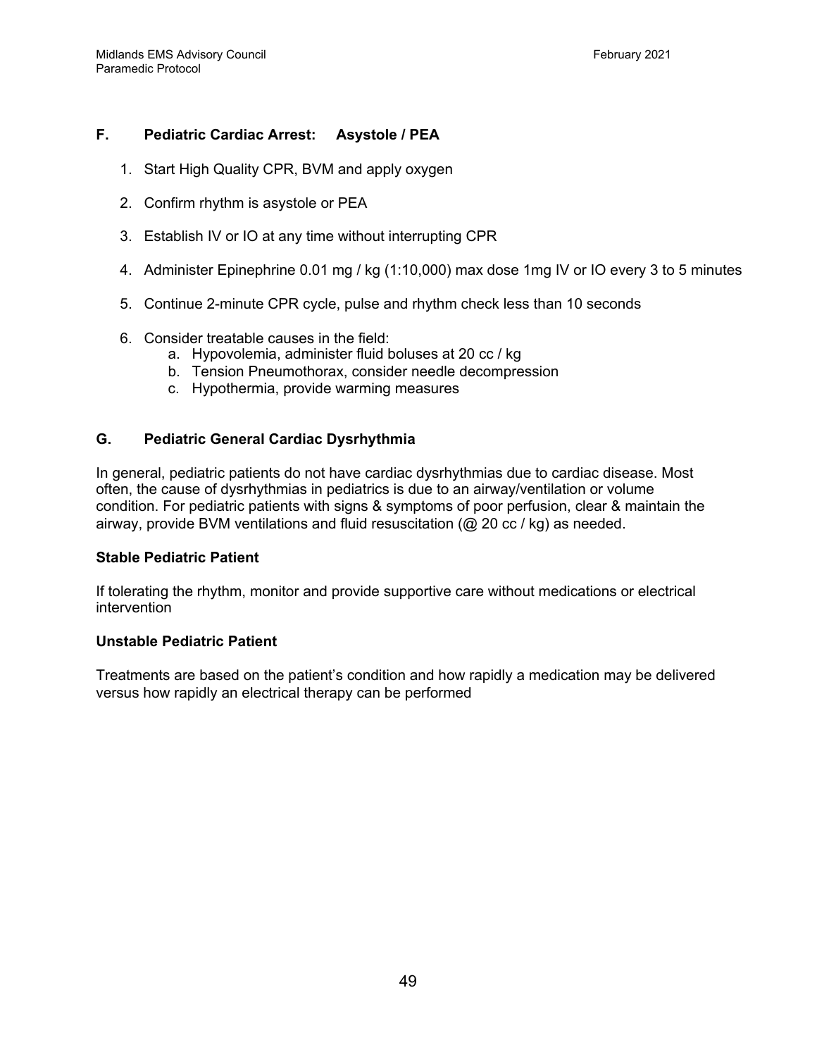## F. Pediatric Cardiac Arrest: Asystole / PEA

1. Start High Quality CPR, BVM and apply oxygen
2. Confirm rhythm is asystole or PEA
3. Establish IV or IO at any time without interrupting CPR
4. Administer Epinephrine 0.01 mg / kg (1:10,000) max dose 1mg IV or IO every 3 to 5 minutes
5. Continue 2-minute CPR cycle, pulse and rhythm check less than 10 seconds
6. Consider treatable causes in the field:
   a. Hypovolemia, administer fluid boluses at 20 cc / kg
   b. Tension Pneumothorax, consider needle decompression
   c. Hypothermia, provide warming measures

## G. Pediatric General Cardiac Dysrhythmia

In general, pediatric patients do not have cardiac dysrhythmias due to cardiac disease. Most often, the cause of dysrhythmias in pediatrics is due to an airway/ventilation or volume condition. For pediatric patients with signs & symptoms of poor perfusion, clear & maintain the airway, provide BVM ventilations and fluid resuscitation (@ 20 cc / kg) as needed.

**Stable Pediatric Patient**

If tolerating the rhythm, monitor and provide supportive care without medications or electrical intervention

**Unstable Pediatric Patient**

Treatments are based on the patient's condition and how rapidly a medication may be delivered versus how rapidly an electrical therapy can be performed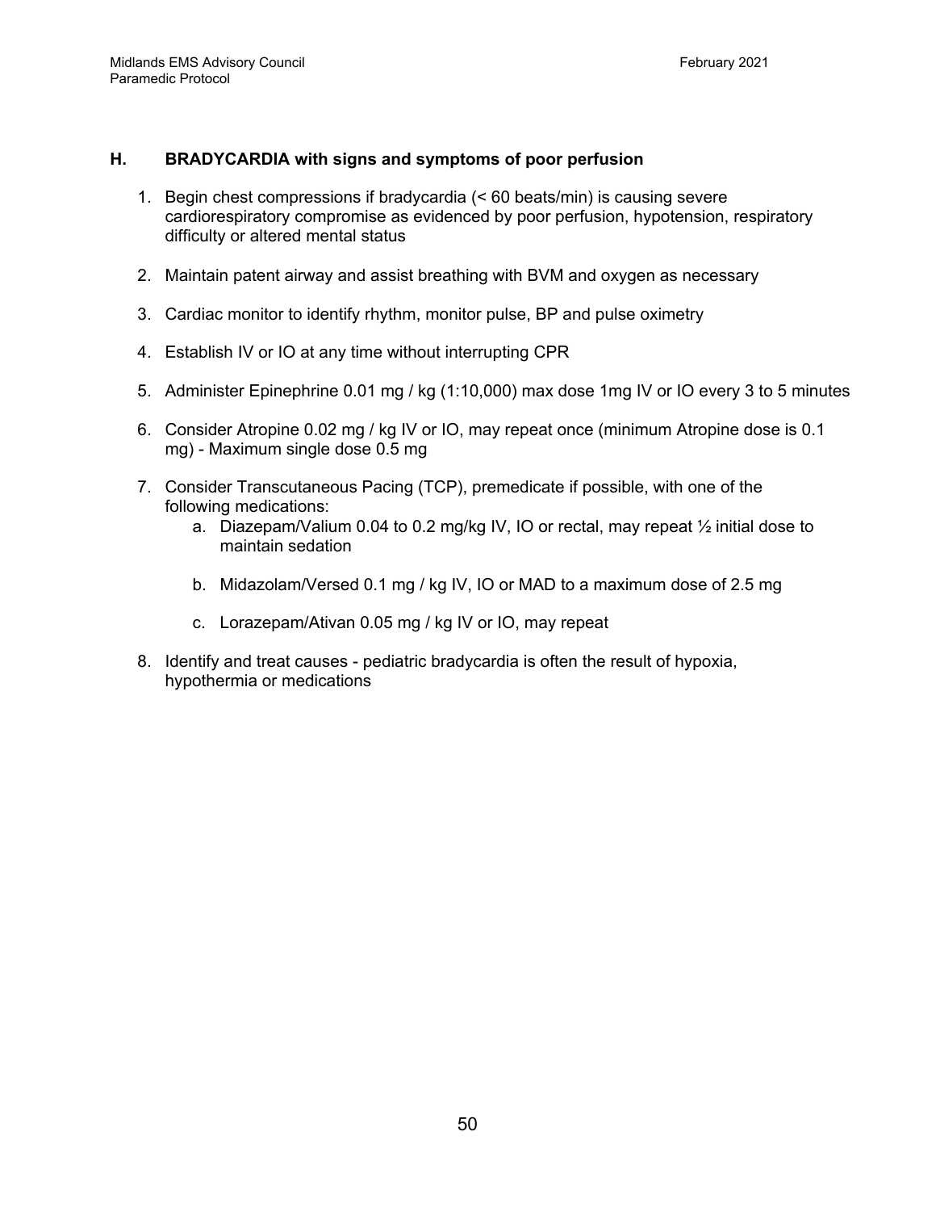## H. BRADYCARDIA with signs and symptoms of poor perfusion

1. Begin chest compressions if bradycardia (< 60 beats/min) is causing severe cardiorespiratory compromise as evidenced by poor perfusion, hypotension, respiratory difficulty or altered mental status

2. Maintain patent airway and assist breathing with BVM and oxygen as necessary

3. Cardiac monitor to identify rhythm, monitor pulse, BP and pulse oximetry

4. Establish IV or IO at any time without interrupting CPR

5. Administer Epinephrine 0.01 mg / kg (1:10,000) max dose 1mg IV or IO every 3 to 5 minutes

6. Consider Atropine 0.02 mg / kg IV or IO, may repeat once (minimum Atropine dose is 0.1 mg) - Maximum single dose 0.5 mg

7. Consider Transcutaneous Pacing (TCP), premedicate if possible, with one of the following medications:
   a. Diazepam/Valium 0.04 to 0.2 mg/kg IV, IO or rectal, may repeat ½ initial dose to maintain sedation

   b. Midazolam/Versed 0.1 mg / kg IV, IO or MAD to a maximum dose of 2.5 mg

   c. Lorazepam/Ativan 0.05 mg / kg IV or IO, may repeat

8. Identify and treat causes - pediatric bradycardia is often the result of hypoxia, hypothermia or medications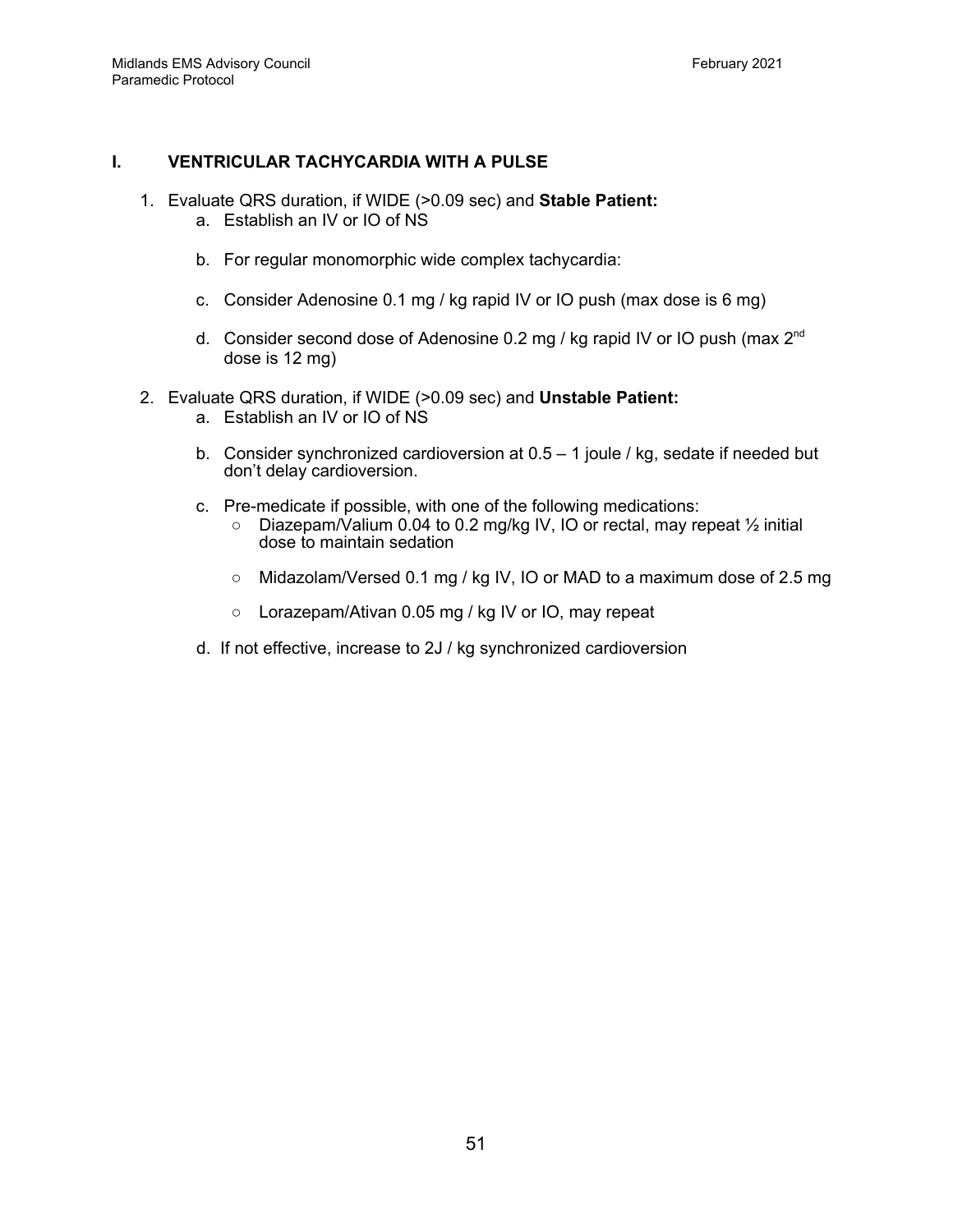## I. VENTRICULAR TACHYCARDIA WITH A PULSE

1. Evaluate QRS duration, if WIDE (>0.09 sec) and **Stable Patient:**
   a. Establish an IV or IO of NS

   b. For regular monomorphic wide complex tachycardia:

   c. Consider Adenosine 0.1 mg / kg rapid IV or IO push (max dose is 6 mg)

   d. Consider second dose of Adenosine 0.2 mg / kg rapid IV or IO push (max 2nd dose is 12 mg)

2. Evaluate QRS duration, if WIDE (>0.09 sec) and **Unstable Patient:**
   a. Establish an IV or IO of NS

   b. Consider synchronized cardioversion at 0.5 – 1 joule / kg, sedate if needed but don't delay cardioversion.

   c. Pre-medicate if possible, with one of the following medications:
      - Diazepam/Valium 0.04 to 0.2 mg/kg IV, IO or rectal, may repeat ½ initial dose to maintain sedation

      - Midazolam/Versed 0.1 mg / kg IV, IO or MAD to a maximum dose of 2.5 mg

      - Lorazepam/Ativan 0.05 mg / kg IV or IO, may repeat

   d. If not effective, increase to 2J / kg synchronized cardioversion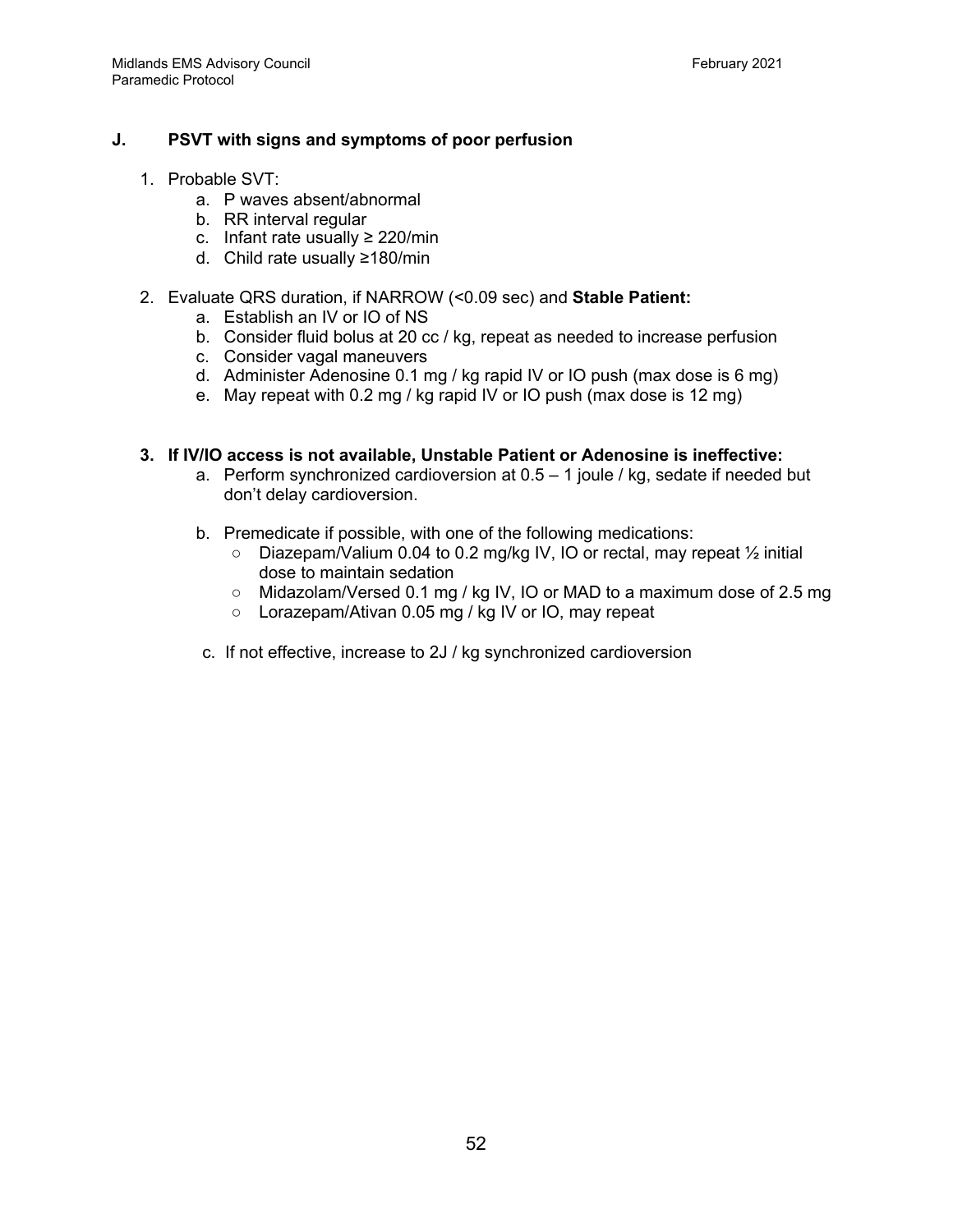## J. PSVT with signs and symptoms of poor perfusion

1. Probable SVT:
   a. P waves absent/abnormal
   b. RR interval regular
   c. Infant rate usually ≥ 220/min
   d. Child rate usually ≥180/min

2. Evaluate QRS duration, if NARROW (<0.09 sec) and **Stable Patient:**
   a. Establish an IV or IO of NS
   b. Consider fluid bolus at 20 cc / kg, repeat as needed to increase perfusion
   c. Consider vagal maneuvers
   d. Administer Adenosine 0.1 mg / kg rapid IV or IO push (max dose is 6 mg)
   e. May repeat with 0.2 mg / kg rapid IV or IO push (max dose is 12 mg)

3. **If IV/IO access is not available, Unstable Patient or Adenosine is ineffective:**
   a. Perform synchronized cardioversion at 0.5 – 1 joule / kg, sedate if needed but don't delay cardioversion.

   b. Premedicate if possible, with one of the following medications:
      - Diazepam/Valium 0.04 to 0.2 mg/kg IV, IO or rectal, may repeat ½ initial dose to maintain sedation
      - Midazolam/Versed 0.1 mg / kg IV, IO or MAD to a maximum dose of 2.5 mg
      - Lorazepam/Ativan 0.05 mg / kg IV or IO, may repeat

   c. If not effective, increase to 2J / kg synchronized cardioversion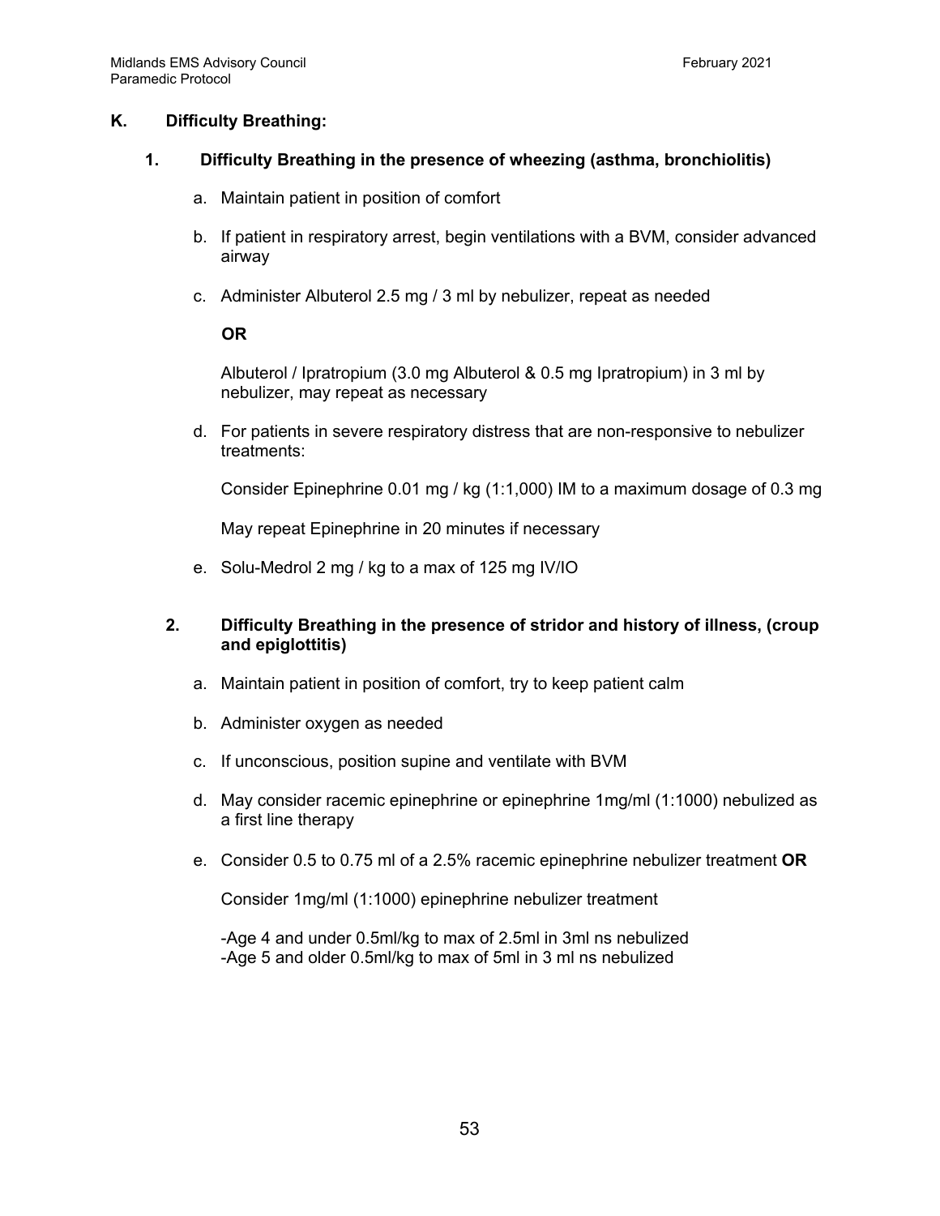## K. Difficulty Breathing:

### 1. Difficulty Breathing in the presence of wheezing (asthma, bronchiolitis)

a. Maintain patient in position of comfort

b. If patient in respiratory arrest, begin ventilations with a BVM, consider advanced airway

c. Administer Albuterol 2.5 mg / 3 ml by nebulizer, repeat as needed

   **OR**

   Albuterol / Ipratropium (3.0 mg Albuterol & 0.5 mg Ipratropium) in 3 ml by nebulizer, may repeat as necessary

d. For patients in severe respiratory distress that are non-responsive to nebulizer treatments:

   Consider Epinephrine 0.01 mg / kg (1:1,000) IM to a maximum dosage of 0.3 mg

   May repeat Epinephrine in 20 minutes if necessary

e. Solu-Medrol 2 mg / kg to a max of 125 mg IV/IO

### 2. Difficulty Breathing in the presence of stridor and history of illness, (croup and epiglottitis)

a. Maintain patient in position of comfort, try to keep patient calm

b. Administer oxygen as needed

c. If unconscious, position supine and ventilate with BVM

d. May consider racemic epinephrine or epinephrine 1mg/ml (1:1000) nebulized as a first line therapy

e. Consider 0.5 to 0.75 ml of a 2.5% racemic epinephrine nebulizer treatment **OR**

   Consider 1mg/ml (1:1000) epinephrine nebulizer treatment

   -Age 4 and under 0.5ml/kg to max of 2.5ml in 3ml ns nebulized
   -Age 5 and older 0.5ml/kg to max of 5ml in 3 ml ns nebulized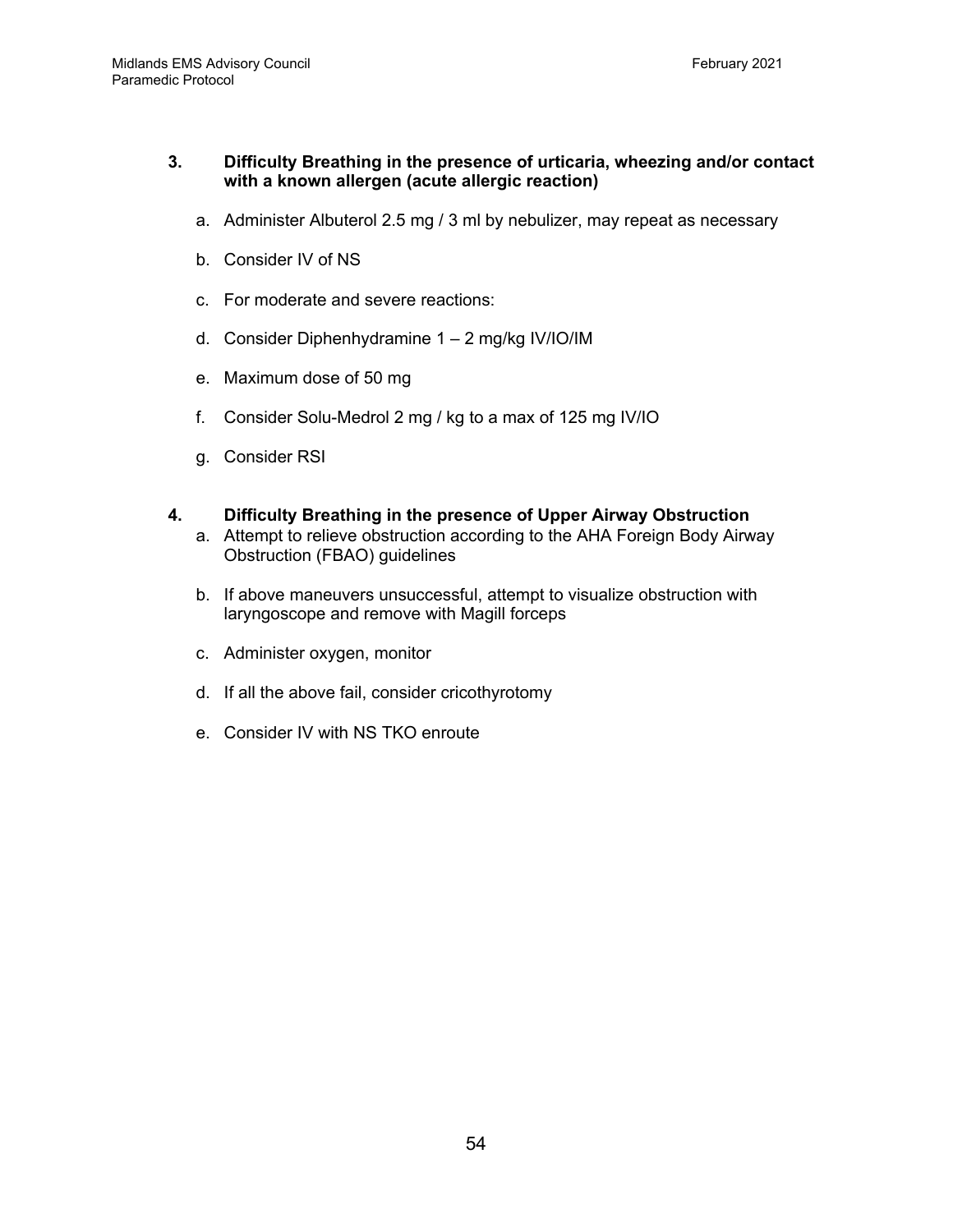3. **Difficulty Breathing in the presence of urticaria, wheezing and/or contact with a known allergen (acute allergic reaction)**

   a. Administer Albuterol 2.5 mg / 3 ml by nebulizer, may repeat as necessary

   b. Consider IV of NS

   c. For moderate and severe reactions:

   d. Consider Diphenhydramine 1 – 2 mg/kg IV/IO/IM

   e. Maximum dose of 50 mg

   f. Consider Solu-Medrol 2 mg / kg to a max of 125 mg IV/IO

   g. Consider RSI

4. **Difficulty Breathing in the presence of Upper Airway Obstruction**

   a. Attempt to relieve obstruction according to the AHA Foreign Body Airway Obstruction (FBAO) guidelines

   b. If above maneuvers unsuccessful, attempt to visualize obstruction with laryngoscope and remove with Magill forceps

   c. Administer oxygen, monitor

   d. If all the above fail, consider cricothyrotomy

   e. Consider IV with NS TKO enroute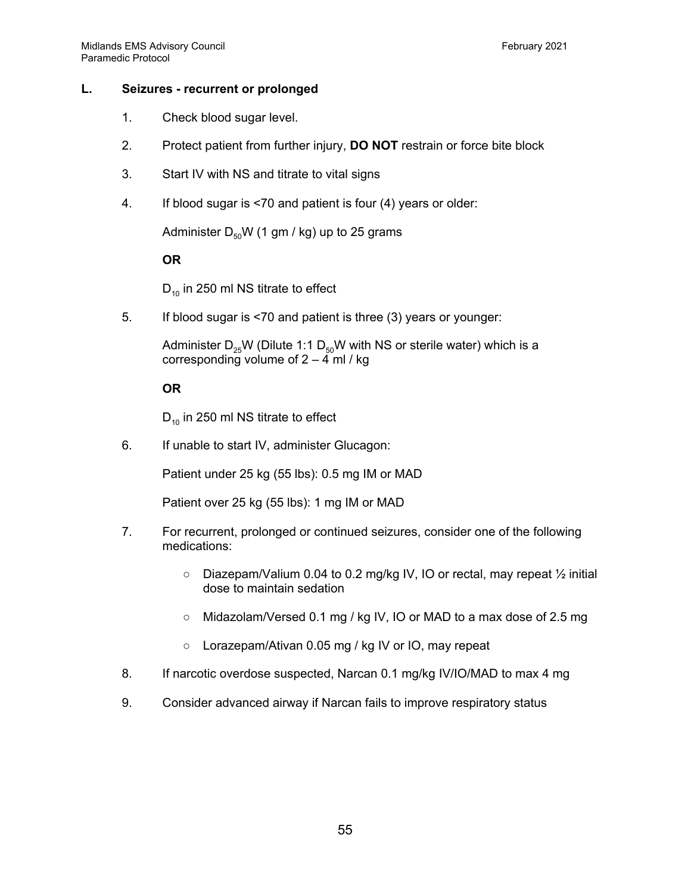## L. Seizures - recurrent or prolonged

1. Check blood sugar level.

2. Protect patient from further injury, **DO NOT** restrain or force bite block

3. Start IV with NS and titrate to vital signs

4. If blood sugar is <70 and patient is four (4) years or older:

   Administer $D_{50}W$ (1 gm / kg) up to 25 grams

   **OR**

   $D_{10}$ in 250 ml NS titrate to effect

5. If blood sugar is <70 and patient is three (3) years or younger:

   Administer $D_{25}W$ (Dilute 1:1 $D_{50}W$ with NS or sterile water) which is a corresponding volume of 2 – 4 ml / kg

   **OR**

   $D_{10}$ in 250 ml NS titrate to effect

6. If unable to start IV, administer Glucagon:

   Patient under 25 kg (55 lbs): 0.5 mg IM or MAD

   Patient over 25 kg (55 lbs): 1 mg IM or MAD

7. For recurrent, prolonged or continued seizures, consider one of the following medications:

   - Diazepam/Valium 0.04 to 0.2 mg/kg IV, IO or rectal, may repeat ½ initial dose to maintain sedation
   - Midazolam/Versed 0.1 mg / kg IV, IO or MAD to a max dose of 2.5 mg
   - Lorazepam/Ativan 0.05 mg / kg IV or IO, may repeat

8. If narcotic overdose suspected, Narcan 0.1 mg/kg IV/IO/MAD to max 4 mg

9. Consider advanced airway if Narcan fails to improve respiratory status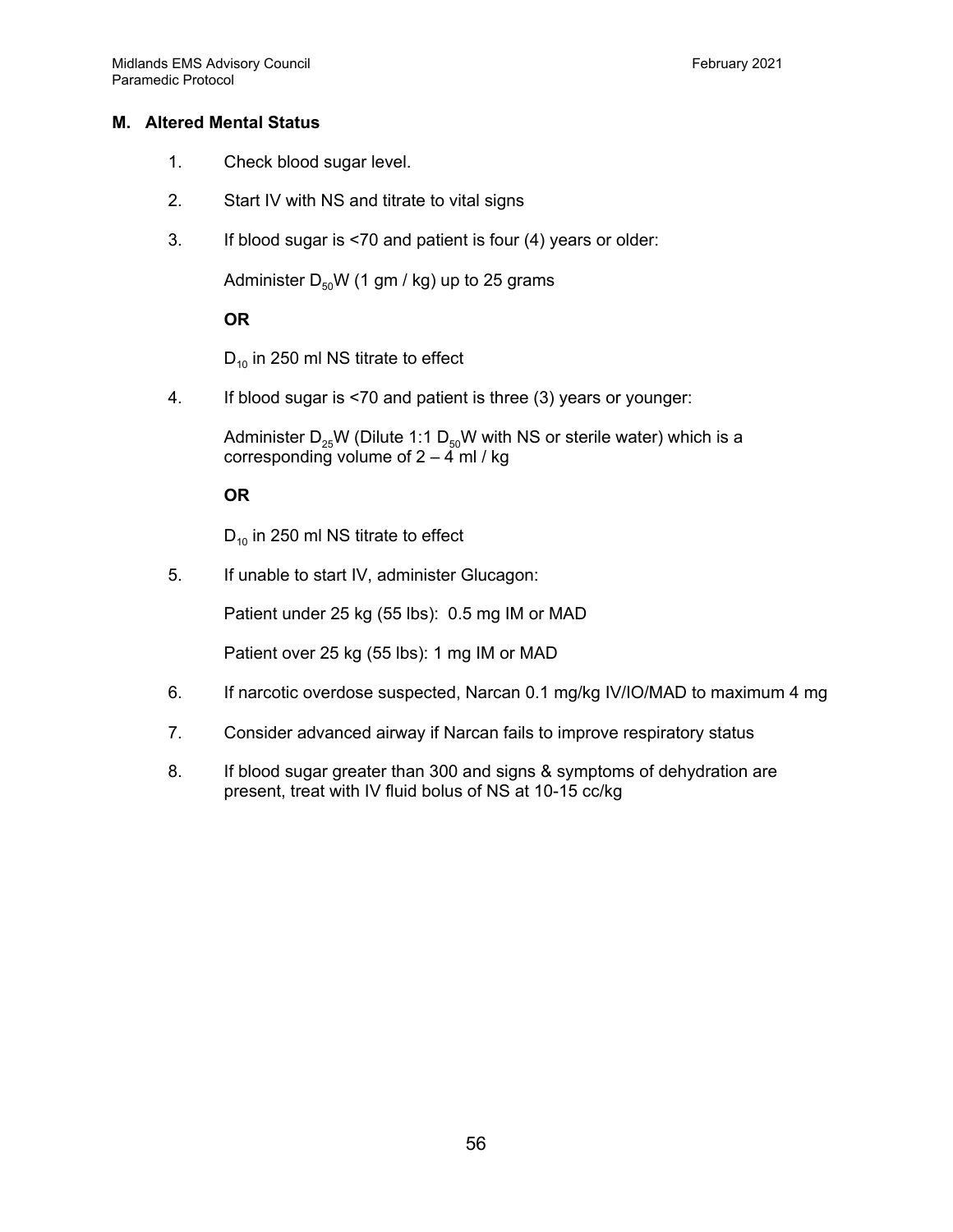## M. Altered Mental Status

1. Check blood sugar level.

2. Start IV with NS and titrate to vital signs

3. If blood sugar is <70 and patient is four (4) years or older:

   Administer $D_{50}W$ (1 gm / kg) up to 25 grams

   **OR**

   $D_{10}$ in 250 ml NS titrate to effect

4. If blood sugar is <70 and patient is three (3) years or younger:

   Administer $D_{25}W$ (Dilute 1:1 $D_{50}W$ with NS or sterile water) which is a corresponding volume of 2 – 4 ml / kg

   **OR**

   $D_{10}$ in 250 ml NS titrate to effect

5. If unable to start IV, administer Glucagon:

   Patient under 25 kg (55 lbs): 0.5 mg IM or MAD

   Patient over 25 kg (55 lbs): 1 mg IM or MAD

6. If narcotic overdose suspected, Narcan 0.1 mg/kg IV/IO/MAD to maximum 4 mg

7. Consider advanced airway if Narcan fails to improve respiratory status

8. If blood sugar greater than 300 and signs & symptoms of dehydration are present, treat with IV fluid bolus of NS at 10-15 cc/kg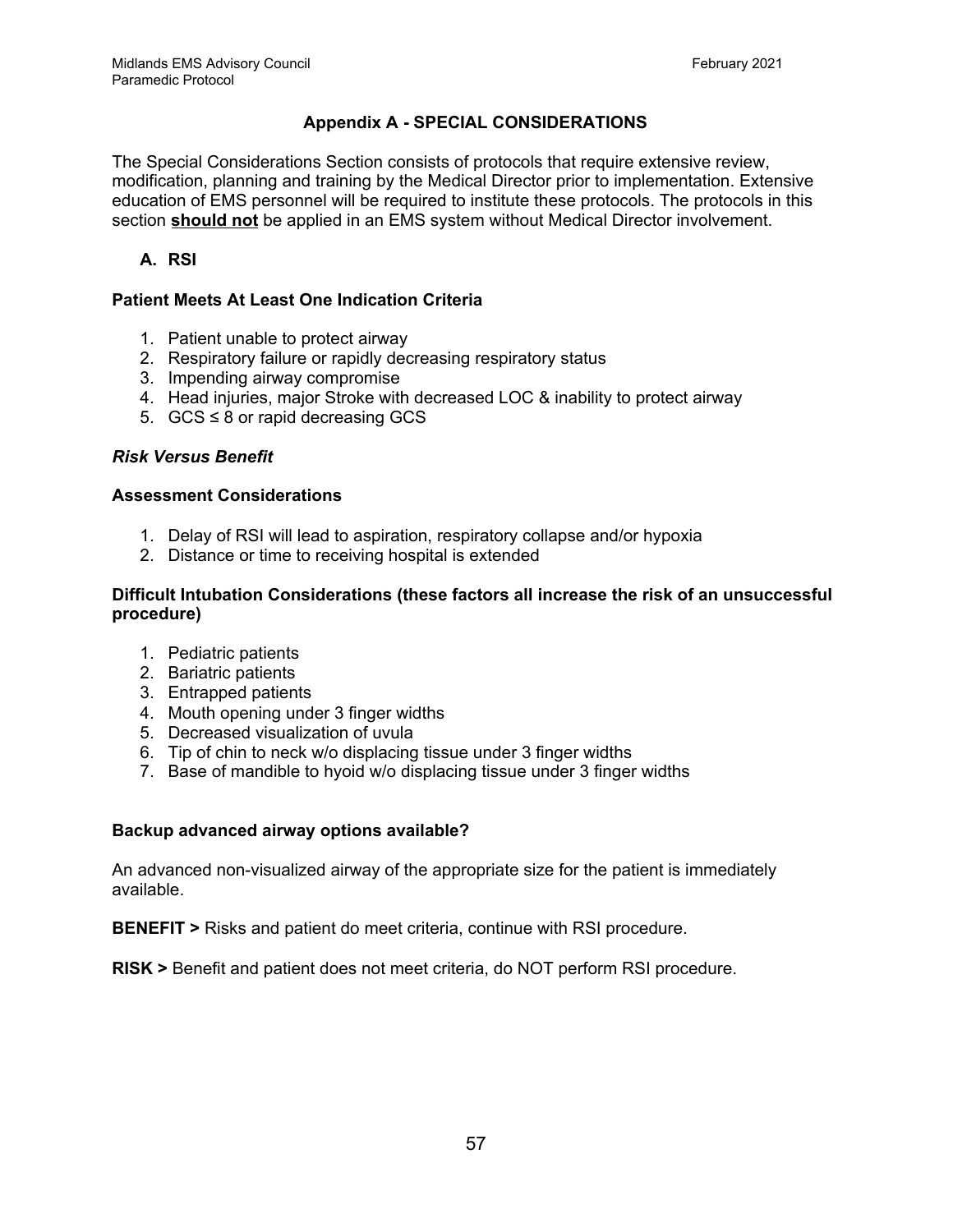## Appendix A - SPECIAL CONSIDERATIONS

The Special Considerations Section consists of protocols that require extensive review, modification, planning and training by the Medical Director prior to implementation. Extensive education of EMS personnel will be required to institute these protocols. The protocols in this section **should not** be applied in an EMS system without Medical Director involvement.

### A. RSI

**Patient Meets At Least One Indication Criteria**

1. Patient unable to protect airway
2. Respiratory failure or rapidly decreasing respiratory status
3. Impending airway compromise
4. Head injuries, major Stroke with decreased LOC & inability to protect airway
5. GCS ≤ 8 or rapid decreasing GCS

***Risk Versus Benefit***

**Assessment Considerations**

1. Delay of RSI will lead to aspiration, respiratory collapse and/or hypoxia
2. Distance or time to receiving hospital is extended

**Difficult Intubation Considerations (these factors all increase the risk of an unsuccessful procedure)**

1. Pediatric patients
2. Bariatric patients
3. Entrapped patients
4. Mouth opening under 3 finger widths
5. Decreased visualization of uvula
6. Tip of chin to neck w/o displacing tissue under 3 finger widths
7. Base of mandible to hyoid w/o displacing tissue under 3 finger widths

**Backup advanced airway options available?**

An advanced non-visualized airway of the appropriate size for the patient is immediately available.

**BENEFIT >** Risks and patient do meet criteria, continue with RSI procedure.

**RISK >** Benefit and patient does not meet criteria, do NOT perform RSI procedure.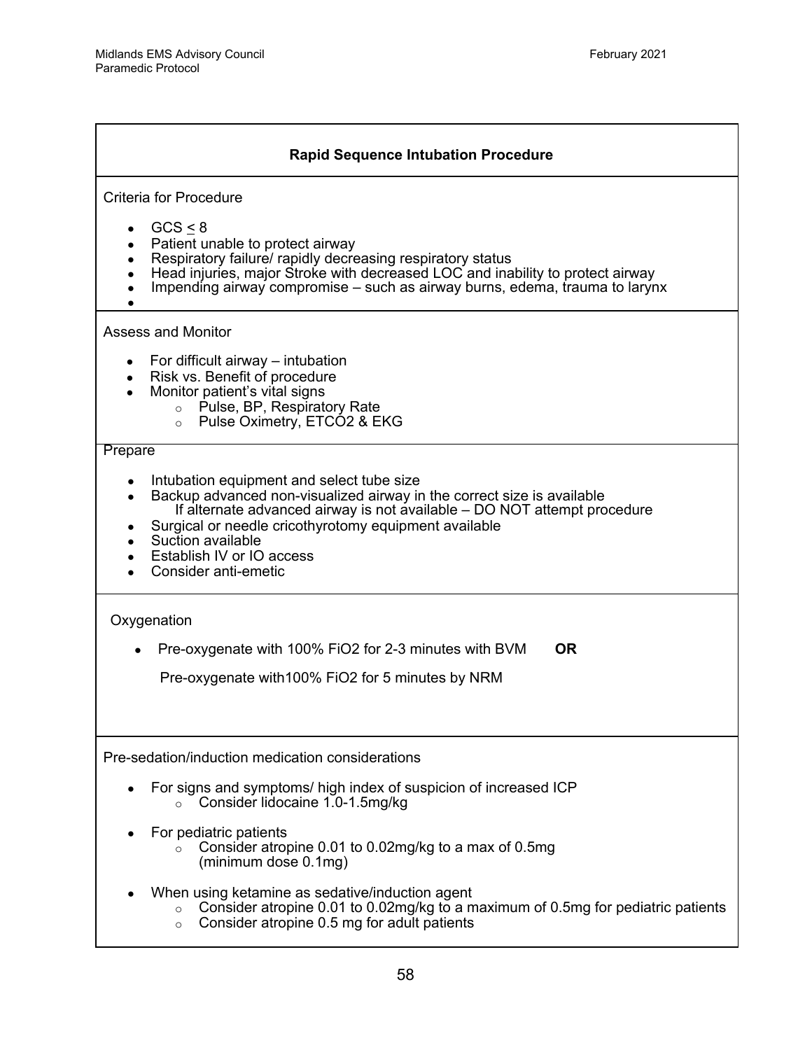## Rapid Sequence Intubation Procedure

Criteria for Procedure

- GCS ≤ 8
- Patient unable to protect airway
- Respiratory failure/ rapidly decreasing respiratory status
- Head injuries, major Stroke with decreased LOC and inability to protect airway
- Impending airway compromise – such as airway burns, edema, trauma to larynx
- 

Assess and Monitor

- For difficult airway – intubation
- Risk vs. Benefit of procedure
- Monitor patient's vital signs
  - Pulse, BP, Respiratory Rate
  - Pulse Oximetry, ETCO2 & EKG

Prepare

- Intubation equipment and select tube size
- Backup advanced non-visualized airway in the correct size is available
  If alternate advanced airway is not available – DO NOT attempt procedure
- Surgical or needle cricothyrotomy equipment available
- Suction available
- Establish IV or IO access
- Consider anti-emetic

Oxygenation

- Pre-oxygenate with 100% FiO2 for 2-3 minutes with BVM **OR**

  Pre-oxygenate with100% FiO2 for 5 minutes by NRM

Pre-sedation/induction medication considerations

- For signs and symptoms/ high index of suspicion of increased ICP
  - Consider lidocaine 1.0-1.5mg/kg

- For pediatric patients
  - Consider atropine 0.01 to 0.02mg/kg to a max of 0.5mg (minimum dose 0.1mg)

- When using ketamine as sedative/induction agent
  - Consider atropine 0.01 to 0.02mg/kg to a maximum of 0.5mg for pediatric patients
  - Consider atropine 0.5 mg for adult patients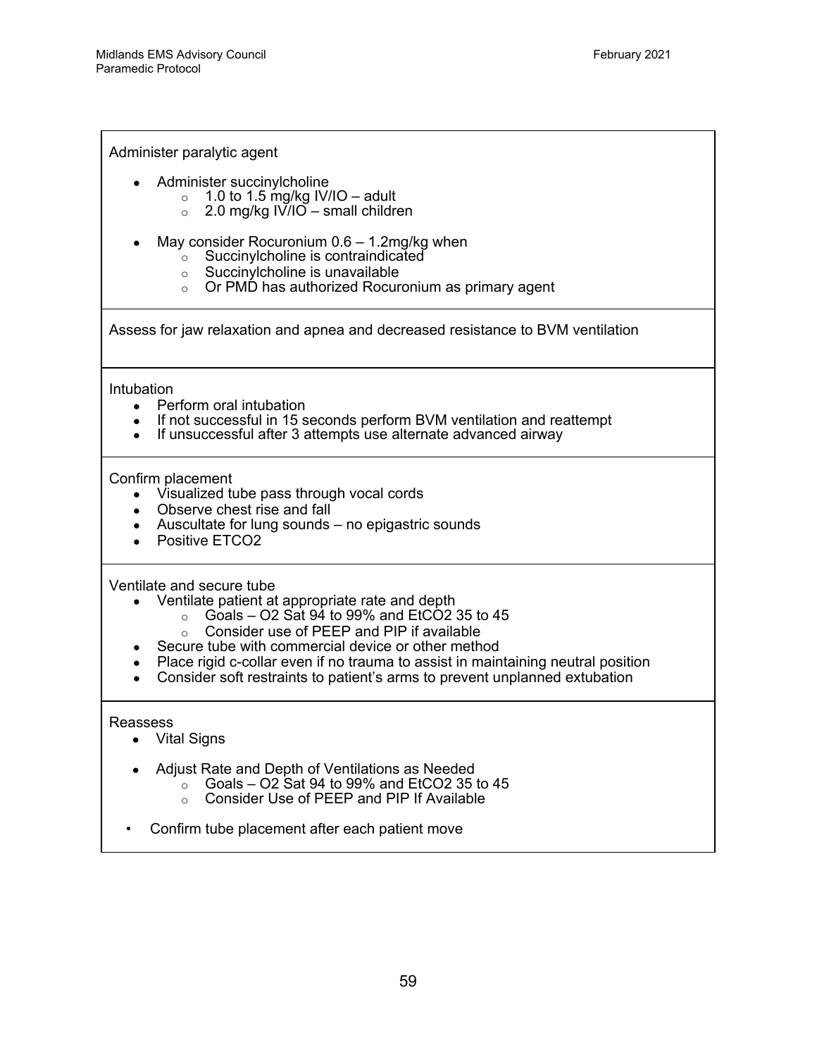Administer paralytic agent

- Administer succinylcholine
    - 1.0 to 1.5 mg/kg IV/IO – adult
    - 2.0 mg/kg IV/IO – small children

- May consider Rocuronium 0.6 – 1.2mg/kg when
    - Succinylcholine is contraindicated
    - Succinylcholine is unavailable
    - Or PMD has authorized Rocuronium as primary agent

Assess for jaw relaxation and apnea and decreased resistance to BVM ventilation

Intubation

- Perform oral intubation
- If not successful in 15 seconds perform BVM ventilation and reattempt
- If unsuccessful after 3 attempts use alternate advanced airway

Confirm placement

- Visualized tube pass through vocal cords
- Observe chest rise and fall
- Auscultate for lung sounds – no epigastric sounds
- Positive ETCO2

Ventilate and secure tube

- Ventilate patient at appropriate rate and depth
    - Goals – O2 Sat 94 to 99% and EtCO2 35 to 45
    - Consider use of PEEP and PIP if available
- Secure tube with commercial device or other method
- Place rigid c-collar even if no trauma to assist in maintaining neutral position
- Consider soft restraints to patient's arms to prevent unplanned extubation

Reassess

- Vital Signs

- Adjust Rate and Depth of Ventilations as Needed
    - Goals – O2 Sat 94 to 99% and EtCO2 35 to 45
    - Consider Use of PEEP and PIP If Available

- Confirm tube placement after each patient move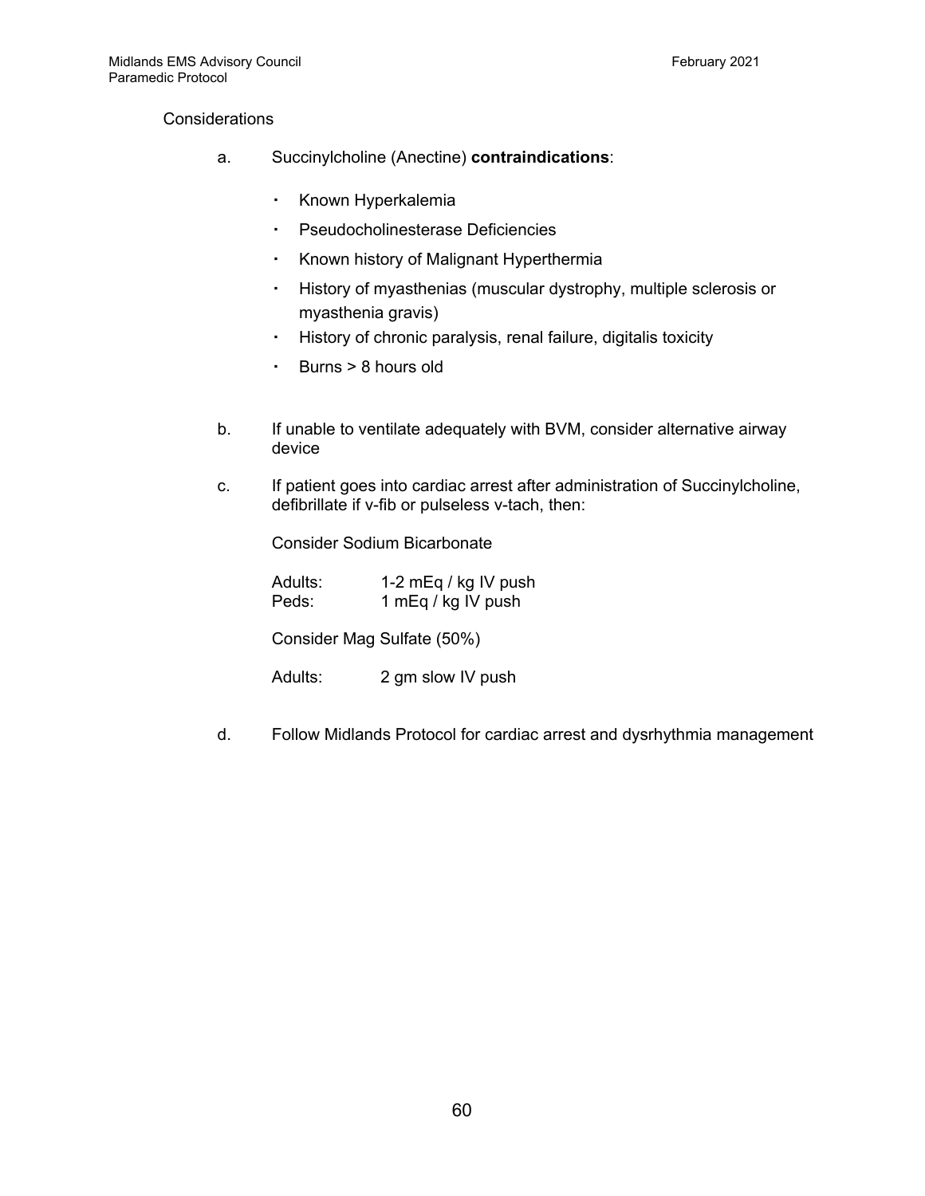Considerations

a. Succinylcholine (Anectine) **contraindications**:

- Known Hyperkalemia
- Pseudocholinesterase Deficiencies
- Known history of Malignant Hyperthermia
- History of myasthenias (muscular dystrophy, multiple sclerosis or myasthenia gravis)
- History of chronic paralysis, renal failure, digitalis toxicity
- Burns > 8 hours old

b. If unable to ventilate adequately with BVM, consider alternative airway device

c. If patient goes into cardiac arrest after administration of Succinylcholine, defibrillate if v-fib or pulseless v-tach, then:

Consider Sodium Bicarbonate

| | |
|---|---|
| Adults: | 1-2 mEq / kg IV push |
| Peds: | 1 mEq / kg IV push |

Consider Mag Sulfate (50%)

| | |
|---|---|
| Adults: | 2 gm slow IV push |

d. Follow Midlands Protocol for cardiac arrest and dysrhythmia management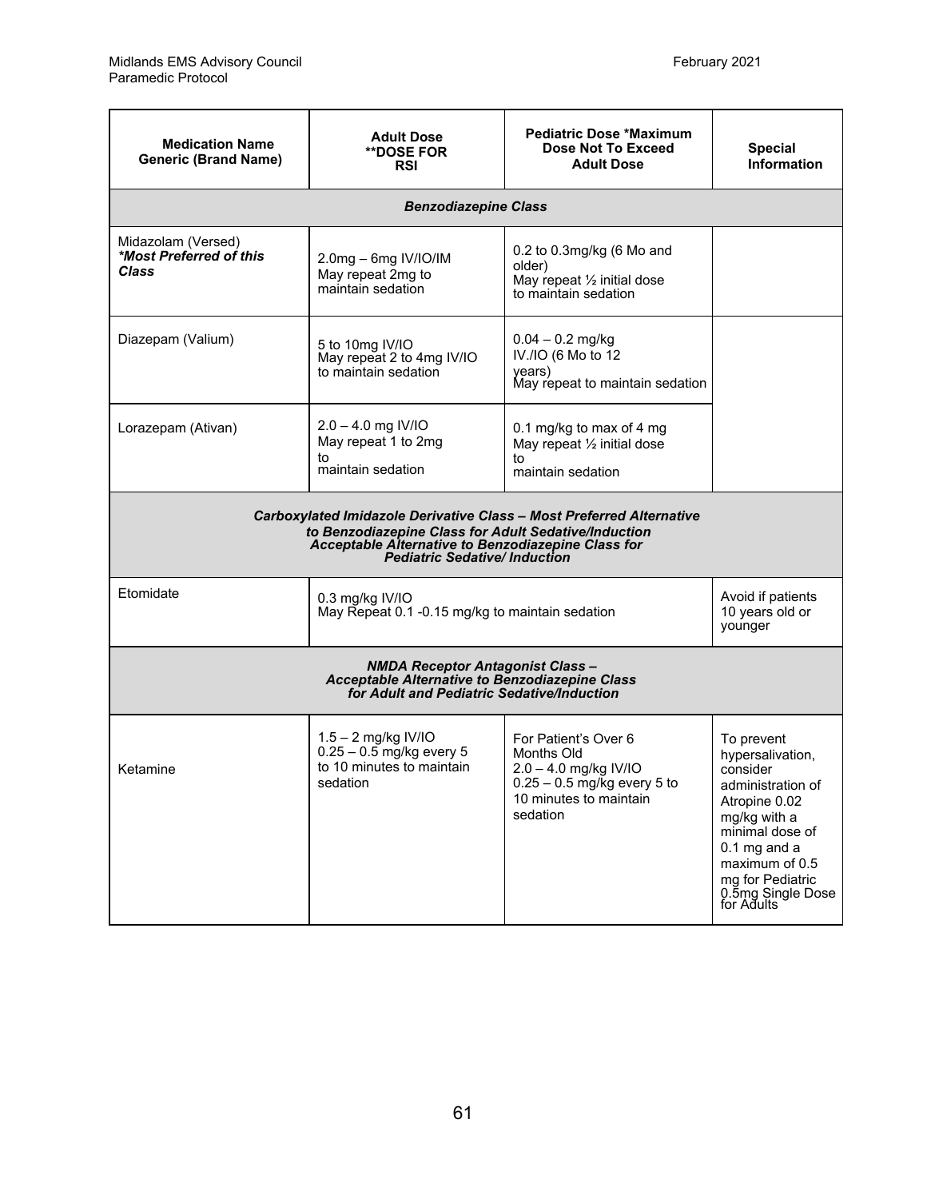| Medication Name Generic (Brand Name) | Adult Dose **DOSE FOR RSI | Pediatric Dose *Maximum Dose Not To Exceed Adult Dose | Special Information |
|---|---|---|---|
| ***Benzodiazepine Class*** | | | |
| Midazolam (Versed) ***Most Preferred of this Class*** | 2.0mg – 6mg IV/IO/IM May repeat 2mg to maintain sedation | 0.2 to 0.3mg/kg (6 Mo and older) May repeat ½ initial dose to maintain sedation | |
| Diazepam (Valium) | 5 to 10mg IV/IO May repeat 2 to 4mg IV/IO to maintain sedation | 0.04 – 0.2 mg/kg IV./IO (6 Mo to 12 years) May repeat to maintain sedation | |
| Lorazepam (Ativan) | 2.0 – 4.0 mg IV/IO May repeat 1 to 2mg to maintain sedation | 0.1 mg/kg to max of 4 mg May repeat ½ initial dose to maintain sedation | |
| ***Carboxylated Imidazole Derivative Class – Most Preferred Alternative to Benzodiazepine Class for Adult Sedative/Induction Acceptable Alternative to Benzodiazepine Class for Pediatric Sedative/ Induction*** | | | |
| Etomidate | 0.3 mg/kg IV/IO May Repeat 0.1 -0.15 mg/kg to maintain sedation | | Avoid if patients 10 years old or younger |
| ***NMDA Receptor Antagonist Class – Acceptable Alternative to Benzodiazepine Class for Adult and Pediatric Sedative/Induction*** | | | |
| Ketamine | 1.5 – 2 mg/kg IV/IO 0.25 – 0.5 mg/kg every 5 to 10 minutes to maintain sedation | For Patient's Over 6 Months Old 2.0 – 4.0 mg/kg IV/IO 0.25 – 0.5 mg/kg every 5 to 10 minutes to maintain sedation | To prevent hypersalivation, consider administration of Atropine 0.02 mg/kg with a minimal dose of 0.1 mg and a maximum of 0.5 mg for Pediatric 0.5mg Single Dose for Adults |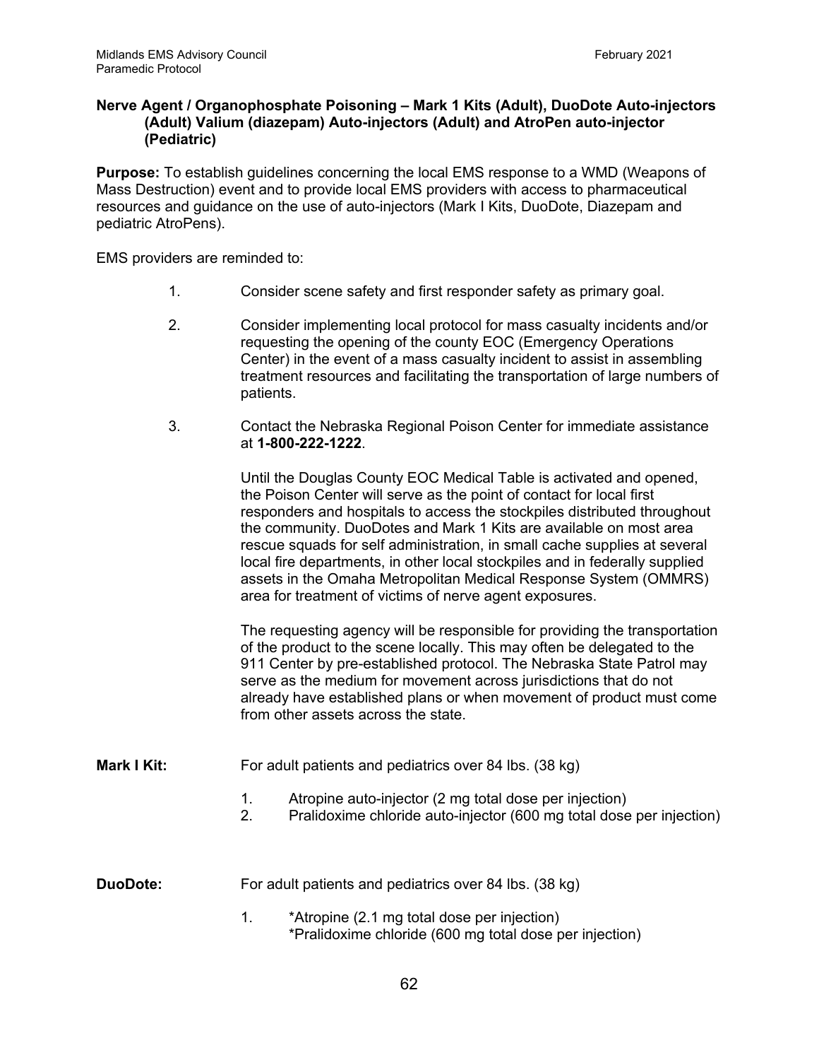**Nerve Agent / Organophosphate Poisoning – Mark 1 Kits (Adult), DuoDote Auto-injectors (Adult) Valium (diazepam) Auto-injectors (Adult) and AtroPen auto-injector (Pediatric)**

**Purpose:** To establish guidelines concerning the local EMS response to a WMD (Weapons of Mass Destruction) event and to provide local EMS providers with access to pharmaceutical resources and guidance on the use of auto-injectors (Mark I Kits, DuoDote, Diazepam and pediatric AtroPens).

EMS providers are reminded to:

1. Consider scene safety and first responder safety as primary goal.

2. Consider implementing local protocol for mass casualty incidents and/or requesting the opening of the county EOC (Emergency Operations Center) in the event of a mass casualty incident to assist in assembling treatment resources and facilitating the transportation of large numbers of patients.

3. Contact the Nebraska Regional Poison Center for immediate assistance at **1-800-222-1222**.

   Until the Douglas County EOC Medical Table is activated and opened, the Poison Center will serve as the point of contact for local first responders and hospitals to access the stockpiles distributed throughout the community. DuoDotes and Mark 1 Kits are available on most area rescue squads for self administration, in small cache supplies at several local fire departments, in other local stockpiles and in federally supplied assets in the Omaha Metropolitan Medical Response System (OMMRS) area for treatment of victims of nerve agent exposures.

   The requesting agency will be responsible for providing the transportation of the product to the scene locally. This may often be delegated to the 911 Center by pre-established protocol. The Nebraska State Patrol may serve as the medium for movement across jurisdictions that do not already have established plans or when movement of product must come from other assets across the state.

**Mark I Kit:** For adult patients and pediatrics over 84 lbs. (38 kg)

1. Atropine auto-injector (2 mg total dose per injection)
2. Pralidoxime chloride auto-injector (600 mg total dose per injection)

**DuoDote:** For adult patients and pediatrics over 84 lbs. (38 kg)

1. *Atropine (2.1 mg total dose per injection)
   *Pralidoxime chloride (600 mg total dose per injection)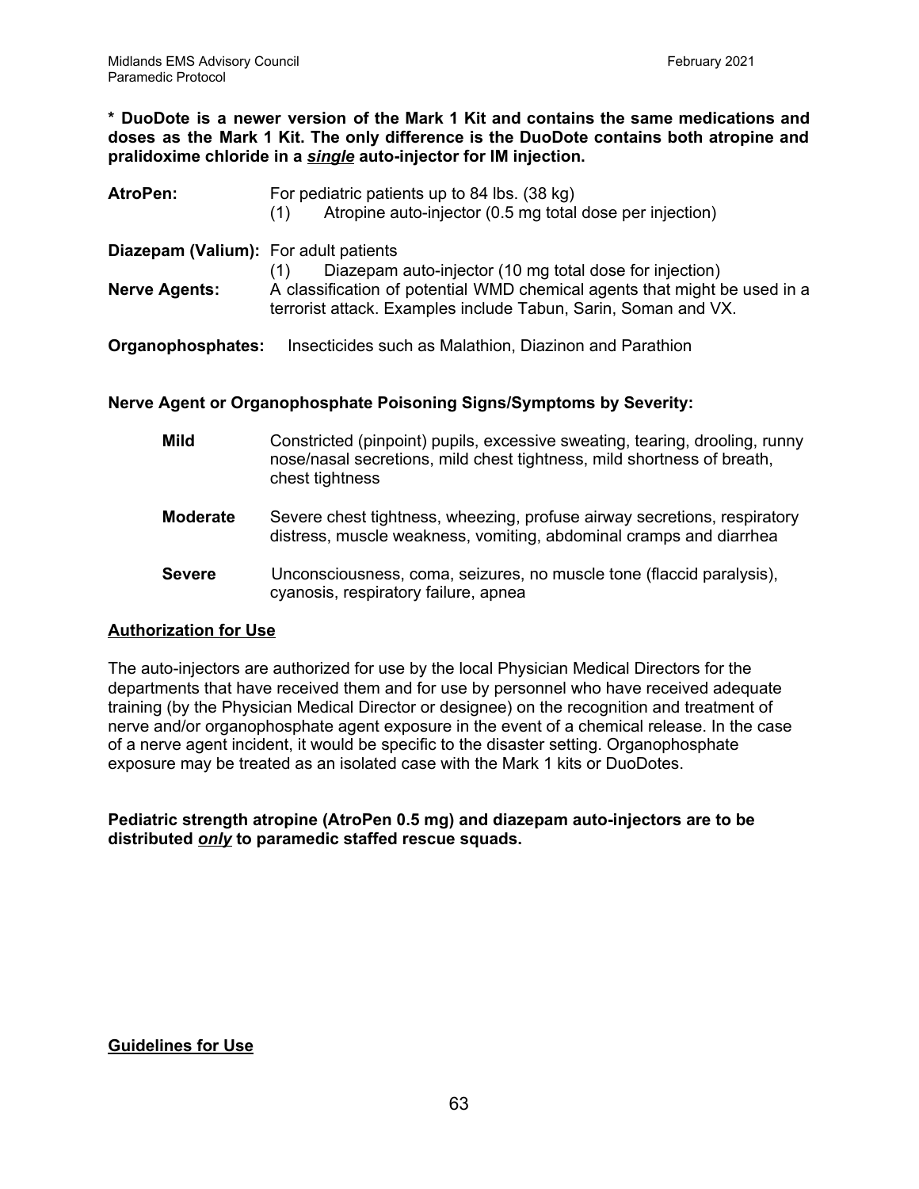**\* DuoDote is a newer version of the Mark 1 Kit and contains the same medications and doses as the Mark 1 Kit. The only difference is the DuoDote contains both atropine and pralidoxime chloride in a *single* auto-injector for IM injection.**

**AtroPen:** For pediatric patients up to 84 lbs. (38 kg)
(1) Atropine auto-injector (0.5 mg total dose per injection)

**Diazepam (Valium):** For adult patients
(1) Diazepam auto-injector (10 mg total dose for injection)

**Nerve Agents:** A classification of potential WMD chemical agents that might be used in a terrorist attack. Examples include Tabun, Sarin, Soman and VX.

**Organophosphates:** Insecticides such as Malathion, Diazinon and Parathion

**Nerve Agent or Organophosphate Poisoning Signs/Symptoms by Severity:**

**Mild** Constricted (pinpoint) pupils, excessive sweating, tearing, drooling, runny nose/nasal secretions, mild chest tightness, mild shortness of breath, chest tightness

**Moderate** Severe chest tightness, wheezing, profuse airway secretions, respiratory distress, muscle weakness, vomiting, abdominal cramps and diarrhea

**Severe** Unconsciousness, coma, seizures, no muscle tone (flaccid paralysis), cyanosis, respiratory failure, apnea

## Authorization for Use

The auto-injectors are authorized for use by the local Physician Medical Directors for the departments that have received them and for use by personnel who have received adequate training (by the Physician Medical Director or designee) on the recognition and treatment of nerve and/or organophosphate agent exposure in the event of a chemical release. In the case of a nerve agent incident, it would be specific to the disaster setting. Organophosphate exposure may be treated as an isolated case with the Mark 1 kits or DuoDotes.

**Pediatric strength atropine (AtroPen 0.5 mg) and diazepam auto-injectors are to be distributed *only* to paramedic staffed rescue squads.**

## Guidelines for Use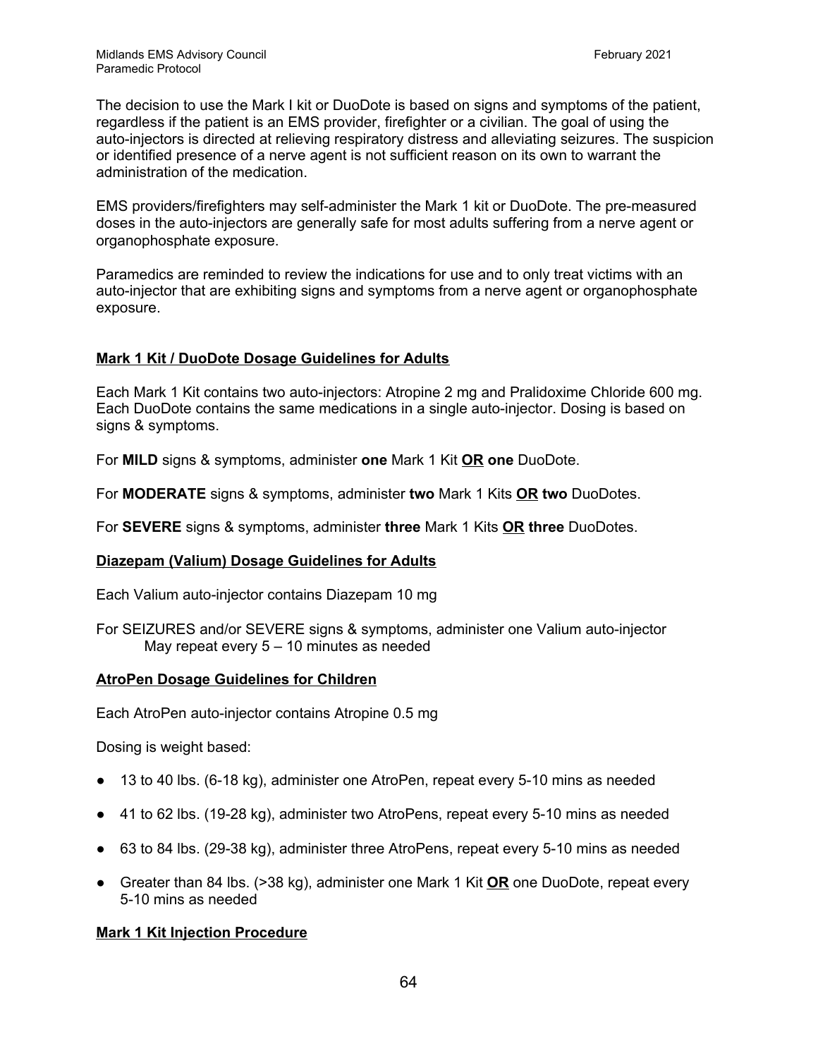The decision to use the Mark I kit or DuoDote is based on signs and symptoms of the patient, regardless if the patient is an EMS provider, firefighter or a civilian. The goal of using the auto-injectors is directed at relieving respiratory distress and alleviating seizures. The suspicion or identified presence of a nerve agent is not sufficient reason on its own to warrant the administration of the medication.

EMS providers/firefighters may self-administer the Mark 1 kit or DuoDote. The pre-measured doses in the auto-injectors are generally safe for most adults suffering from a nerve agent or organophosphate exposure.

Paramedics are reminded to review the indications for use and to only treat victims with an auto-injector that are exhibiting signs and symptoms from a nerve agent or organophosphate exposure.

**<u>Mark 1 Kit / DuoDote Dosage Guidelines for Adults</u>**

Each Mark 1 Kit contains two auto-injectors: Atropine 2 mg and Pralidoxime Chloride 600 mg. Each DuoDote contains the same medications in a single auto-injector. Dosing is based on signs & symptoms.

For **MILD** signs & symptoms, administer **one** Mark 1 Kit **<u>OR</u>** **one** DuoDote.

For **MODERATE** signs & symptoms, administer **two** Mark 1 Kits **<u>OR</u>** **two** DuoDotes.

For **SEVERE** signs & symptoms, administer **three** Mark 1 Kits **<u>OR</u>** **three** DuoDotes.

**<u>Diazepam (Valium) Dosage Guidelines for Adults</u>**

Each Valium auto-injector contains Diazepam 10 mg

For SEIZURES and/or SEVERE signs & symptoms, administer one Valium auto-injector
May repeat every 5 – 10 minutes as needed

**<u>AtroPen Dosage Guidelines for Children</u>**

Each AtroPen auto-injector contains Atropine 0.5 mg

Dosing is weight based:

- 13 to 40 lbs. (6-18 kg), administer one AtroPen, repeat every 5-10 mins as needed
- 41 to 62 lbs. (19-28 kg), administer two AtroPens, repeat every 5-10 mins as needed
- 63 to 84 lbs. (29-38 kg), administer three AtroPens, repeat every 5-10 mins as needed
- Greater than 84 lbs. (>38 kg), administer one Mark 1 Kit **<u>OR</u>** one DuoDote, repeat every 5-10 mins as needed

**<u>Mark 1 Kit Injection Procedure</u>**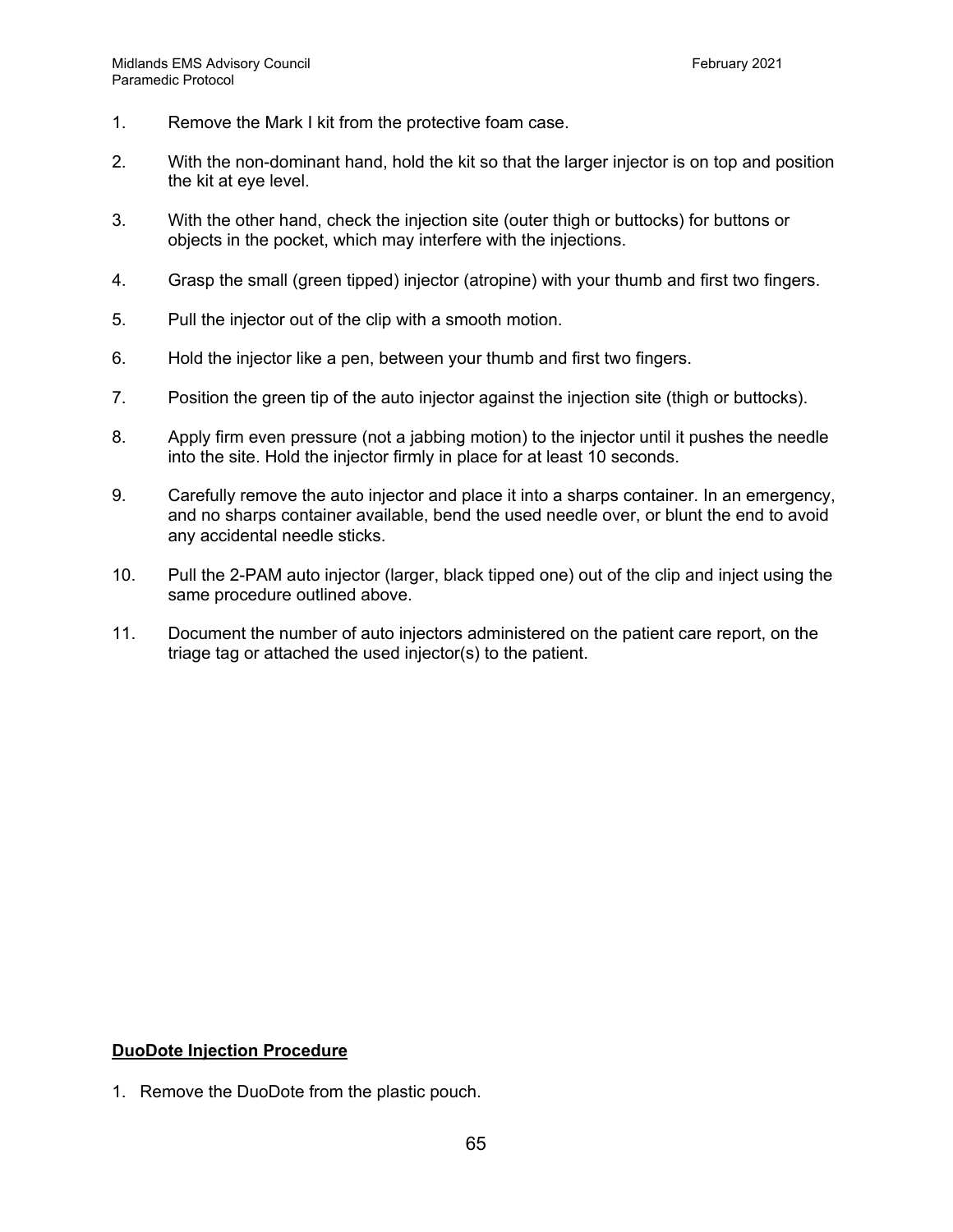1. Remove the Mark I kit from the protective foam case.

2. With the non-dominant hand, hold the kit so that the larger injector is on top and position the kit at eye level.

3. With the other hand, check the injection site (outer thigh or buttocks) for buttons or objects in the pocket, which may interfere with the injections.

4. Grasp the small (green tipped) injector (atropine) with your thumb and first two fingers.

5. Pull the injector out of the clip with a smooth motion.

6. Hold the injector like a pen, between your thumb and first two fingers.

7. Position the green tip of the auto injector against the injection site (thigh or buttocks).

8. Apply firm even pressure (not a jabbing motion) to the injector until it pushes the needle into the site. Hold the injector firmly in place for at least 10 seconds.

9. Carefully remove the auto injector and place it into a sharps container. In an emergency, and no sharps container available, bend the used needle over, or blunt the end to avoid any accidental needle sticks.

10. Pull the 2-PAM auto injector (larger, black tipped one) out of the clip and inject using the same procedure outlined above.

11. Document the number of auto injectors administered on the patient care report, on the triage tag or attached the used injector(s) to the patient.

**DuoDote Injection Procedure**

1. Remove the DuoDote from the plastic pouch.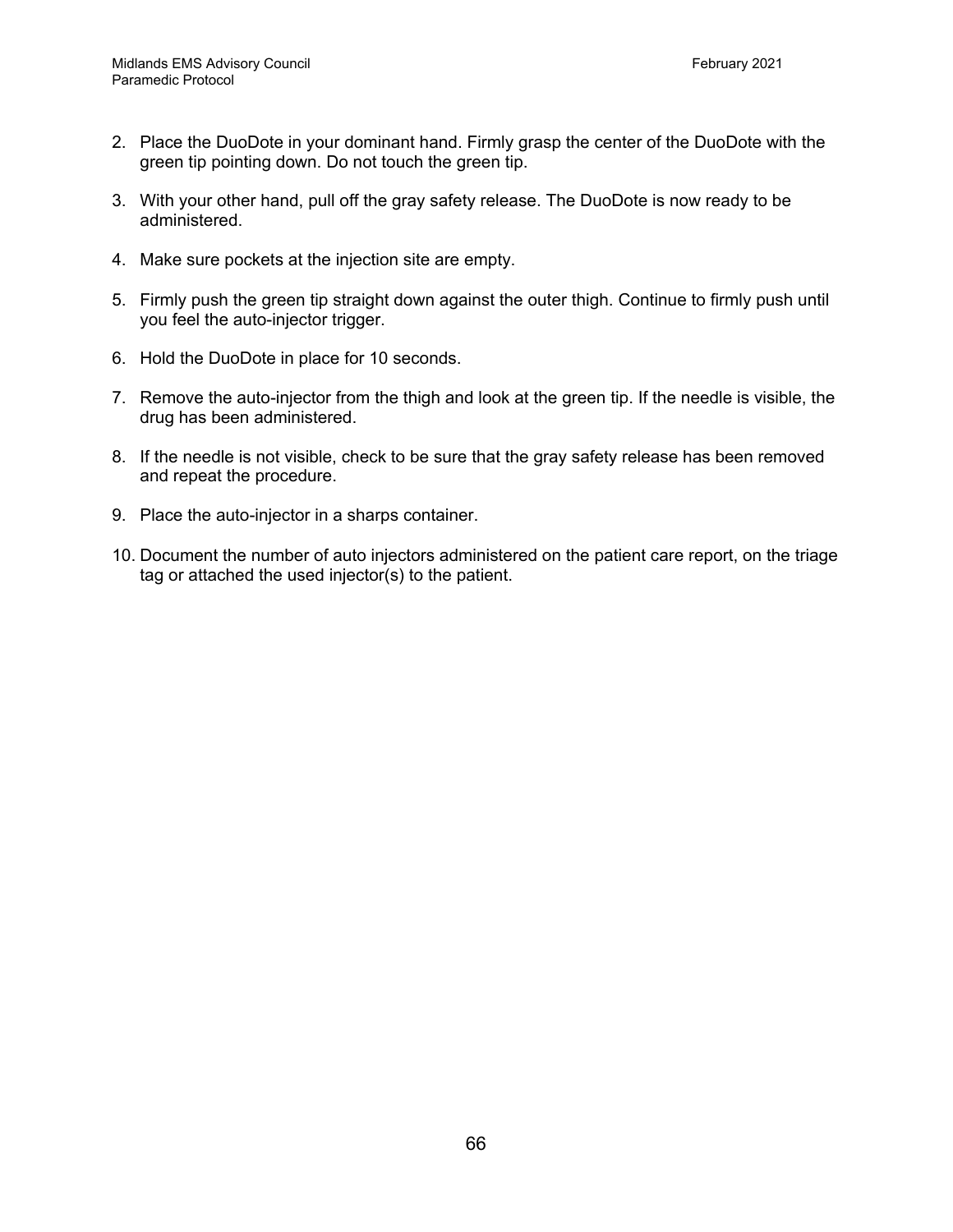2. Place the DuoDote in your dominant hand. Firmly grasp the center of the DuoDote with the green tip pointing down. Do not touch the green tip.

3. With your other hand, pull off the gray safety release. The DuoDote is now ready to be administered.

4. Make sure pockets at the injection site are empty.

5. Firmly push the green tip straight down against the outer thigh. Continue to firmly push until you feel the auto-injector trigger.

6. Hold the DuoDote in place for 10 seconds.

7. Remove the auto-injector from the thigh and look at the green tip. If the needle is visible, the drug has been administered.

8. If the needle is not visible, check to be sure that the gray safety release has been removed and repeat the procedure.

9. Place the auto-injector in a sharps container.

10. Document the number of auto injectors administered on the patient care report, on the triage tag or attached the used injector(s) to the patient.